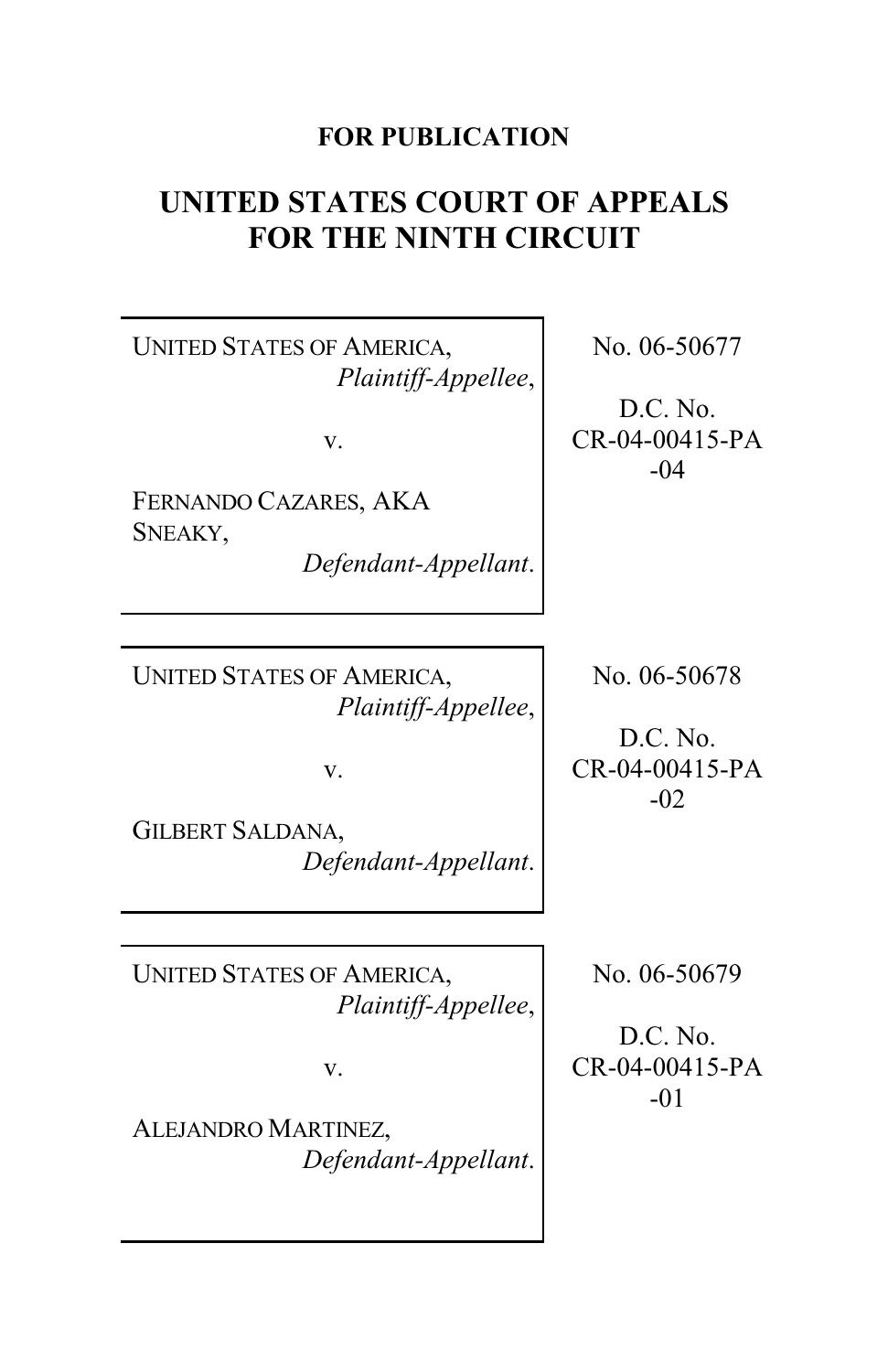**FOR PUBLICATION**

# UNITED STATES COURT OF APPEALS FOR THE NINTH CIRCUIT

| | |
|---|---|
| UNITED STATES OF AMERICA, *Plaintiff-Appellee*, v. FERNANDO CAZARES, AKA SNEAKY, *Defendant-Appellant*. | No. 06-50677 D.C. No. CR-04-00415-PA -04 |
| UNITED STATES OF AMERICA, *Plaintiff-Appellee*, v. GILBERT SALDANA, *Defendant-Appellant*. | No. 06-50678 D.C. No. CR-04-00415-PA -02 |
| UNITED STATES OF AMERICA, *Plaintiff-Appellee*, v. ALEJANDRO MARTINEZ, *Defendant-Appellant*. | No. 06-50679 D.C. No. CR-04-00415-PA -01 |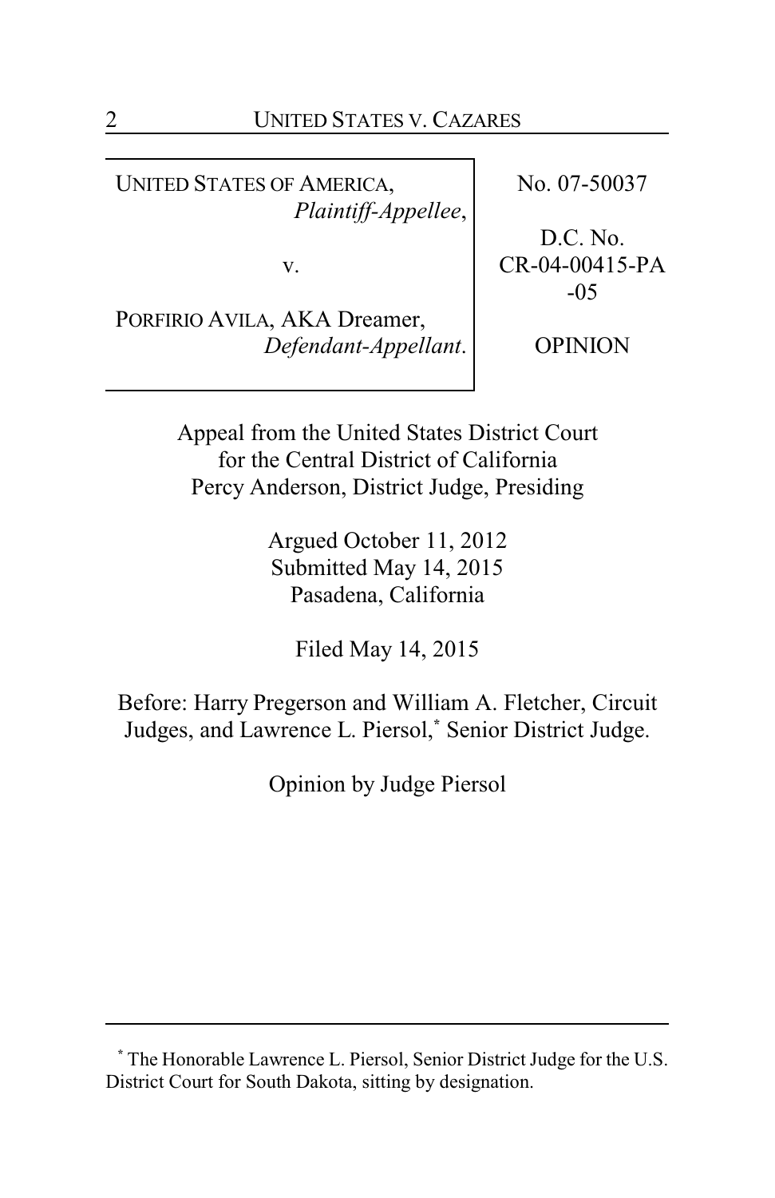| UNITED STATES OF AMERICA, *Plaintiff-Appellee*, v. PORFIRIO AVILA, AKA Dreamer, *Defendant-Appellant*. | No. 07-50037 D.C. No. CR-04-00415-PA -05 OPINION |
|---|---|

Appeal from the United States District Court for the Central District of California
Percy Anderson, District Judge, Presiding

Argued October 11, 2012
Submitted May 14, 2015
Pasadena, California

Filed May 14, 2015

Before: Harry Pregerson and William A. Fletcher, Circuit Judges, and Lawrence L. Piersol,* Senior District Judge.

Opinion by Judge Piersol

---

* The Honorable Lawrence L. Piersol, Senior District Judge for the U.S. District Court for South Dakota, sitting by designation.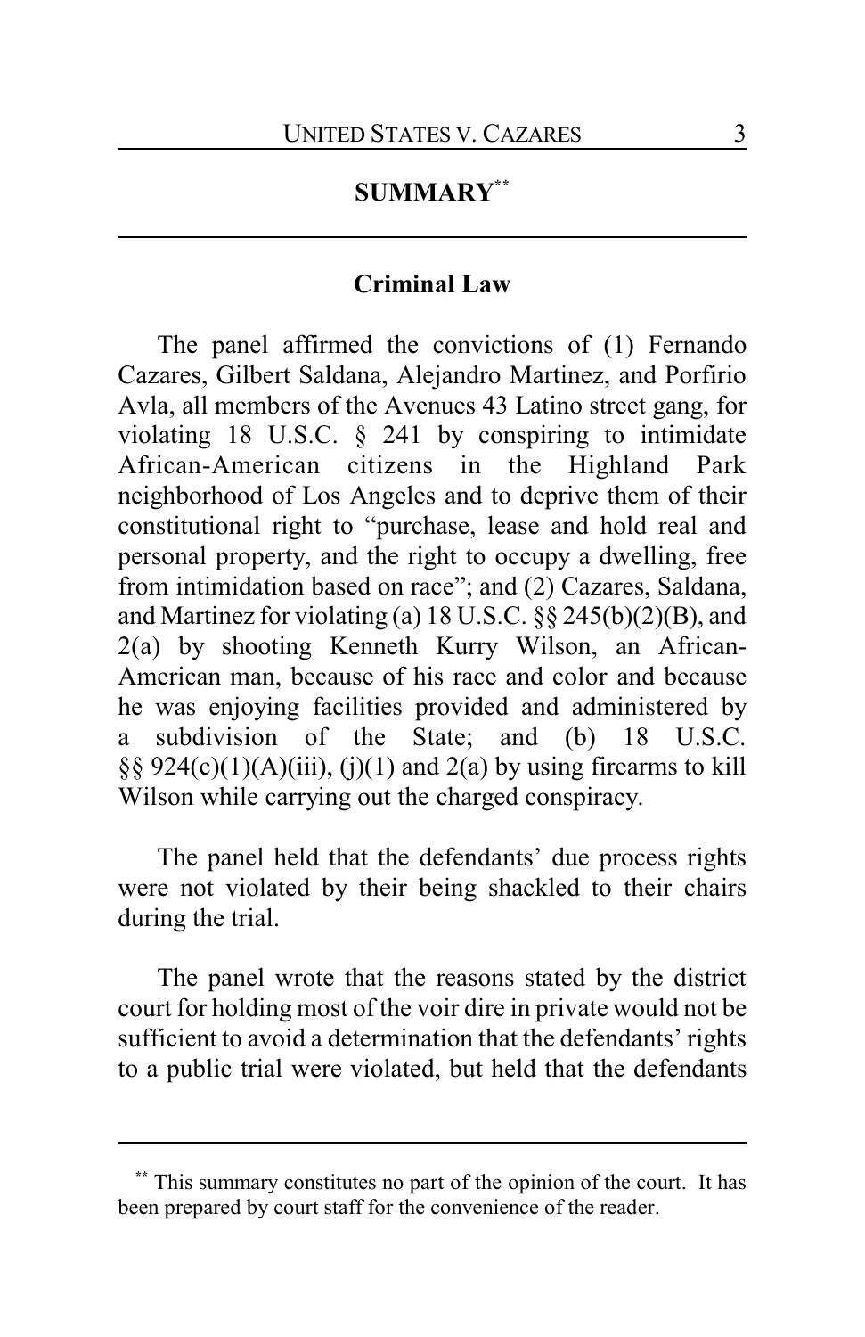## SUMMARY[**]

### Criminal Law

The panel affirmed the convictions of (1) Fernando Cazares, Gilbert Saldana, Alejandro Martinez, and Porfirio Avla, all members of the Avenues 43 Latino street gang, for violating 18 U.S.C. § 241 by conspiring to intimidate African-American citizens in the Highland Park neighborhood of Los Angeles and to deprive them of their constitutional right to "purchase, lease and hold real and personal property, and the right to occupy a dwelling, free from intimidation based on race"; and (2) Cazares, Saldana, and Martinez for violating (a) 18 U.S.C. §§ 245(b)(2)(B), and 2(a) by shooting Kenneth Kurry Wilson, an African-American man, because of his race and color and because he was enjoying facilities provided and administered by a subdivision of the State; and (b) 18 U.S.C. §§ 924(c)(1)(A)(iii), (j)(1) and 2(a) by using firearms to kill Wilson while carrying out the charged conspiracy.

The panel held that the defendants' due process rights were not violated by their being shackled to their chairs during the trial.

The panel wrote that the reasons stated by the district court for holding most of the voir dire in private would not be sufficient to avoid a determination that the defendants' rights to a public trial were violated, but held that the defendants

[**] This summary constitutes no part of the opinion of the court. It has been prepared by court staff for the convenience of the reader.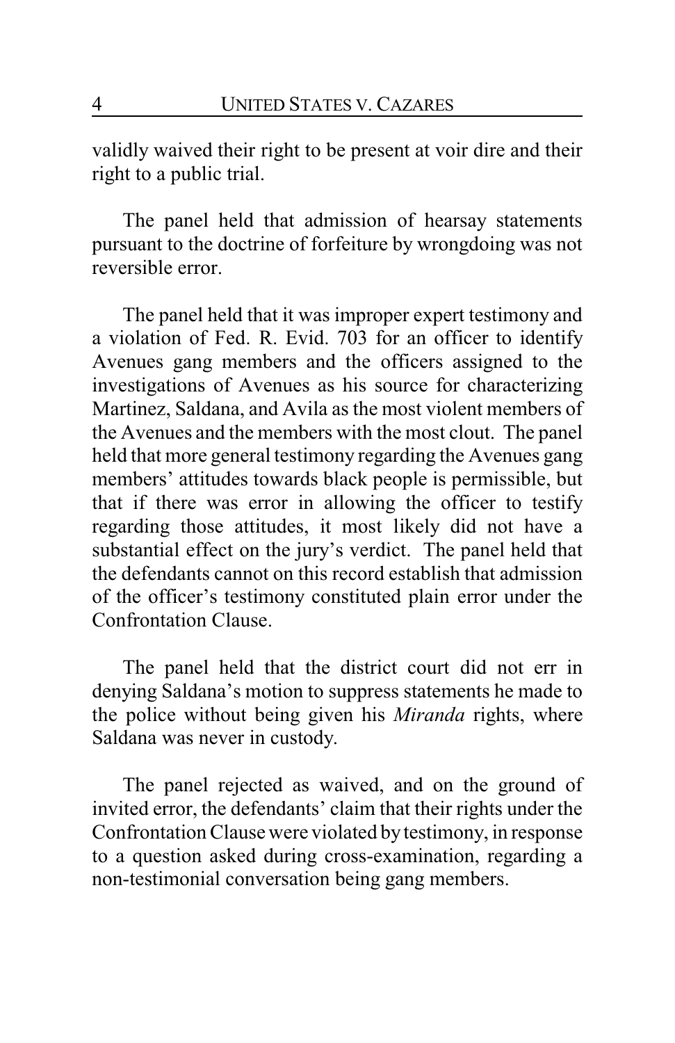validly waived their right to be present at voir dire and their right to a public trial.

The panel held that admission of hearsay statements pursuant to the doctrine of forfeiture by wrongdoing was not reversible error.

The panel held that it was improper expert testimony and a violation of Fed. R. Evid. 703 for an officer to identify Avenues gang members and the officers assigned to the investigations of Avenues as his source for characterizing Martinez, Saldana, and Avila as the most violent members of the Avenues and the members with the most clout. The panel held that more general testimony regarding the Avenues gang members' attitudes towards black people is permissible, but that if there was error in allowing the officer to testify regarding those attitudes, it most likely did not have a substantial effect on the jury's verdict. The panel held that the defendants cannot on this record establish that admission of the officer's testimony constituted plain error under the Confrontation Clause.

The panel held that the district court did not err in denying Saldana's motion to suppress statements he made to the police without being given his *Miranda* rights, where Saldana was never in custody.

The panel rejected as waived, and on the ground of invited error, the defendants' claim that their rights under the Confrontation Clause were violated by testimony, in response to a question asked during cross-examination, regarding a non-testimonial conversation being gang members.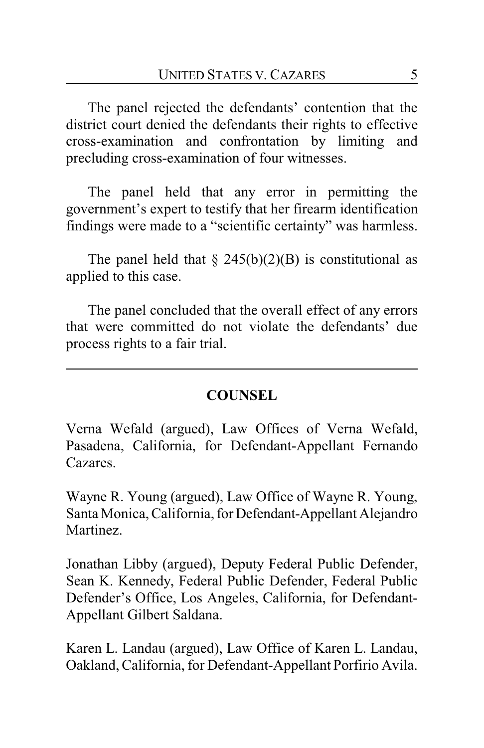The panel rejected the defendants' contention that the district court denied the defendants their rights to effective cross-examination and confrontation by limiting and precluding cross-examination of four witnesses.

The panel held that any error in permitting the government's expert to testify that her firearm identification findings were made to a "scientific certainty" was harmless.

The panel held that § 245(b)(2)(B) is constitutional as applied to this case.

The panel concluded that the overall effect of any errors that were committed do not violate the defendants' due process rights to a fair trial.

---

## COUNSEL

Verna Wefald (argued), Law Offices of Verna Wefald, Pasadena, California, for Defendant-Appellant Fernando Cazares.

Wayne R. Young (argued), Law Office of Wayne R. Young, Santa Monica, California, for Defendant-Appellant Alejandro Martinez.

Jonathan Libby (argued), Deputy Federal Public Defender, Sean K. Kennedy, Federal Public Defender, Federal Public Defender's Office, Los Angeles, California, for Defendant-Appellant Gilbert Saldana.

Karen L. Landau (argued), Law Office of Karen L. Landau, Oakland, California, for Defendant-Appellant Porfirio Avila.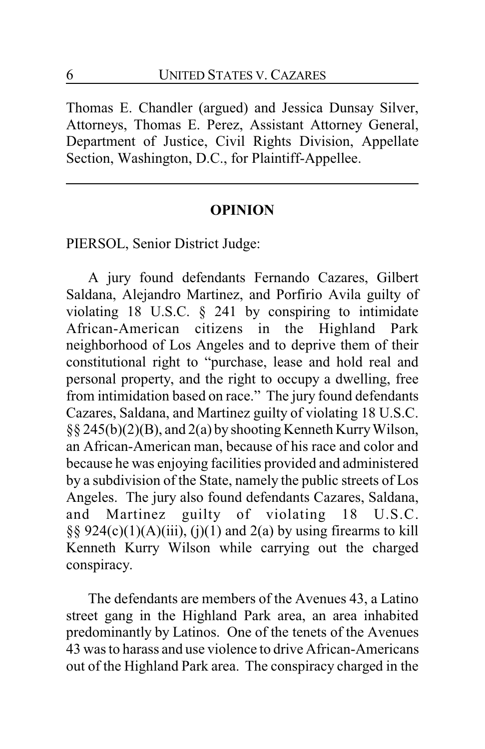Thomas E. Chandler (argued) and Jessica Dunsay Silver, Attorneys, Thomas E. Perez, Assistant Attorney General, Department of Justice, Civil Rights Division, Appellate Section, Washington, D.C., for Plaintiff-Appellee.

---

## OPINION

PIERSOL, Senior District Judge:

A jury found defendants Fernando Cazares, Gilbert Saldana, Alejandro Martinez, and Porfirio Avila guilty of violating 18 U.S.C. § 241 by conspiring to intimidate African-American citizens in the Highland Park neighborhood of Los Angeles and to deprive them of their constitutional right to "purchase, lease and hold real and personal property, and the right to occupy a dwelling, free from intimidation based on race." The jury found defendants Cazares, Saldana, and Martinez guilty of violating 18 U.S.C. §§ 245(b)(2)(B), and 2(a) by shooting Kenneth Kurry Wilson, an African-American man, because of his race and color and because he was enjoying facilities provided and administered by a subdivision of the State, namely the public streets of Los Angeles. The jury also found defendants Cazares, Saldana, and Martinez guilty of violating 18 U.S.C. §§ 924(c)(1)(A)(iii), (j)(1) and 2(a) by using firearms to kill Kenneth Kurry Wilson while carrying out the charged conspiracy.

The defendants are members of the Avenues 43, a Latino street gang in the Highland Park area, an area inhabited predominantly by Latinos. One of the tenets of the Avenues 43 was to harass and use violence to drive African-Americans out of the Highland Park area. The conspiracy charged in the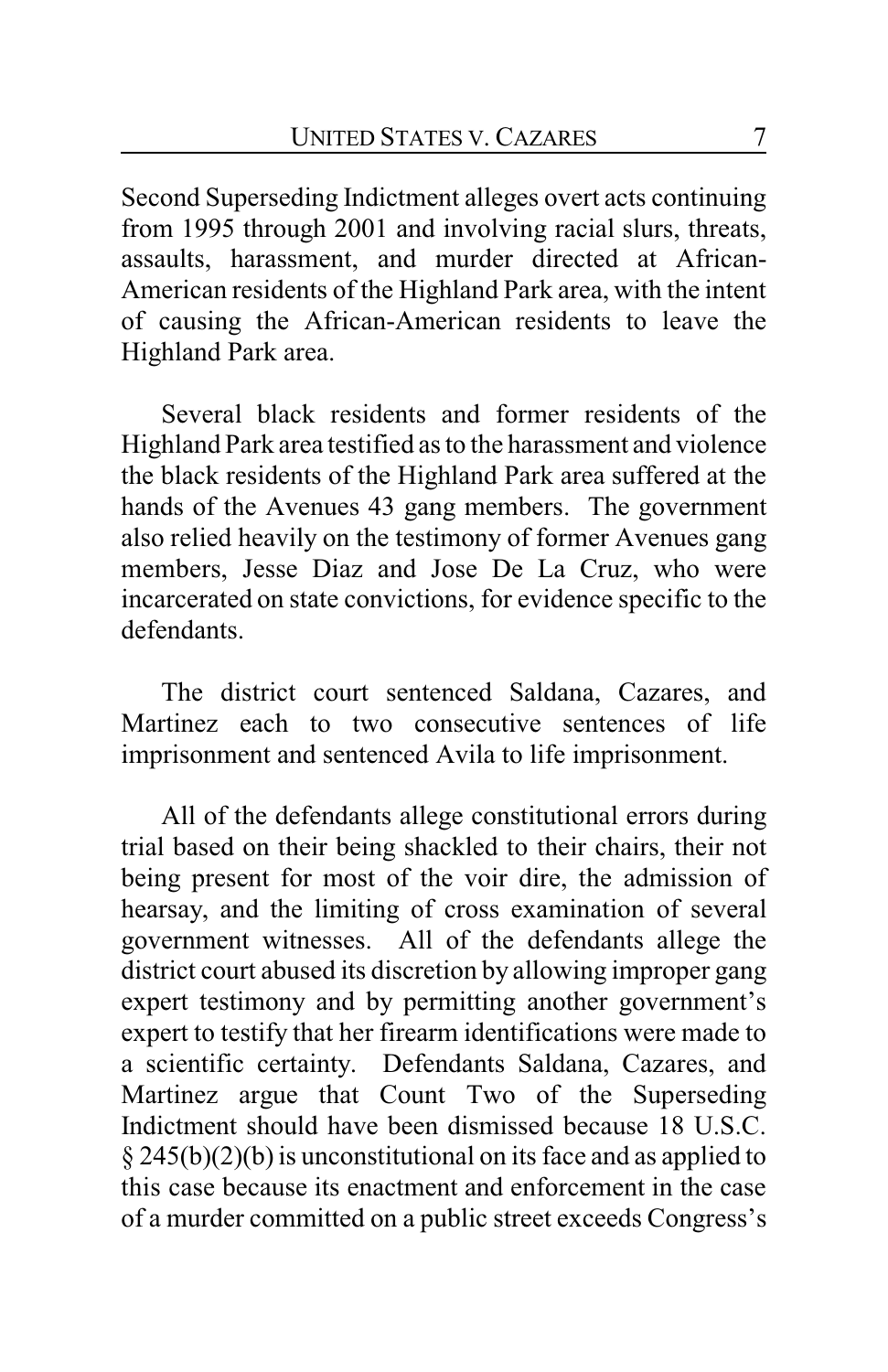Second Superseding Indictment alleges overt acts continuing from 1995 through 2001 and involving racial slurs, threats, assaults, harassment, and murder directed at African-American residents of the Highland Park area, with the intent of causing the African-American residents to leave the Highland Park area.

Several black residents and former residents of the Highland Park area testified as to the harassment and violence the black residents of the Highland Park area suffered at the hands of the Avenues 43 gang members. The government also relied heavily on the testimony of former Avenues gang members, Jesse Diaz and Jose De La Cruz, who were incarcerated on state convictions, for evidence specific to the defendants.

The district court sentenced Saldana, Cazares, and Martinez each to two consecutive sentences of life imprisonment and sentenced Avila to life imprisonment.

All of the defendants allege constitutional errors during trial based on their being shackled to their chairs, their not being present for most of the voir dire, the admission of hearsay, and the limiting of cross examination of several government witnesses. All of the defendants allege the district court abused its discretion by allowing improper gang expert testimony and by permitting another government's expert to testify that her firearm identifications were made to a scientific certainty. Defendants Saldana, Cazares, and Martinez argue that Count Two of the Superseding Indictment should have been dismissed because 18 U.S.C. § 245(b)(2)(b) is unconstitutional on its face and as applied to this case because its enactment and enforcement in the case of a murder committed on a public street exceeds Congress's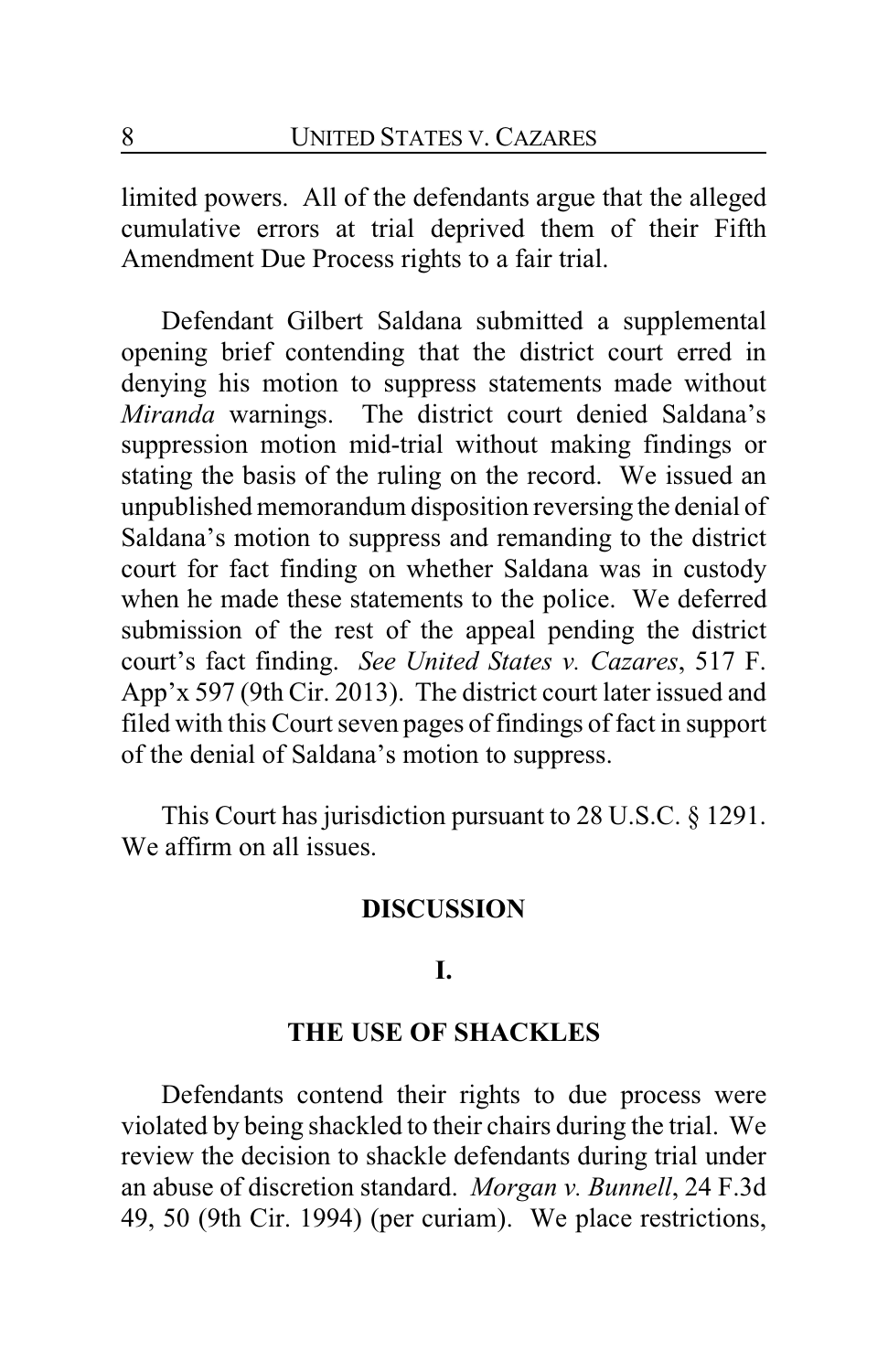limited powers. All of the defendants argue that the alleged cumulative errors at trial deprived them of their Fifth Amendment Due Process rights to a fair trial.

Defendant Gilbert Saldana submitted a supplemental opening brief contending that the district court erred in denying his motion to suppress statements made without *Miranda* warnings. The district court denied Saldana's suppression motion mid-trial without making findings or stating the basis of the ruling on the record. We issued an unpublished memorandum disposition reversing the denial of Saldana's motion to suppress and remanding to the district court for fact finding on whether Saldana was in custody when he made these statements to the police. We deferred submission of the rest of the appeal pending the district court's fact finding. *See United States v. Cazares*, 517 F. App'x 597 (9th Cir. 2013). The district court later issued and filed with this Court seven pages of findings of fact in support of the denial of Saldana's motion to suppress.

This Court has jurisdiction pursuant to 28 U.S.C. § 1291. We affirm on all issues.

## DISCUSSION

### I.

### THE USE OF SHACKLES

Defendants contend their rights to due process were violated by being shackled to their chairs during the trial. We review the decision to shackle defendants during trial under an abuse of discretion standard. *Morgan v. Bunnell*, 24 F.3d 49, 50 (9th Cir. 1994) (per curiam). We place restrictions,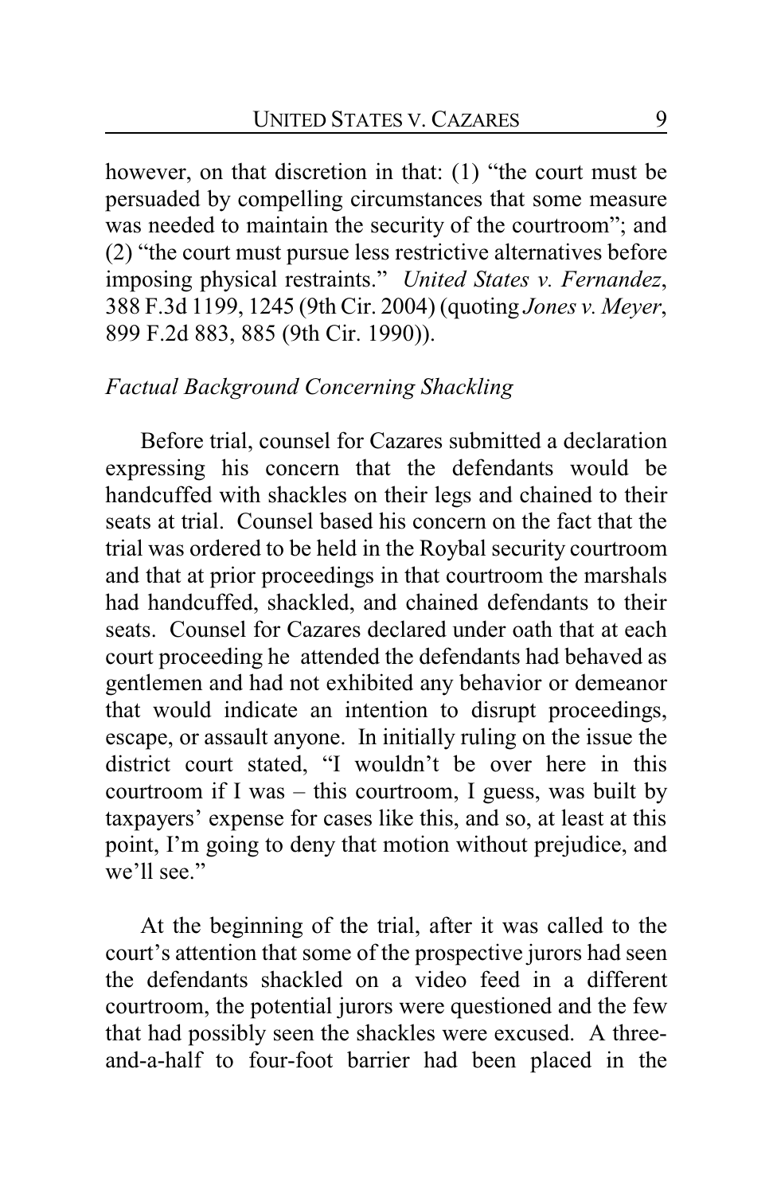however, on that discretion in that: (1) "the court must be persuaded by compelling circumstances that some measure was needed to maintain the security of the courtroom"; and (2) "the court must pursue less restrictive alternatives before imposing physical restraints." *United States v. Fernandez*, 388 F.3d 1199, 1245 (9th Cir. 2004) (quoting *Jones v. Meyer*, 899 F.2d 883, 885 (9th Cir. 1990)).

*Factual Background Concerning Shackling*

Before trial, counsel for Cazares submitted a declaration expressing his concern that the defendants would be handcuffed with shackles on their legs and chained to their seats at trial. Counsel based his concern on the fact that the trial was ordered to be held in the Roybal security courtroom and that at prior proceedings in that courtroom the marshals had handcuffed, shackled, and chained defendants to their seats. Counsel for Cazares declared under oath that at each court proceeding he attended the defendants had behaved as gentlemen and had not exhibited any behavior or demeanor that would indicate an intention to disrupt proceedings, escape, or assault anyone. In initially ruling on the issue the district court stated, "I wouldn't be over here in this courtroom if I was – this courtroom, I guess, was built by taxpayers' expense for cases like this, and so, at least at this point, I'm going to deny that motion without prejudice, and we'll see."

At the beginning of the trial, after it was called to the court's attention that some of the prospective jurors had seen the defendants shackled on a video feed in a different courtroom, the potential jurors were questioned and the few that had possibly seen the shackles were excused. A three-and-a-half to four-foot barrier had been placed in the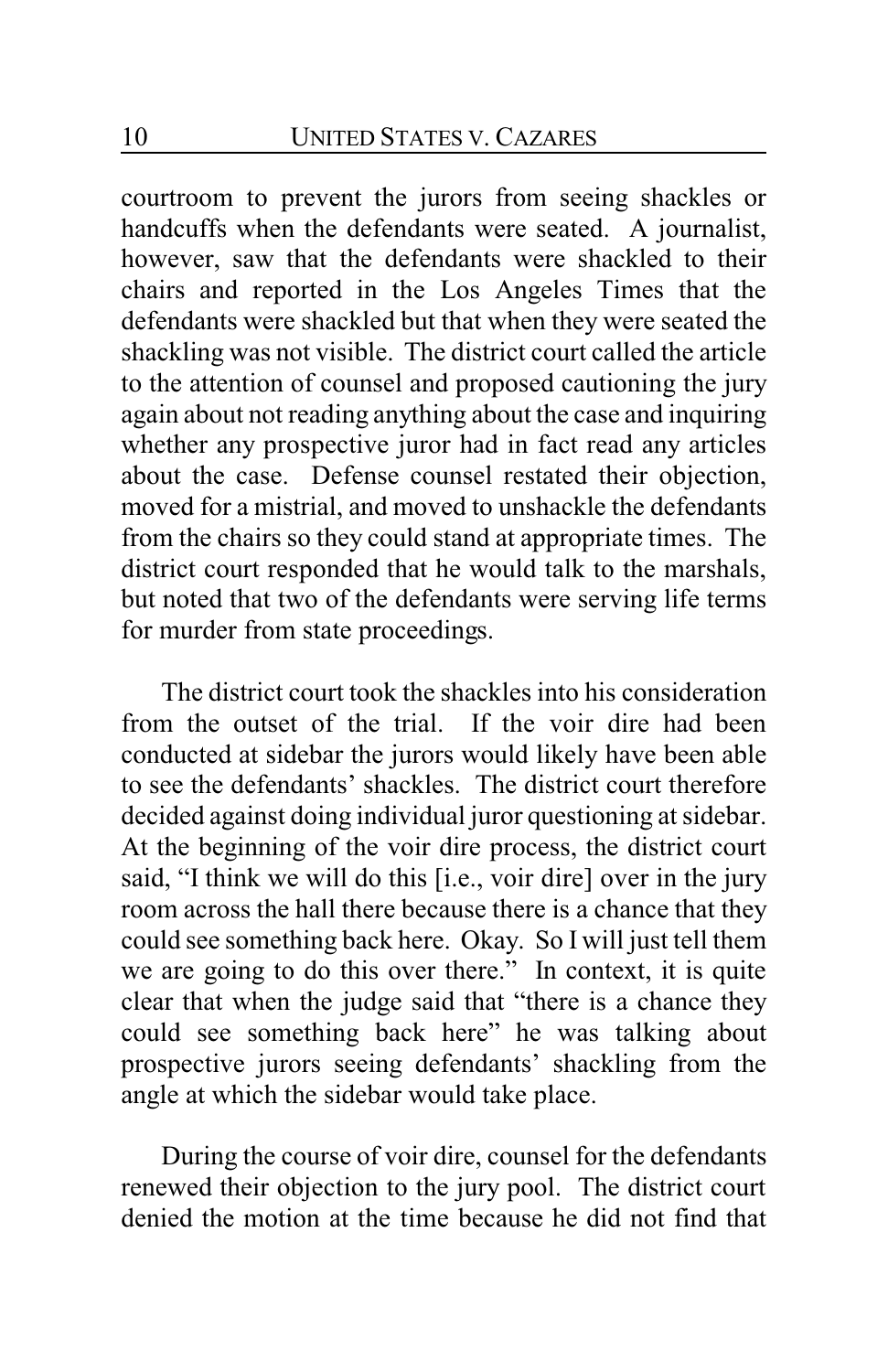courtroom to prevent the jurors from seeing shackles or handcuffs when the defendants were seated. A journalist, however, saw that the defendants were shackled to their chairs and reported in the Los Angeles Times that the defendants were shackled but that when they were seated the shackling was not visible. The district court called the article to the attention of counsel and proposed cautioning the jury again about not reading anything about the case and inquiring whether any prospective juror had in fact read any articles about the case. Defense counsel restated their objection, moved for a mistrial, and moved to unshackle the defendants from the chairs so they could stand at appropriate times. The district court responded that he would talk to the marshals, but noted that two of the defendants were serving life terms for murder from state proceedings.

The district court took the shackles into his consideration from the outset of the trial. If the voir dire had been conducted at sidebar the jurors would likely have been able to see the defendants' shackles. The district court therefore decided against doing individual juror questioning at sidebar. At the beginning of the voir dire process, the district court said, "I think we will do this [i.e., voir dire] over in the jury room across the hall there because there is a chance that they could see something back here. Okay. So I will just tell them we are going to do this over there." In context, it is quite clear that when the judge said that "there is a chance they could see something back here" he was talking about prospective jurors seeing defendants' shackling from the angle at which the sidebar would take place.

During the course of voir dire, counsel for the defendants renewed their objection to the jury pool. The district court denied the motion at the time because he did not find that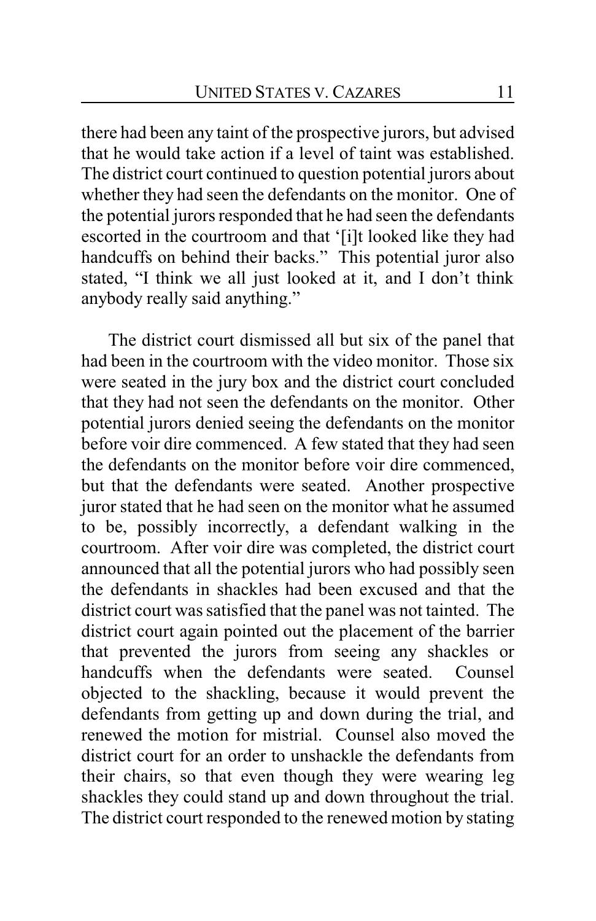there had been any taint of the prospective jurors, but advised that he would take action if a level of taint was established. The district court continued to question potential jurors about whether they had seen the defendants on the monitor. One of the potential jurors responded that he had seen the defendants escorted in the courtroom and that '[i]t looked like they had handcuffs on behind their backs." This potential juror also stated, "I think we all just looked at it, and I don't think anybody really said anything."

The district court dismissed all but six of the panel that had been in the courtroom with the video monitor. Those six were seated in the jury box and the district court concluded that they had not seen the defendants on the monitor. Other potential jurors denied seeing the defendants on the monitor before voir dire commenced. A few stated that they had seen the defendants on the monitor before voir dire commenced, but that the defendants were seated. Another prospective juror stated that he had seen on the monitor what he assumed to be, possibly incorrectly, a defendant walking in the courtroom. After voir dire was completed, the district court announced that all the potential jurors who had possibly seen the defendants in shackles had been excused and that the district court was satisfied that the panel was not tainted. The district court again pointed out the placement of the barrier that prevented the jurors from seeing any shackles or handcuffs when the defendants were seated. Counsel objected to the shackling, because it would prevent the defendants from getting up and down during the trial, and renewed the motion for mistrial. Counsel also moved the district court for an order to unshackle the defendants from their chairs, so that even though they were wearing leg shackles they could stand up and down throughout the trial. The district court responded to the renewed motion by stating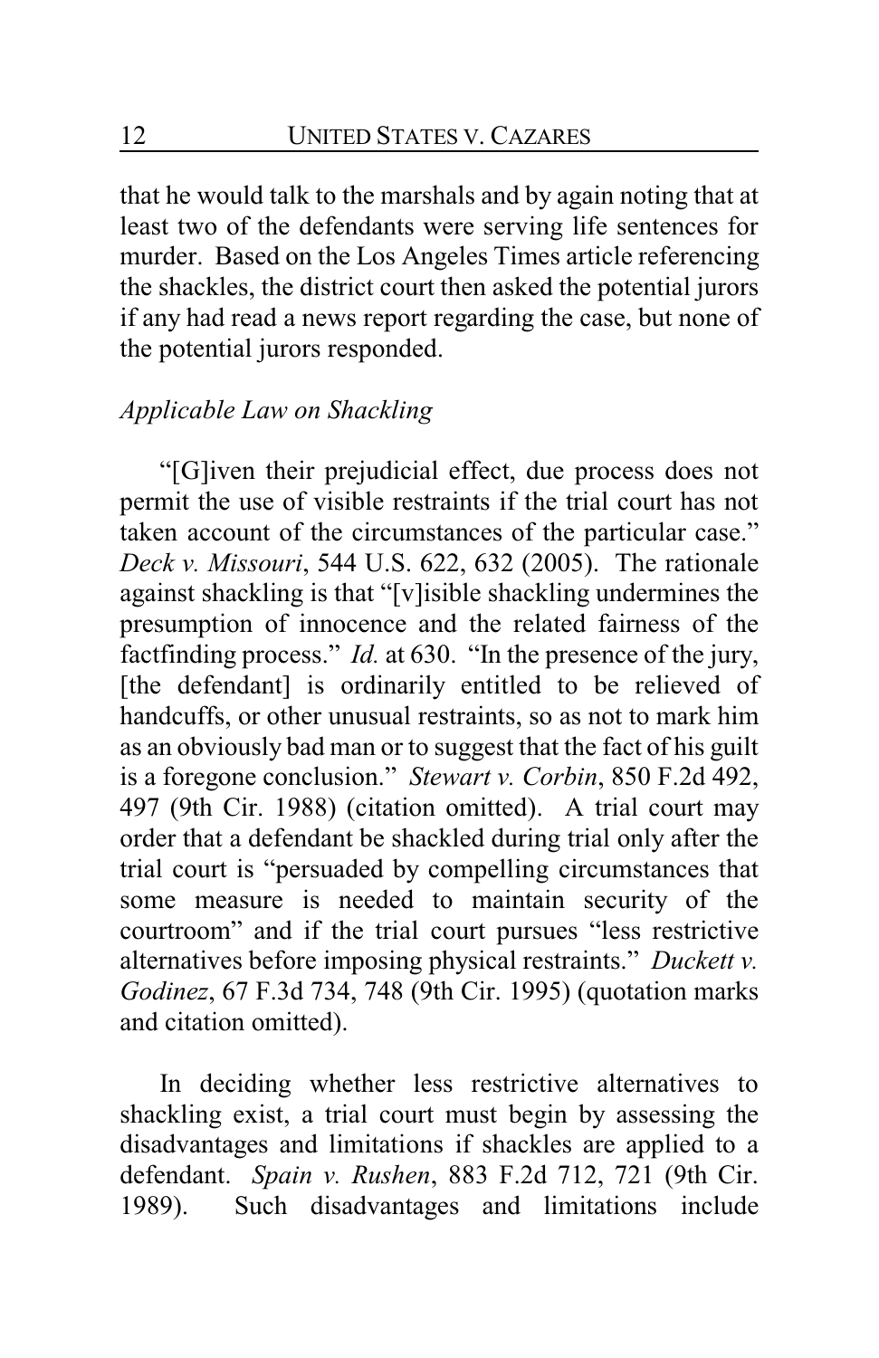that he would talk to the marshals and by again noting that at least two of the defendants were serving life sentences for murder. Based on the Los Angeles Times article referencing the shackles, the district court then asked the potential jurors if any had read a news report regarding the case, but none of the potential jurors responded.

*Applicable Law on Shackling*

"[G]iven their prejudicial effect, due process does not permit the use of visible restraints if the trial court has not taken account of the circumstances of the particular case." *Deck v. Missouri*, 544 U.S. 622, 632 (2005). The rationale against shackling is that "[v]isible shackling undermines the presumption of innocence and the related fairness of the factfinding process." *Id.* at 630. "In the presence of the jury, [the defendant] is ordinarily entitled to be relieved of handcuffs, or other unusual restraints, so as not to mark him as an obviously bad man or to suggest that the fact of his guilt is a foregone conclusion." *Stewart v. Corbin*, 850 F.2d 492, 497 (9th Cir. 1988) (citation omitted). A trial court may order that a defendant be shackled during trial only after the trial court is "persuaded by compelling circumstances that some measure is needed to maintain security of the courtroom" and if the trial court pursues "less restrictive alternatives before imposing physical restraints." *Duckett v. Godinez*, 67 F.3d 734, 748 (9th Cir. 1995) (quotation marks and citation omitted).

In deciding whether less restrictive alternatives to shackling exist, a trial court must begin by assessing the disadvantages and limitations if shackles are applied to a defendant. *Spain v. Rushen*, 883 F.2d 712, 721 (9th Cir. 1989). Such disadvantages and limitations include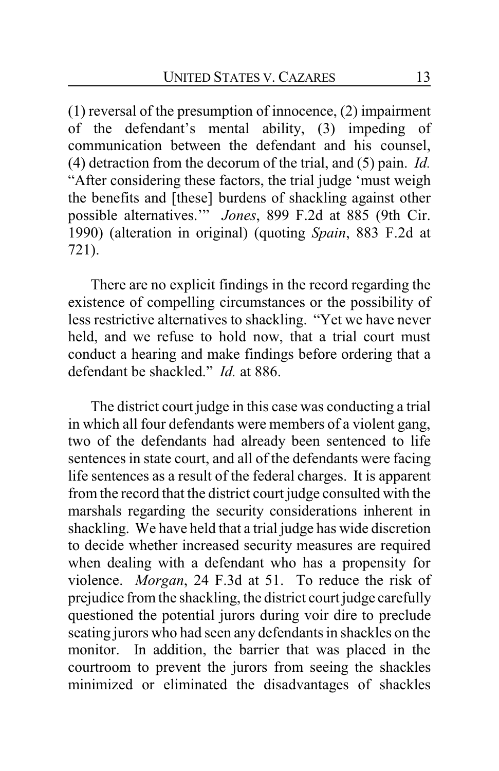(1) reversal of the presumption of innocence, (2) impairment of the defendant's mental ability, (3) impeding of communication between the defendant and his counsel, (4) detraction from the decorum of the trial, and (5) pain. *Id.* "After considering these factors, the trial judge 'must weigh the benefits and [these] burdens of shackling against other possible alternatives.'" *Jones*, 899 F.2d at 885 (9th Cir. 1990) (alteration in original) (quoting *Spain*, 883 F.2d at 721).

There are no explicit findings in the record regarding the existence of compelling circumstances or the possibility of less restrictive alternatives to shackling. "Yet we have never held, and we refuse to hold now, that a trial court must conduct a hearing and make findings before ordering that a defendant be shackled." *Id.* at 886.

The district court judge in this case was conducting a trial in which all four defendants were members of a violent gang, two of the defendants had already been sentenced to life sentences in state court, and all of the defendants were facing life sentences as a result of the federal charges. It is apparent from the record that the district court judge consulted with the marshals regarding the security considerations inherent in shackling. We have held that a trial judge has wide discretion to decide whether increased security measures are required when dealing with a defendant who has a propensity for violence. *Morgan*, 24 F.3d at 51. To reduce the risk of prejudice from the shackling, the district court judge carefully questioned the potential jurors during voir dire to preclude seating jurors who had seen any defendants in shackles on the monitor. In addition, the barrier that was placed in the courtroom to prevent the jurors from seeing the shackles minimized or eliminated the disadvantages of shackles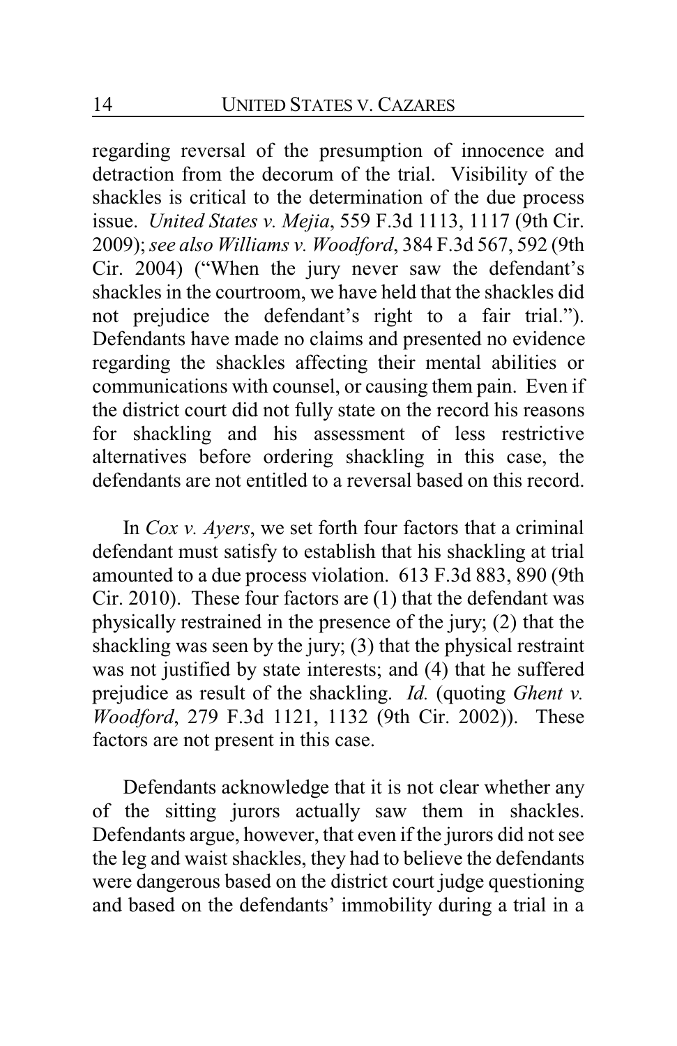regarding reversal of the presumption of innocence and detraction from the decorum of the trial. Visibility of the shackles is critical to the determination of the due process issue. *United States v. Mejia*, 559 F.3d 1113, 1117 (9th Cir. 2009); *see also Williams v. Woodford*, 384 F.3d 567, 592 (9th Cir. 2004) ("When the jury never saw the defendant's shackles in the courtroom, we have held that the shackles did not prejudice the defendant's right to a fair trial."). Defendants have made no claims and presented no evidence regarding the shackles affecting their mental abilities or communications with counsel, or causing them pain. Even if the district court did not fully state on the record his reasons for shackling and his assessment of less restrictive alternatives before ordering shackling in this case, the defendants are not entitled to a reversal based on this record.

In *Cox v. Ayers*, we set forth four factors that a criminal defendant must satisfy to establish that his shackling at trial amounted to a due process violation. 613 F.3d 883, 890 (9th Cir. 2010). These four factors are (1) that the defendant was physically restrained in the presence of the jury; (2) that the shackling was seen by the jury; (3) that the physical restraint was not justified by state interests; and (4) that he suffered prejudice as result of the shackling. *Id.* (quoting *Ghent v. Woodford*, 279 F.3d 1121, 1132 (9th Cir. 2002)). These factors are not present in this case.

Defendants acknowledge that it is not clear whether any of the sitting jurors actually saw them in shackles. Defendants argue, however, that even if the jurors did not see the leg and waist shackles, they had to believe the defendants were dangerous based on the district court judge questioning and based on the defendants' immobility during a trial in a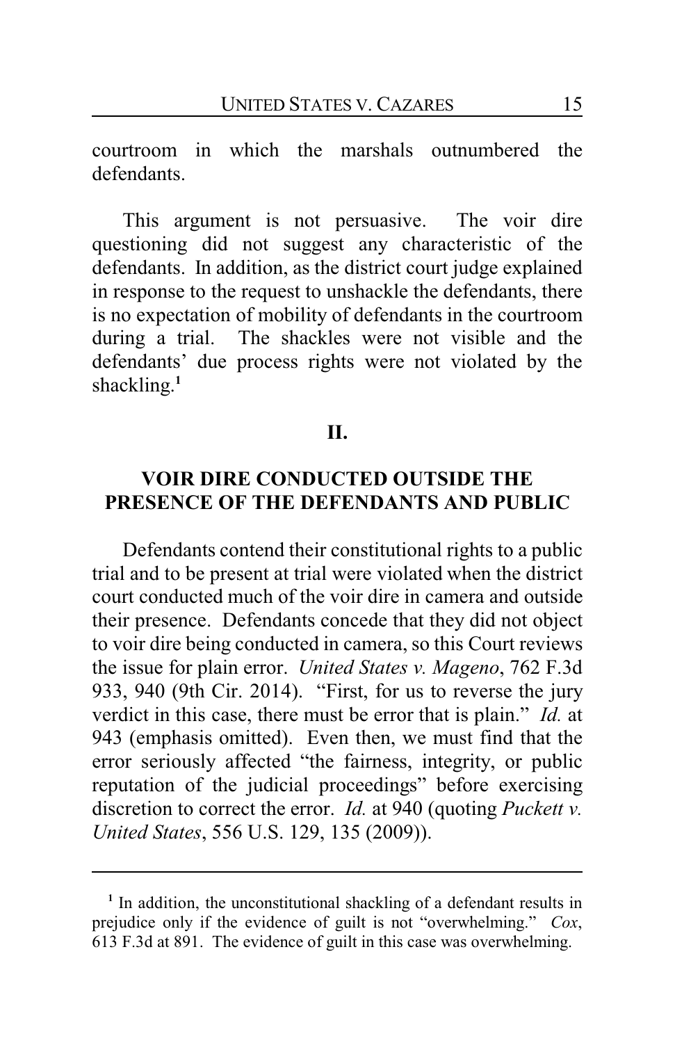courtroom in which the marshals outnumbered the defendants.

This argument is not persuasive. The voir dire questioning did not suggest any characteristic of the defendants. In addition, as the district court judge explained in response to the request to unshackle the defendants, there is no expectation of mobility of defendants in the courtroom during a trial. The shackles were not visible and the defendants' due process rights were not violated by the shackling.[1]

## II.

## VOIR DIRE CONDUCTED OUTSIDE THE PRESENCE OF THE DEFENDANTS AND PUBLIC

Defendants contend their constitutional rights to a public trial and to be present at trial were violated when the district court conducted much of the voir dire in camera and outside their presence. Defendants concede that they did not object to voir dire being conducted in camera, so this Court reviews the issue for plain error. *United States v. Mageno*, 762 F.3d 933, 940 (9th Cir. 2014). "First, for us to reverse the jury verdict in this case, there must be error that is plain." *Id.* at 943 (emphasis omitted). Even then, we must find that the error seriously affected "the fairness, integrity, or public reputation of the judicial proceedings" before exercising discretion to correct the error. *Id.* at 940 (quoting *Puckett v. United States*, 556 U.S. 129, 135 (2009)).

---

[1] In addition, the unconstitutional shackling of a defendant results in prejudice only if the evidence of guilt is not "overwhelming." *Cox*, 613 F.3d at 891. The evidence of guilt in this case was overwhelming.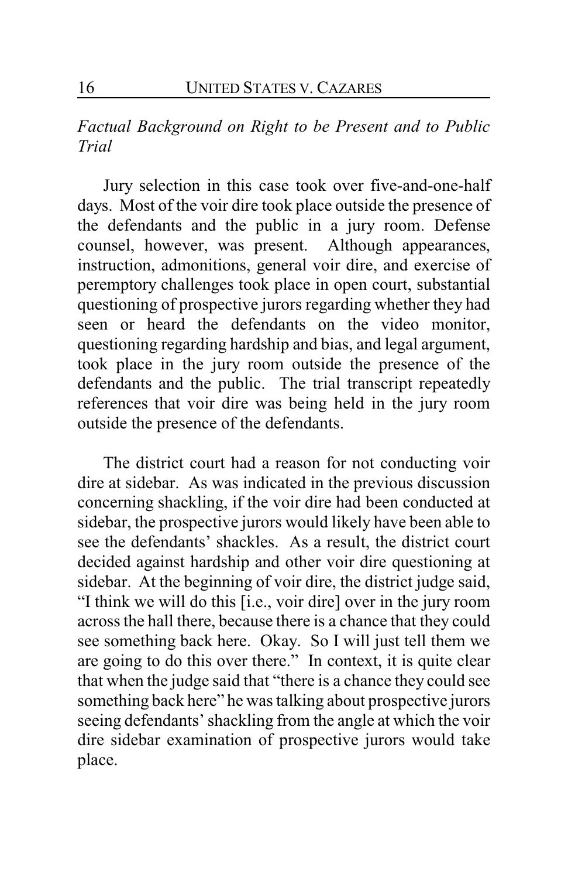*Factual Background on Right to be Present and to Public Trial*

Jury selection in this case took over five-and-one-half days. Most of the voir dire took place outside the presence of the defendants and the public in a jury room. Defense counsel, however, was present. Although appearances, instruction, admonitions, general voir dire, and exercise of peremptory challenges took place in open court, substantial questioning of prospective jurors regarding whether they had seen or heard the defendants on the video monitor, questioning regarding hardship and bias, and legal argument, took place in the jury room outside the presence of the defendants and the public. The trial transcript repeatedly references that voir dire was being held in the jury room outside the presence of the defendants.

The district court had a reason for not conducting voir dire at sidebar. As was indicated in the previous discussion concerning shackling, if the voir dire had been conducted at sidebar, the prospective jurors would likely have been able to see the defendants' shackles. As a result, the district court decided against hardship and other voir dire questioning at sidebar. At the beginning of voir dire, the district judge said, "I think we will do this [i.e., voir dire] over in the jury room across the hall there, because there is a chance that they could see something back here. Okay. So I will just tell them we are going to do this over there." In context, it is quite clear that when the judge said that "there is a chance they could see something back here" he was talking about prospective jurors seeing defendants' shackling from the angle at which the voir dire sidebar examination of prospective jurors would take place.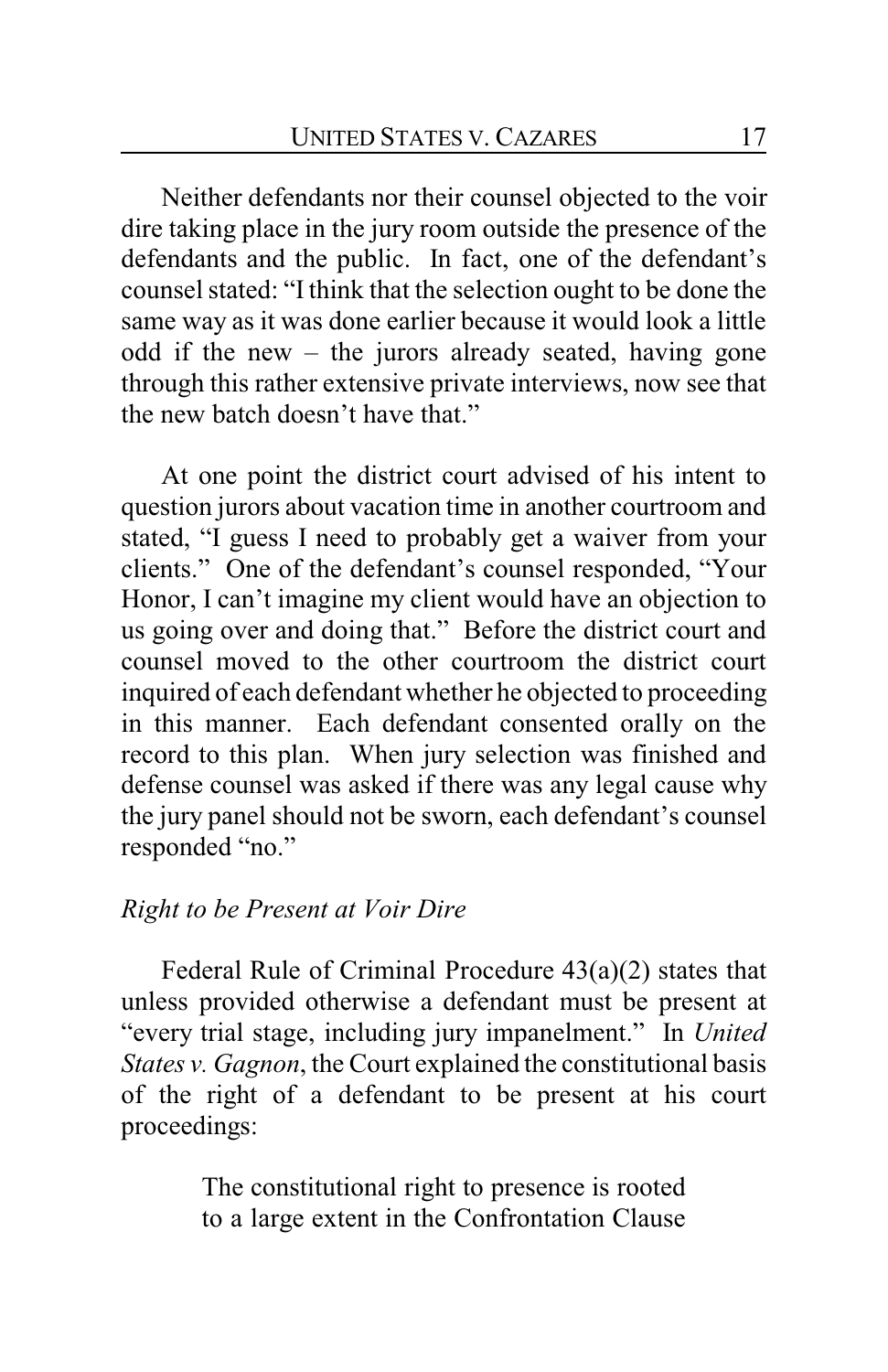Neither defendants nor their counsel objected to the voir dire taking place in the jury room outside the presence of the defendants and the public. In fact, one of the defendant's counsel stated: "I think that the selection ought to be done the same way as it was done earlier because it would look a little odd if the new – the jurors already seated, having gone through this rather extensive private interviews, now see that the new batch doesn't have that."

At one point the district court advised of his intent to question jurors about vacation time in another courtroom and stated, "I guess I need to probably get a waiver from your clients." One of the defendant's counsel responded, "Your Honor, I can't imagine my client would have an objection to us going over and doing that." Before the district court and counsel moved to the other courtroom the district court inquired of each defendant whether he objected to proceeding in this manner. Each defendant consented orally on the record to this plan. When jury selection was finished and defense counsel was asked if there was any legal cause why the jury panel should not be sworn, each defendant's counsel responded "no."

*Right to be Present at Voir Dire*

Federal Rule of Criminal Procedure 43(a)(2) states that unless provided otherwise a defendant must be present at "every trial stage, including jury impanelment." In *United States v. Gagnon*, the Court explained the constitutional basis of the right of a defendant to be present at his court proceedings:

> The constitutional right to presence is rooted to a large extent in the Confrontation Clause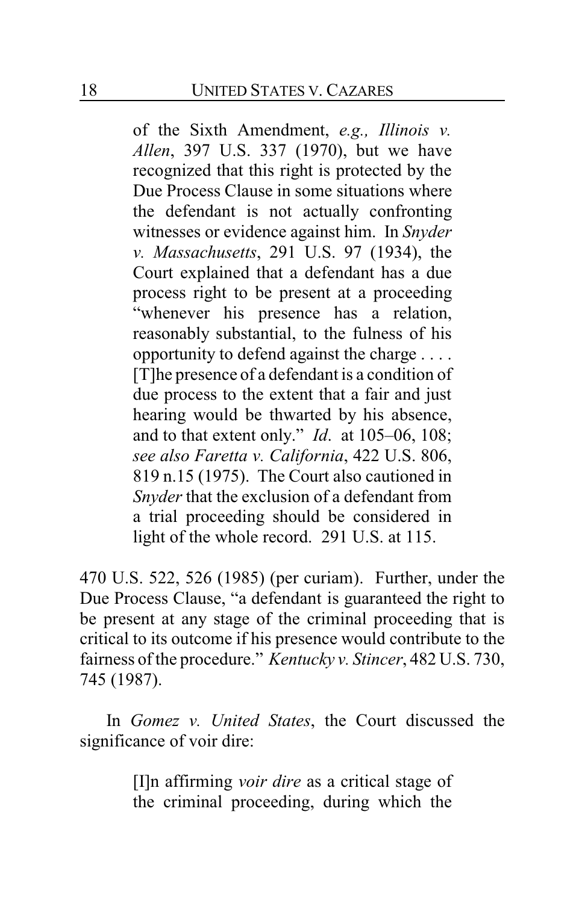> of the Sixth Amendment, *e.g., Illinois v. Allen*, 397 U.S. 337 (1970), but we have recognized that this right is protected by the Due Process Clause in some situations where the defendant is not actually confronting witnesses or evidence against him. In *Snyder v. Massachusetts*, 291 U.S. 97 (1934), the Court explained that a defendant has a due process right to be present at a proceeding "whenever his presence has a relation, reasonably substantial, to the fulness of his opportunity to defend against the charge . . . . [T]he presence of a defendant is a condition of due process to the extent that a fair and just hearing would be thwarted by his absence, and to that extent only." *Id*. at 105–06, 108; *see also Faretta v. California*, 422 U.S. 806, 819 n.15 (1975). The Court also cautioned in *Snyder* that the exclusion of a defendant from a trial proceeding should be considered in light of the whole record. 291 U.S. at 115.

470 U.S. 522, 526 (1985) (per curiam). Further, under the Due Process Clause, "a defendant is guaranteed the right to be present at any stage of the criminal proceeding that is critical to its outcome if his presence would contribute to the fairness of the procedure." *Kentucky v. Stincer*, 482 U.S. 730, 745 (1987).

In *Gomez v. United States*, the Court discussed the significance of voir dire:

> [I]n affirming *voir dire* as a critical stage of the criminal proceeding, during which the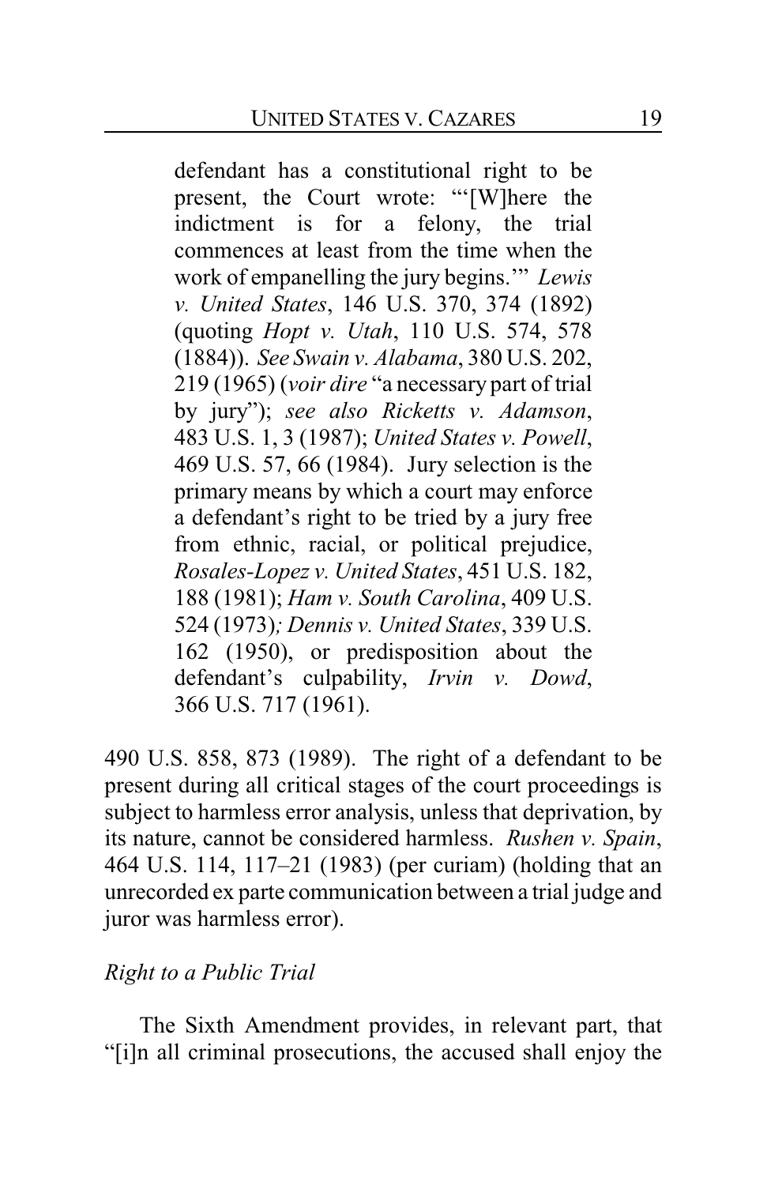> defendant has a constitutional right to be present, the Court wrote: "'[W]here the indictment is for a felony, the trial commences at least from the time when the work of empanelling the jury begins.'" *Lewis v. United States*, 146 U.S. 370, 374 (1892) (quoting *Hopt v. Utah*, 110 U.S. 574, 578 (1884)). *See Swain v. Alabama*, 380 U.S. 202, 219 (1965) (*voir dire* "a necessary part of trial by jury"); *see also Ricketts v. Adamson*, 483 U.S. 1, 3 (1987); *United States v. Powell*, 469 U.S. 57, 66 (1984). Jury selection is the primary means by which a court may enforce a defendant's right to be tried by a jury free from ethnic, racial, or political prejudice, *Rosales-Lopez v. United States*, 451 U.S. 182, 188 (1981); *Ham v. South Carolina*, 409 U.S. 524 (1973); *Dennis v. United States*, 339 U.S. 162 (1950), or predisposition about the defendant's culpability, *Irvin v. Dowd*, 366 U.S. 717 (1961).

490 U.S. 858, 873 (1989). The right of a defendant to be present during all critical stages of the court proceedings is subject to harmless error analysis, unless that deprivation, by its nature, cannot be considered harmless. *Rushen v. Spain*, 464 U.S. 114, 117–21 (1983) (per curiam) (holding that an unrecorded ex parte communication between a trial judge and juror was harmless error).

*Right to a Public Trial*

The Sixth Amendment provides, in relevant part, that "[i]n all criminal prosecutions, the accused shall enjoy the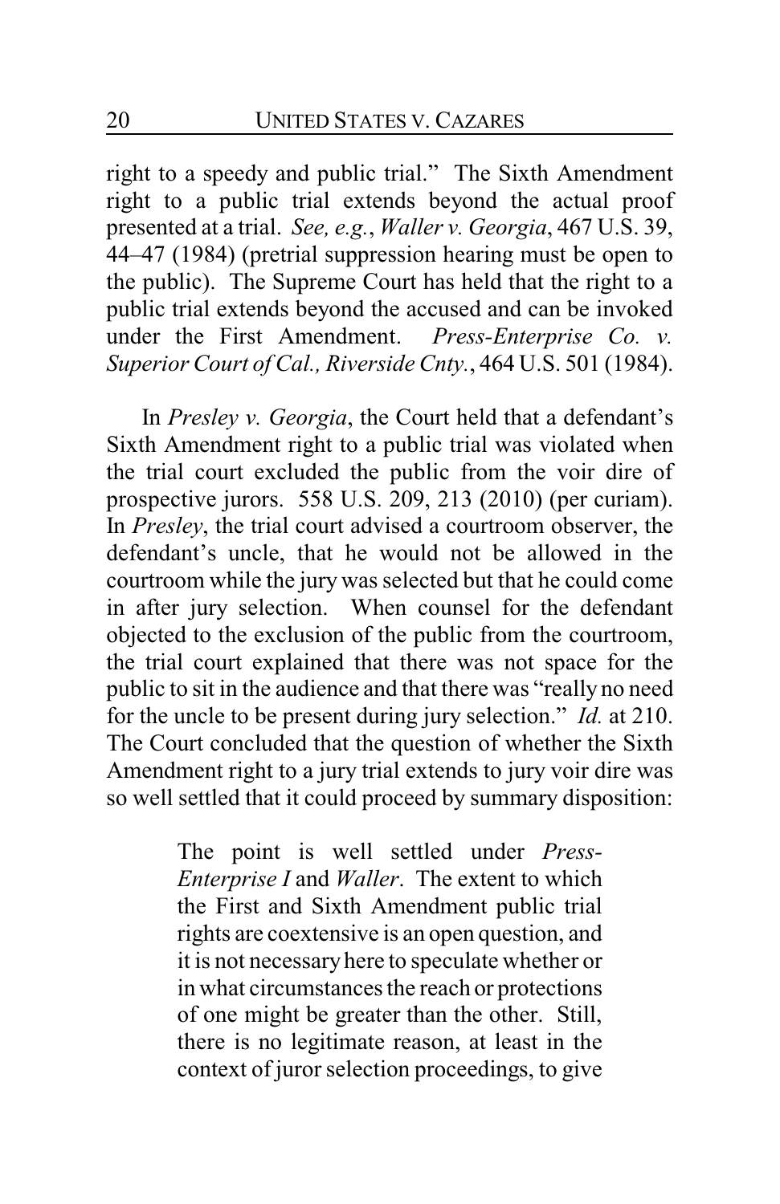right to a speedy and public trial." The Sixth Amendment right to a public trial extends beyond the actual proof presented at a trial. *See, e.g.*, *Waller v. Georgia*, 467 U.S. 39, 44–47 (1984) (pretrial suppression hearing must be open to the public). The Supreme Court has held that the right to a public trial extends beyond the accused and can be invoked under the First Amendment. *Press-Enterprise Co. v. Superior Court of Cal., Riverside Cnty.*, 464 U.S. 501 (1984).

In *Presley v. Georgia*, the Court held that a defendant's Sixth Amendment right to a public trial was violated when the trial court excluded the public from the voir dire of prospective jurors. 558 U.S. 209, 213 (2010) (per curiam). In *Presley*, the trial court advised a courtroom observer, the defendant's uncle, that he would not be allowed in the courtroom while the jury was selected but that he could come in after jury selection. When counsel for the defendant objected to the exclusion of the public from the courtroom, the trial court explained that there was not space for the public to sit in the audience and that there was "really no need for the uncle to be present during jury selection." *Id.* at 210. The Court concluded that the question of whether the Sixth Amendment right to a jury trial extends to jury voir dire was so well settled that it could proceed by summary disposition:

> The point is well settled under *Press-Enterprise I* and *Waller*. The extent to which the First and Sixth Amendment public trial rights are coextensive is an open question, and it is not necessary here to speculate whether or in what circumstances the reach or protections of one might be greater than the other. Still, there is no legitimate reason, at least in the context of juror selection proceedings, to give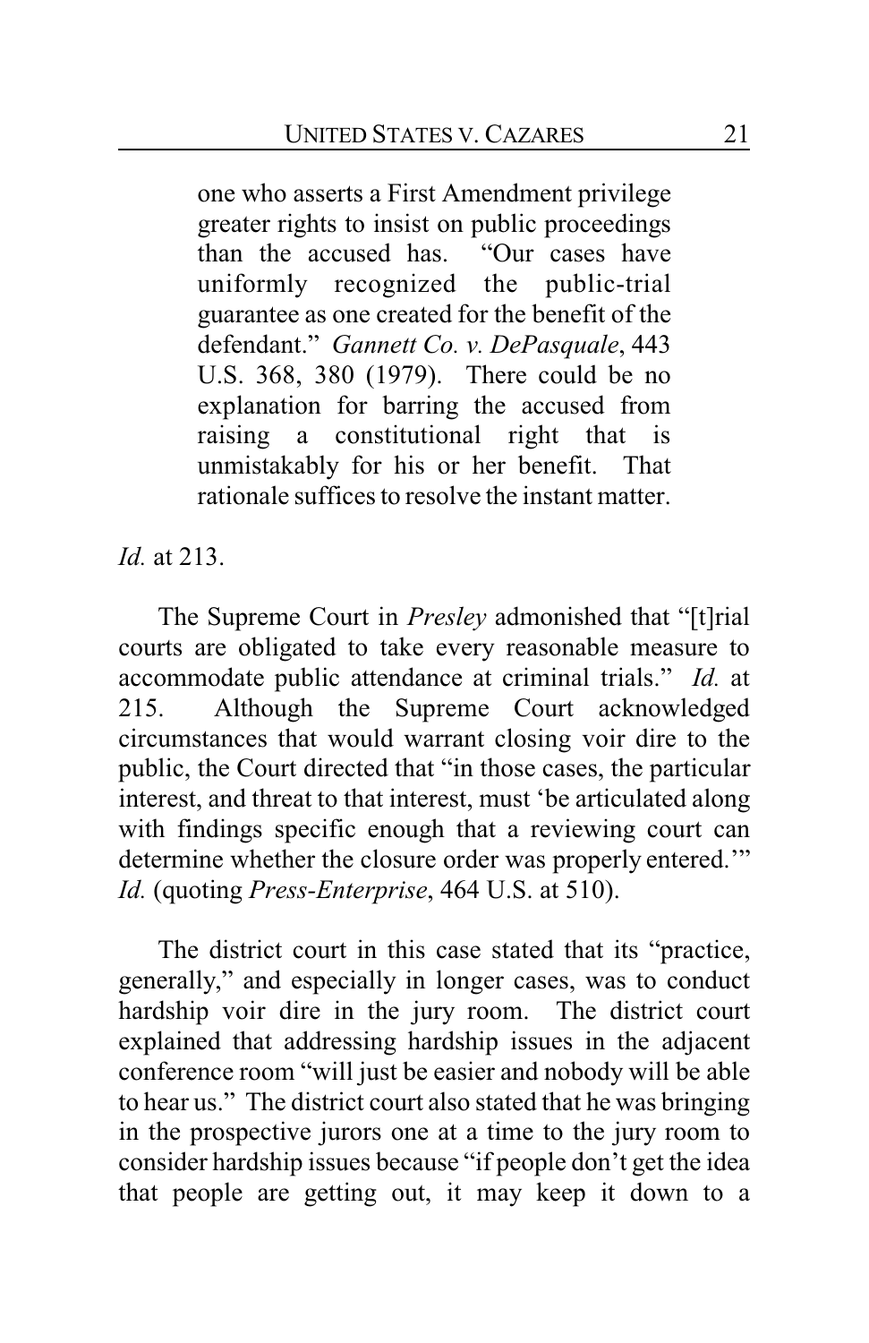> one who asserts a First Amendment privilege greater rights to insist on public proceedings than the accused has. "Our cases have uniformly recognized the public-trial guarantee as one created for the benefit of the defendant." *Gannett Co. v. DePasquale*, 443 U.S. 368, 380 (1979). There could be no explanation for barring the accused from raising a constitutional right that is unmistakably for his or her benefit. That rationale suffices to resolve the instant matter.

*Id.* at 213.

The Supreme Court in *Presley* admonished that "[t]rial courts are obligated to take every reasonable measure to accommodate public attendance at criminal trials." *Id.* at 215. Although the Supreme Court acknowledged circumstances that would warrant closing voir dire to the public, the Court directed that "in those cases, the particular interest, and threat to that interest, must 'be articulated along with findings specific enough that a reviewing court can determine whether the closure order was properly entered.'" *Id.* (quoting *Press-Enterprise*, 464 U.S. at 510).

The district court in this case stated that its "practice, generally," and especially in longer cases, was to conduct hardship voir dire in the jury room. The district court explained that addressing hardship issues in the adjacent conference room "will just be easier and nobody will be able to hear us." The district court also stated that he was bringing in the prospective jurors one at a time to the jury room to consider hardship issues because "if people don't get the idea that people are getting out, it may keep it down to a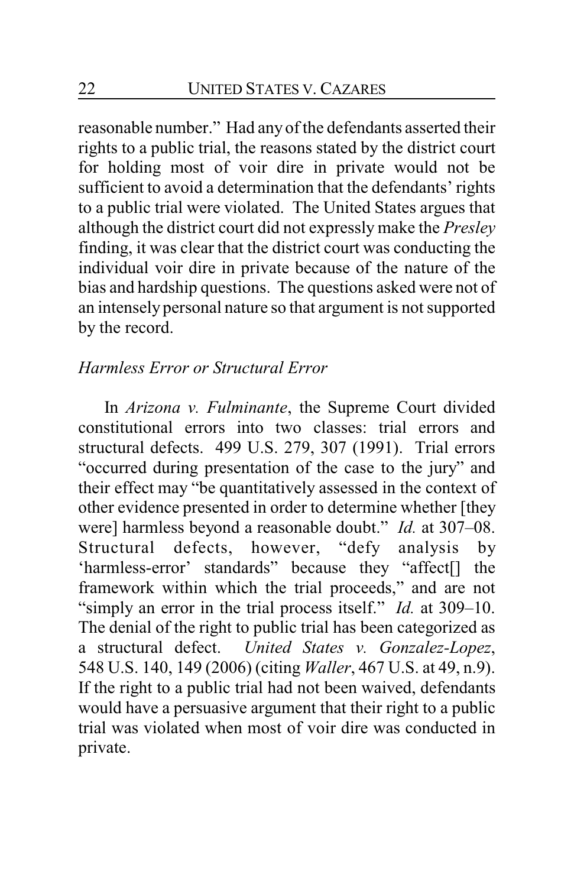reasonable number." Had any of the defendants asserted their rights to a public trial, the reasons stated by the district court for holding most of voir dire in private would not be sufficient to avoid a determination that the defendants' rights to a public trial were violated. The United States argues that although the district court did not expressly make the *Presley* finding, it was clear that the district court was conducting the individual voir dire in private because of the nature of the bias and hardship questions. The questions asked were not of an intensely personal nature so that argument is not supported by the record.

*Harmless Error or Structural Error*

In *Arizona v. Fulminante*, the Supreme Court divided constitutional errors into two classes: trial errors and structural defects. 499 U.S. 279, 307 (1991). Trial errors "occurred during presentation of the case to the jury" and their effect may "be quantitatively assessed in the context of other evidence presented in order to determine whether [they were] harmless beyond a reasonable doubt." *Id.* at 307–08. Structural defects, however, "defy analysis by 'harmless-error' standards" because they "affect[] the framework within which the trial proceeds," and are not "simply an error in the trial process itself." *Id.* at 309–10. The denial of the right to public trial has been categorized as a structural defect. *United States v. Gonzalez-Lopez*, 548 U.S. 140, 149 (2006) (citing *Waller*, 467 U.S. at 49, n.9). If the right to a public trial had not been waived, defendants would have a persuasive argument that their right to a public trial was violated when most of voir dire was conducted in private.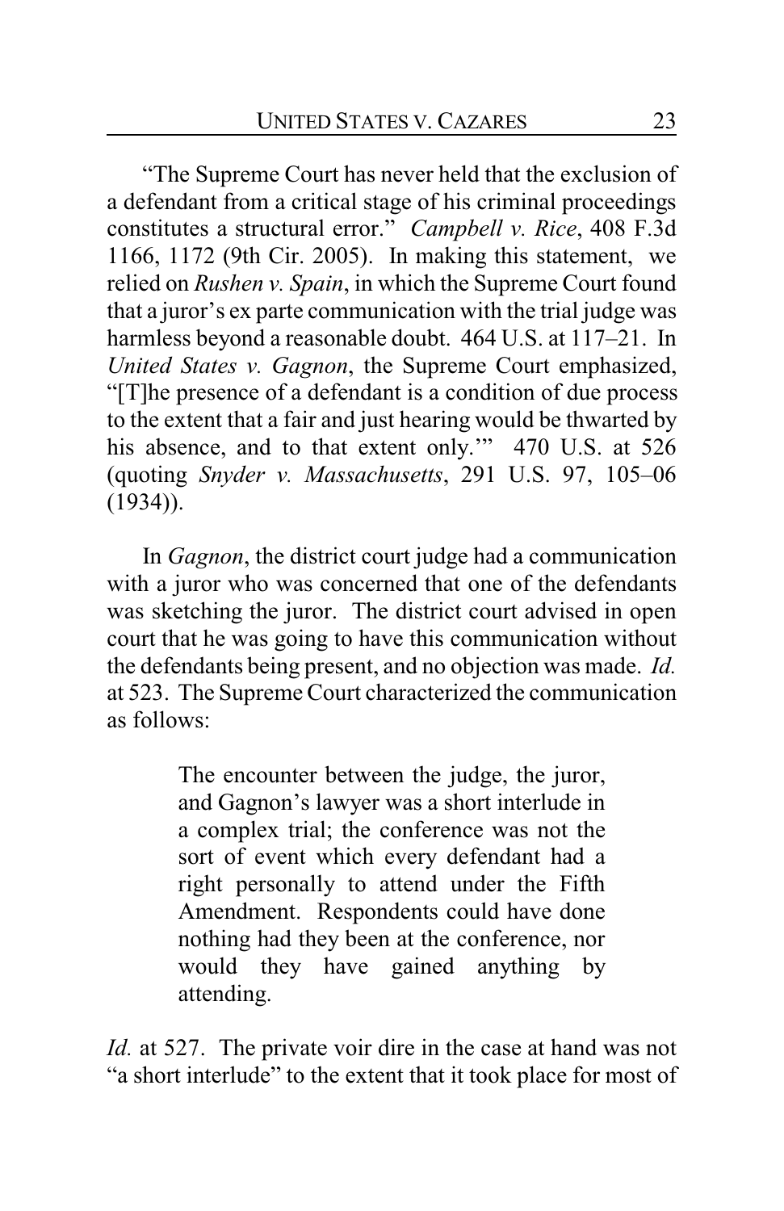"The Supreme Court has never held that the exclusion of a defendant from a critical stage of his criminal proceedings constitutes a structural error." *Campbell v. Rice*, 408 F.3d 1166, 1172 (9th Cir. 2005). In making this statement, we relied on *Rushen v. Spain*, in which the Supreme Court found that a juror's ex parte communication with the trial judge was harmless beyond a reasonable doubt. 464 U.S. at 117–21. In *United States v. Gagnon*, the Supreme Court emphasized, "[T]he presence of a defendant is a condition of due process to the extent that a fair and just hearing would be thwarted by his absence, and to that extent only.'" 470 U.S. at 526 (quoting *Snyder v. Massachusetts*, 291 U.S. 97, 105–06 (1934)).

In *Gagnon*, the district court judge had a communication with a juror who was concerned that one of the defendants was sketching the juror. The district court advised in open court that he was going to have this communication without the defendants being present, and no objection was made. *Id.* at 523. The Supreme Court characterized the communication as follows:

> The encounter between the judge, the juror, and Gagnon's lawyer was a short interlude in a complex trial; the conference was not the sort of event which every defendant had a right personally to attend under the Fifth Amendment. Respondents could have done nothing had they been at the conference, nor would they have gained anything by attending.

*Id.* at 527. The private voir dire in the case at hand was not "a short interlude" to the extent that it took place for most of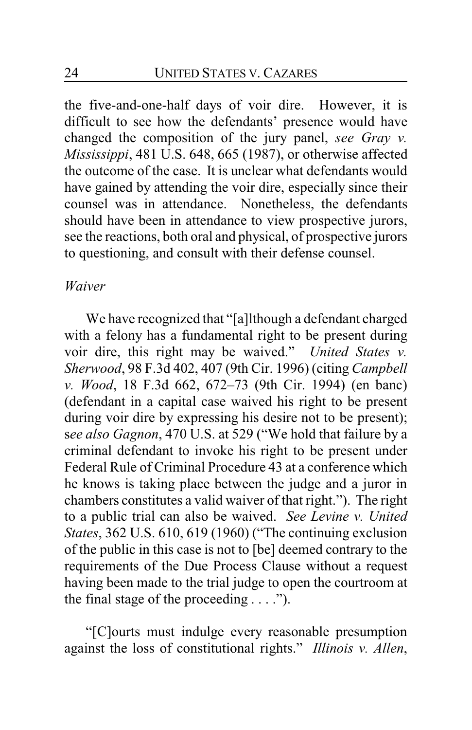the five-and-one-half days of voir dire. However, it is difficult to see how the defendants' presence would have changed the composition of the jury panel, *see Gray v. Mississippi*, 481 U.S. 648, 665 (1987), or otherwise affected the outcome of the case. It is unclear what defendants would have gained by attending the voir dire, especially since their counsel was in attendance. Nonetheless, the defendants should have been in attendance to view prospective jurors, see the reactions, both oral and physical, of prospective jurors to questioning, and consult with their defense counsel.

*Waiver*

We have recognized that "[a]lthough a defendant charged with a felony has a fundamental right to be present during voir dire, this right may be waived." *United States v. Sherwood*, 98 F.3d 402, 407 (9th Cir. 1996) (citing *Campbell v. Wood*, 18 F.3d 662, 672–73 (9th Cir. 1994) (en banc) (defendant in a capital case waived his right to be present during voir dire by expressing his desire not to be present); s*ee also Gagnon*, 470 U.S. at 529 ("We hold that failure by a criminal defendant to invoke his right to be present under Federal Rule of Criminal Procedure 43 at a conference which he knows is taking place between the judge and a juror in chambers constitutes a valid waiver of that right."). The right to a public trial can also be waived. *See Levine v. United States*, 362 U.S. 610, 619 (1960) ("The continuing exclusion of the public in this case is not to [be] deemed contrary to the requirements of the Due Process Clause without a request having been made to the trial judge to open the courtroom at the final stage of the proceeding . . . .").

"[C]ourts must indulge every reasonable presumption against the loss of constitutional rights." *Illinois v. Allen*,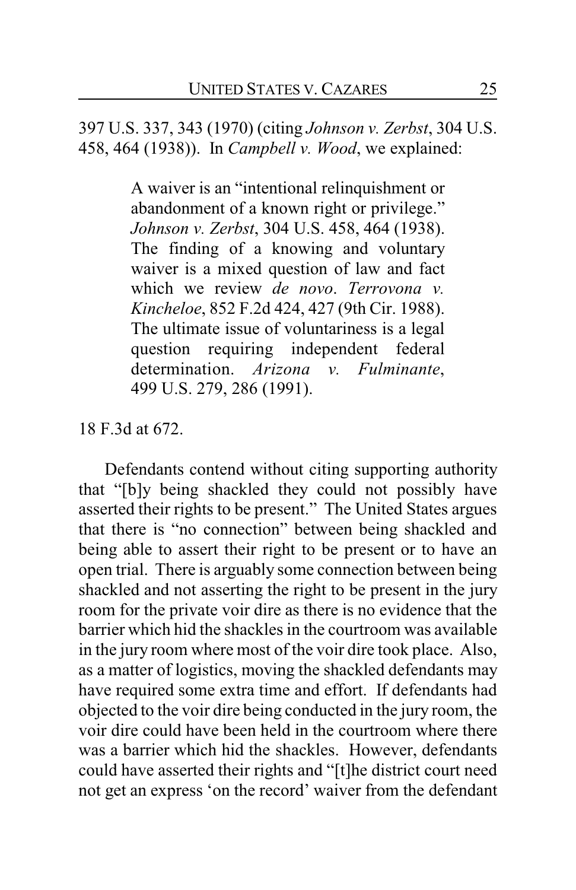397 U.S. 337, 343 (1970) (citing *Johnson v. Zerbst*, 304 U.S. 458, 464 (1938)). In *Campbell v. Wood*, we explained:

> A waiver is an "intentional relinquishment or abandonment of a known right or privilege." *Johnson v. Zerbst*, 304 U.S. 458, 464 (1938). The finding of a knowing and voluntary waiver is a mixed question of law and fact which we review *de novo*. *Terrovona v. Kincheloe*, 852 F.2d 424, 427 (9th Cir. 1988). The ultimate issue of voluntariness is a legal question requiring independent federal determination. *Arizona v. Fulminante*, 499 U.S. 279, 286 (1991).

18 F.3d at 672.

Defendants contend without citing supporting authority that "[b]y being shackled they could not possibly have asserted their rights to be present." The United States argues that there is "no connection" between being shackled and being able to assert their right to be present or to have an open trial. There is arguably some connection between being shackled and not asserting the right to be present in the jury room for the private voir dire as there is no evidence that the barrier which hid the shackles in the courtroom was available in the jury room where most of the voir dire took place. Also, as a matter of logistics, moving the shackled defendants may have required some extra time and effort. If defendants had objected to the voir dire being conducted in the jury room, the voir dire could have been held in the courtroom where there was a barrier which hid the shackles. However, defendants could have asserted their rights and "[t]he district court need not get an express 'on the record' waiver from the defendant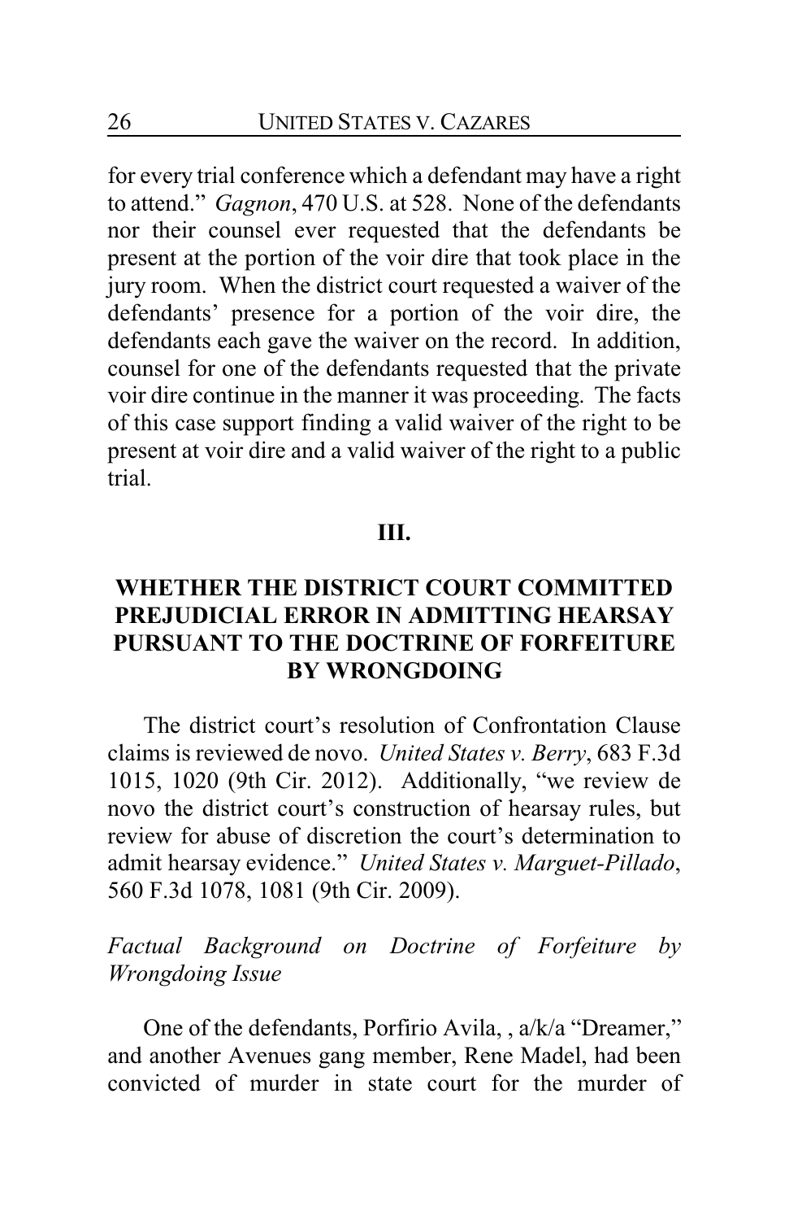for every trial conference which a defendant may have a right to attend." *Gagnon*, 470 U.S. at 528. None of the defendants nor their counsel ever requested that the defendants be present at the portion of the voir dire that took place in the jury room. When the district court requested a waiver of the defendants' presence for a portion of the voir dire, the defendants each gave the waiver on the record. In addition, counsel for one of the defendants requested that the private voir dire continue in the manner it was proceeding. The facts of this case support finding a valid waiver of the right to be present at voir dire and a valid waiver of the right to a public trial.

## III.

## WHETHER THE DISTRICT COURT COMMITTED PREJUDICIAL ERROR IN ADMITTING HEARSAY PURSUANT TO THE DOCTRINE OF FORFEITURE BY WRONGDOING

The district court's resolution of Confrontation Clause claims is reviewed de novo. *United States v. Berry*, 683 F.3d 1015, 1020 (9th Cir. 2012). Additionally, "we review de novo the district court's construction of hearsay rules, but review for abuse of discretion the court's determination to admit hearsay evidence." *United States v. Marguet-Pillado*, 560 F.3d 1078, 1081 (9th Cir. 2009).

*Factual Background on Doctrine of Forfeiture by Wrongdoing Issue*

One of the defendants, Porfirio Avila, , a/k/a "Dreamer," and another Avenues gang member, Rene Madel, had been convicted of murder in state court for the murder of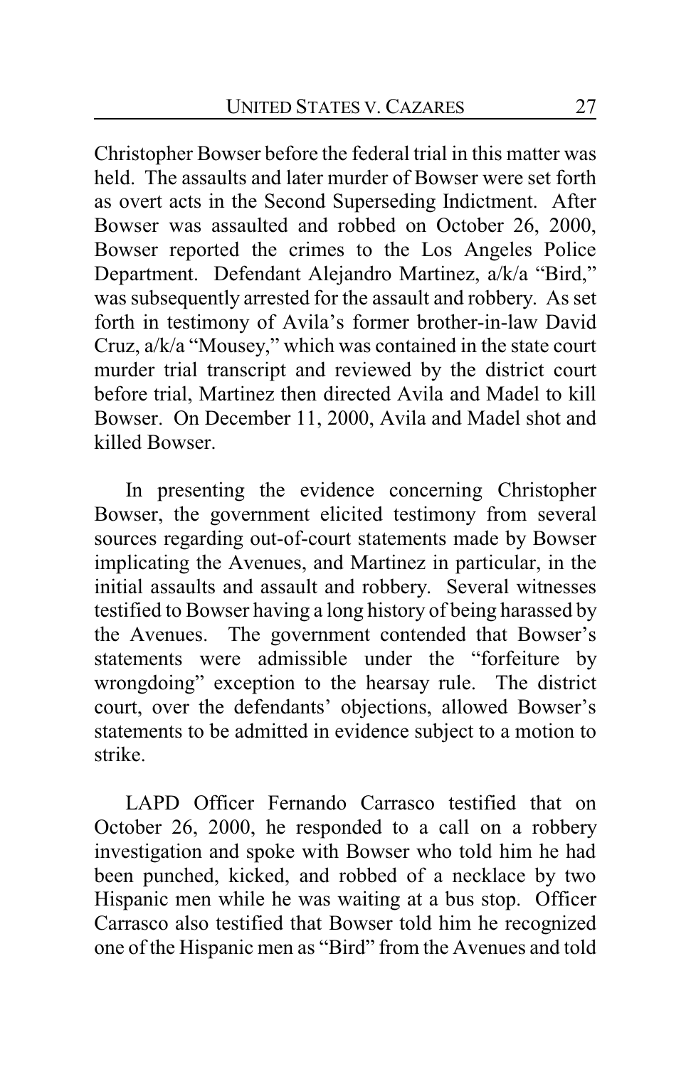Christopher Bowser before the federal trial in this matter was held. The assaults and later murder of Bowser were set forth as overt acts in the Second Superseding Indictment. After Bowser was assaulted and robbed on October 26, 2000, Bowser reported the crimes to the Los Angeles Police Department. Defendant Alejandro Martinez, a/k/a "Bird," was subsequently arrested for the assault and robbery. As set forth in testimony of Avila's former brother-in-law David Cruz, a/k/a "Mousey," which was contained in the state court murder trial transcript and reviewed by the district court before trial, Martinez then directed Avila and Madel to kill Bowser. On December 11, 2000, Avila and Madel shot and killed Bowser.

In presenting the evidence concerning Christopher Bowser, the government elicited testimony from several sources regarding out-of-court statements made by Bowser implicating the Avenues, and Martinez in particular, in the initial assaults and assault and robbery. Several witnesses testified to Bowser having a long history of being harassed by the Avenues. The government contended that Bowser's statements were admissible under the "forfeiture by wrongdoing" exception to the hearsay rule. The district court, over the defendants' objections, allowed Bowser's statements to be admitted in evidence subject to a motion to strike.

LAPD Officer Fernando Carrasco testified that on October 26, 2000, he responded to a call on a robbery investigation and spoke with Bowser who told him he had been punched, kicked, and robbed of a necklace by two Hispanic men while he was waiting at a bus stop. Officer Carrasco also testified that Bowser told him he recognized one of the Hispanic men as "Bird" from the Avenues and told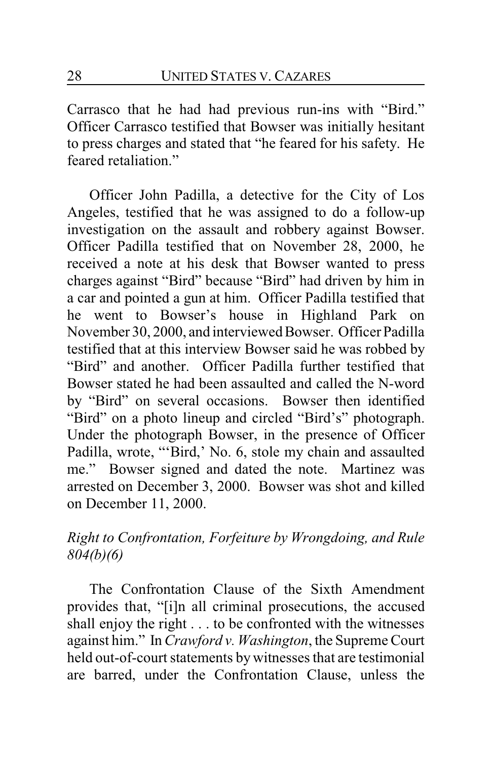Carrasco that he had had previous run-ins with "Bird." Officer Carrasco testified that Bowser was initially hesitant to press charges and stated that "he feared for his safety. He feared retaliation."

Officer John Padilla, a detective for the City of Los Angeles, testified that he was assigned to do a follow-up investigation on the assault and robbery against Bowser. Officer Padilla testified that on November 28, 2000, he received a note at his desk that Bowser wanted to press charges against "Bird" because "Bird" had driven by him in a car and pointed a gun at him. Officer Padilla testified that he went to Bowser's house in Highland Park on November 30, 2000, and interviewed Bowser. Officer Padilla testified that at this interview Bowser said he was robbed by "Bird" and another. Officer Padilla further testified that Bowser stated he had been assaulted and called the N-word by "Bird" on several occasions. Bowser then identified "Bird" on a photo lineup and circled "Bird's" photograph. Under the photograph Bowser, in the presence of Officer Padilla, wrote, "'Bird,' No. 6, stole my chain and assaulted me." Bowser signed and dated the note. Martinez was arrested on December 3, 2000. Bowser was shot and killed on December 11, 2000.

*Right to Confrontation, Forfeiture by Wrongdoing, and Rule 804(b)(6)*

The Confrontation Clause of the Sixth Amendment provides that, "[i]n all criminal prosecutions, the accused shall enjoy the right . . . to be confronted with the witnesses against him." In *Crawford v. Washington*, the Supreme Court held out-of-court statements by witnesses that are testimonial are barred, under the Confrontation Clause, unless the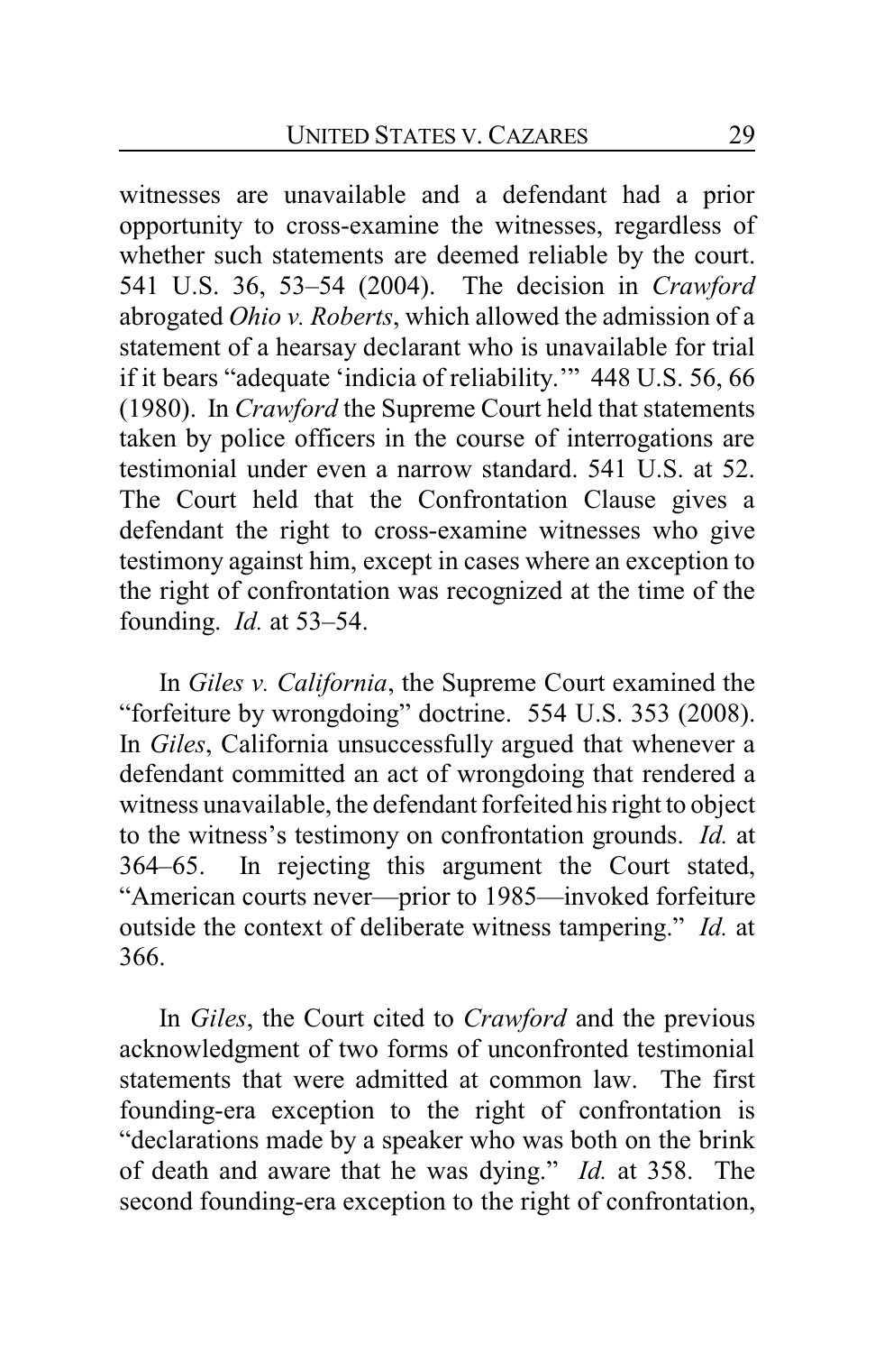witnesses are unavailable and a defendant had a prior opportunity to cross-examine the witnesses, regardless of whether such statements are deemed reliable by the court. 541 U.S. 36, 53–54 (2004). The decision in *Crawford* abrogated *Ohio v. Roberts*, which allowed the admission of a statement of a hearsay declarant who is unavailable for trial if it bears "adequate 'indicia of reliability.'" 448 U.S. 56, 66 (1980). In *Crawford* the Supreme Court held that statements taken by police officers in the course of interrogations are testimonial under even a narrow standard. 541 U.S. at 52. The Court held that the Confrontation Clause gives a defendant the right to cross-examine witnesses who give testimony against him, except in cases where an exception to the right of confrontation was recognized at the time of the founding. *Id.* at 53–54.

In *Giles v. California*, the Supreme Court examined the "forfeiture by wrongdoing" doctrine. 554 U.S. 353 (2008). In *Giles*, California unsuccessfully argued that whenever a defendant committed an act of wrongdoing that rendered a witness unavailable, the defendant forfeited his right to object to the witness's testimony on confrontation grounds. *Id.* at 364–65. In rejecting this argument the Court stated, "American courts never—prior to 1985—invoked forfeiture outside the context of deliberate witness tampering." *Id.* at 366.

In *Giles*, the Court cited to *Crawford* and the previous acknowledgment of two forms of unconfronted testimonial statements that were admitted at common law. The first founding-era exception to the right of confrontation is "declarations made by a speaker who was both on the brink of death and aware that he was dying." *Id.* at 358. The second founding-era exception to the right of confrontation,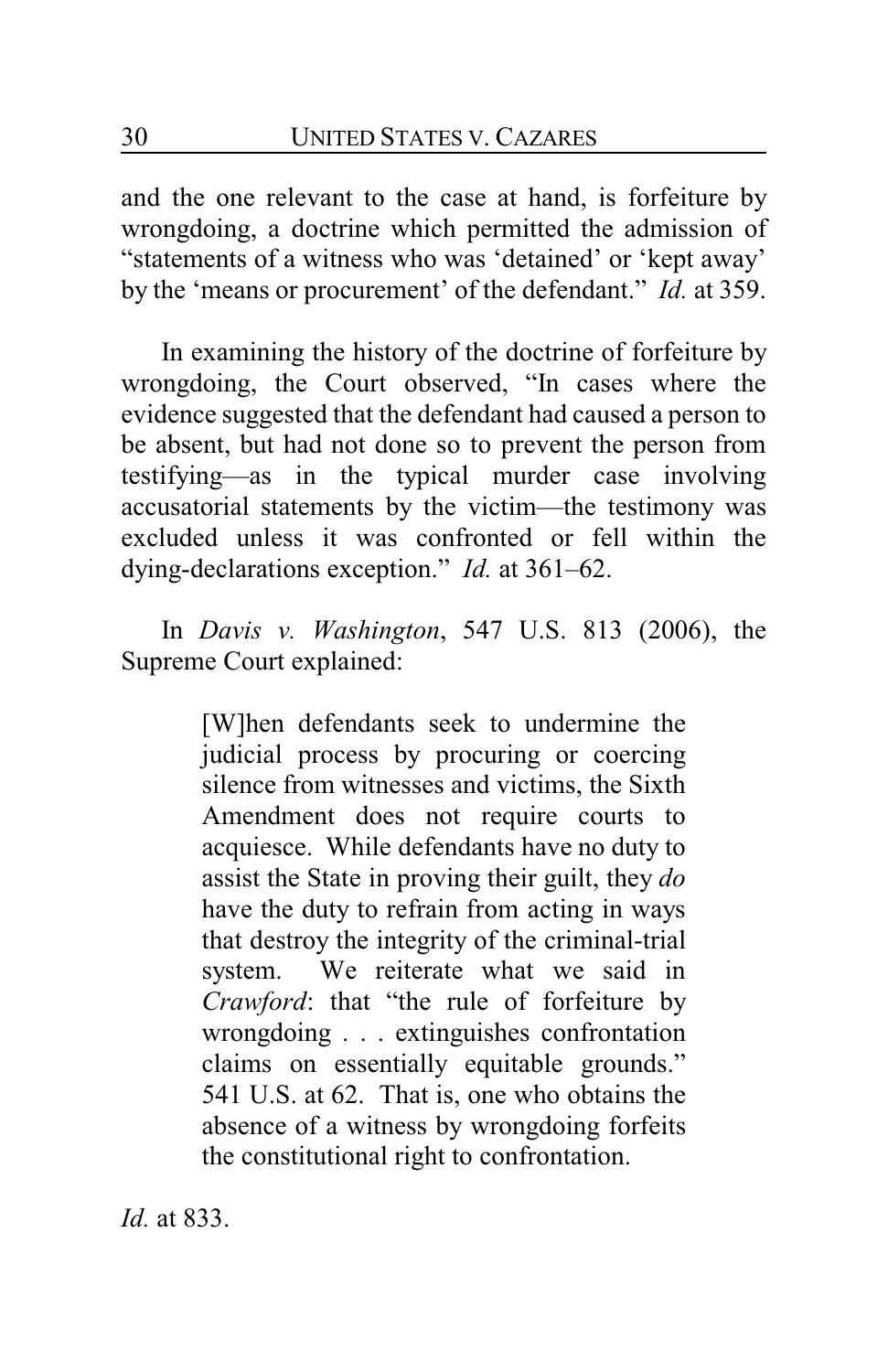and the one relevant to the case at hand, is forfeiture by wrongdoing, a doctrine which permitted the admission of "statements of a witness who was 'detained' or 'kept away' by the 'means or procurement' of the defendant." *Id.* at 359.

In examining the history of the doctrine of forfeiture by wrongdoing, the Court observed, "In cases where the evidence suggested that the defendant had caused a person to be absent, but had not done so to prevent the person from testifying—as in the typical murder case involving accusatorial statements by the victim—the testimony was excluded unless it was confronted or fell within the dying-declarations exception." *Id.* at 361–62.

In *Davis v. Washington*, 547 U.S. 813 (2006), the Supreme Court explained:

> [W]hen defendants seek to undermine the judicial process by procuring or coercing silence from witnesses and victims, the Sixth Amendment does not require courts to acquiesce. While defendants have no duty to assist the State in proving their guilt, they *do* have the duty to refrain from acting in ways that destroy the integrity of the criminal-trial system. We reiterate what we said in *Crawford*: that "the rule of forfeiture by wrongdoing . . . extinguishes confrontation claims on essentially equitable grounds." 541 U.S. at 62. That is, one who obtains the absence of a witness by wrongdoing forfeits the constitutional right to confrontation.

*Id.* at 833.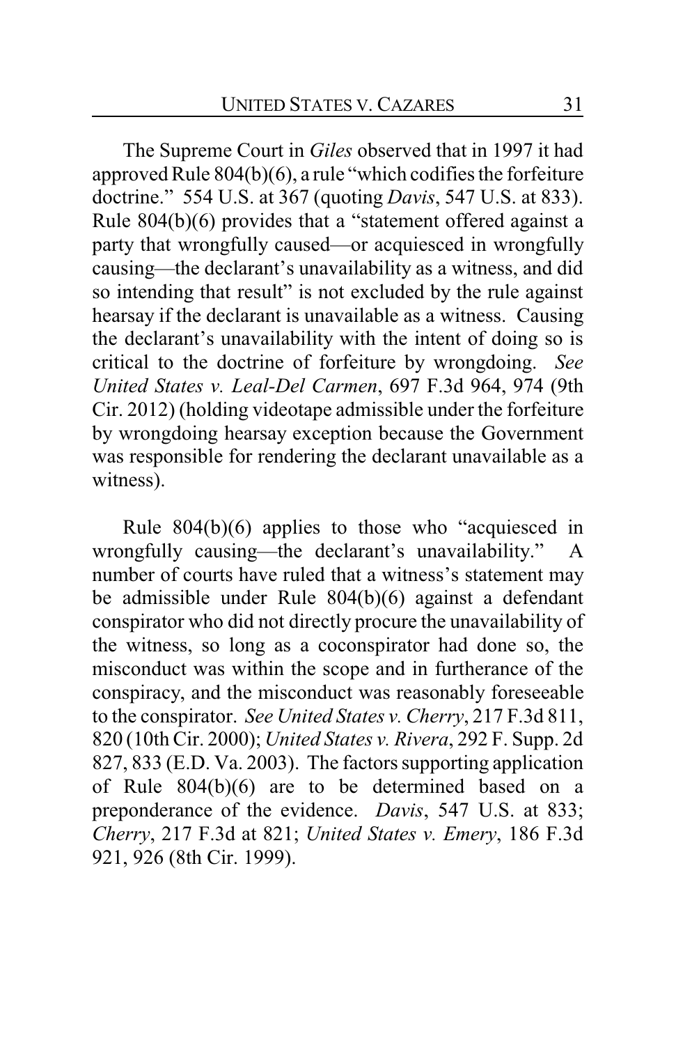The Supreme Court in *Giles* observed that in 1997 it had approved Rule 804(b)(6), a rule "which codifies the forfeiture doctrine." 554 U.S. at 367 (quoting *Davis*, 547 U.S. at 833). Rule 804(b)(6) provides that a "statement offered against a party that wrongfully caused—or acquiesced in wrongfully causing—the declarant's unavailability as a witness, and did so intending that result" is not excluded by the rule against hearsay if the declarant is unavailable as a witness. Causing the declarant's unavailability with the intent of doing so is critical to the doctrine of forfeiture by wrongdoing. *See United States v. Leal-Del Carmen*, 697 F.3d 964, 974 (9th Cir. 2012) (holding videotape admissible under the forfeiture by wrongdoing hearsay exception because the Government was responsible for rendering the declarant unavailable as a witness).

Rule 804(b)(6) applies to those who "acquiesced in wrongfully causing—the declarant's unavailability." A number of courts have ruled that a witness's statement may be admissible under Rule 804(b)(6) against a defendant conspirator who did not directly procure the unavailability of the witness, so long as a coconspirator had done so, the misconduct was within the scope and in furtherance of the conspiracy, and the misconduct was reasonably foreseeable to the conspirator. *See United States v. Cherry*, 217 F.3d 811, 820 (10th Cir. 2000); *United States v. Rivera*, 292 F. Supp. 2d 827, 833 (E.D. Va. 2003). The factors supporting application of Rule 804(b)(6) are to be determined based on a preponderance of the evidence. *Davis*, 547 U.S. at 833; *Cherry*, 217 F.3d at 821; *United States v. Emery*, 186 F.3d 921, 926 (8th Cir. 1999).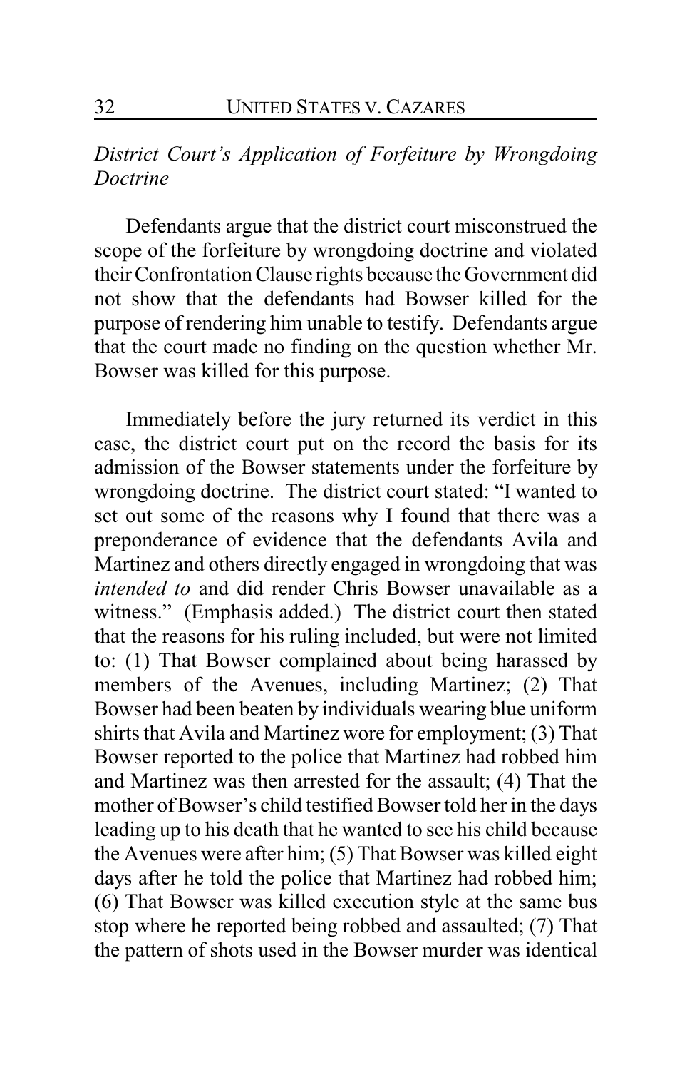*District Court's Application of Forfeiture by Wrongdoing Doctrine*

Defendants argue that the district court misconstrued the scope of the forfeiture by wrongdoing doctrine and violated their Confrontation Clause rights because the Government did not show that the defendants had Bowser killed for the purpose of rendering him unable to testify. Defendants argue that the court made no finding on the question whether Mr. Bowser was killed for this purpose.

Immediately before the jury returned its verdict in this case, the district court put on the record the basis for its admission of the Bowser statements under the forfeiture by wrongdoing doctrine. The district court stated: "I wanted to set out some of the reasons why I found that there was a preponderance of evidence that the defendants Avila and Martinez and others directly engaged in wrongdoing that was *intended to* and did render Chris Bowser unavailable as a witness." (Emphasis added.) The district court then stated that the reasons for his ruling included, but were not limited to: (1) That Bowser complained about being harassed by members of the Avenues, including Martinez; (2) That Bowser had been beaten by individuals wearing blue uniform shirts that Avila and Martinez wore for employment; (3) That Bowser reported to the police that Martinez had robbed him and Martinez was then arrested for the assault; (4) That the mother of Bowser's child testified Bowser told her in the days leading up to his death that he wanted to see his child because the Avenues were after him; (5) That Bowser was killed eight days after he told the police that Martinez had robbed him; (6) That Bowser was killed execution style at the same bus stop where he reported being robbed and assaulted; (7) That the pattern of shots used in the Bowser murder was identical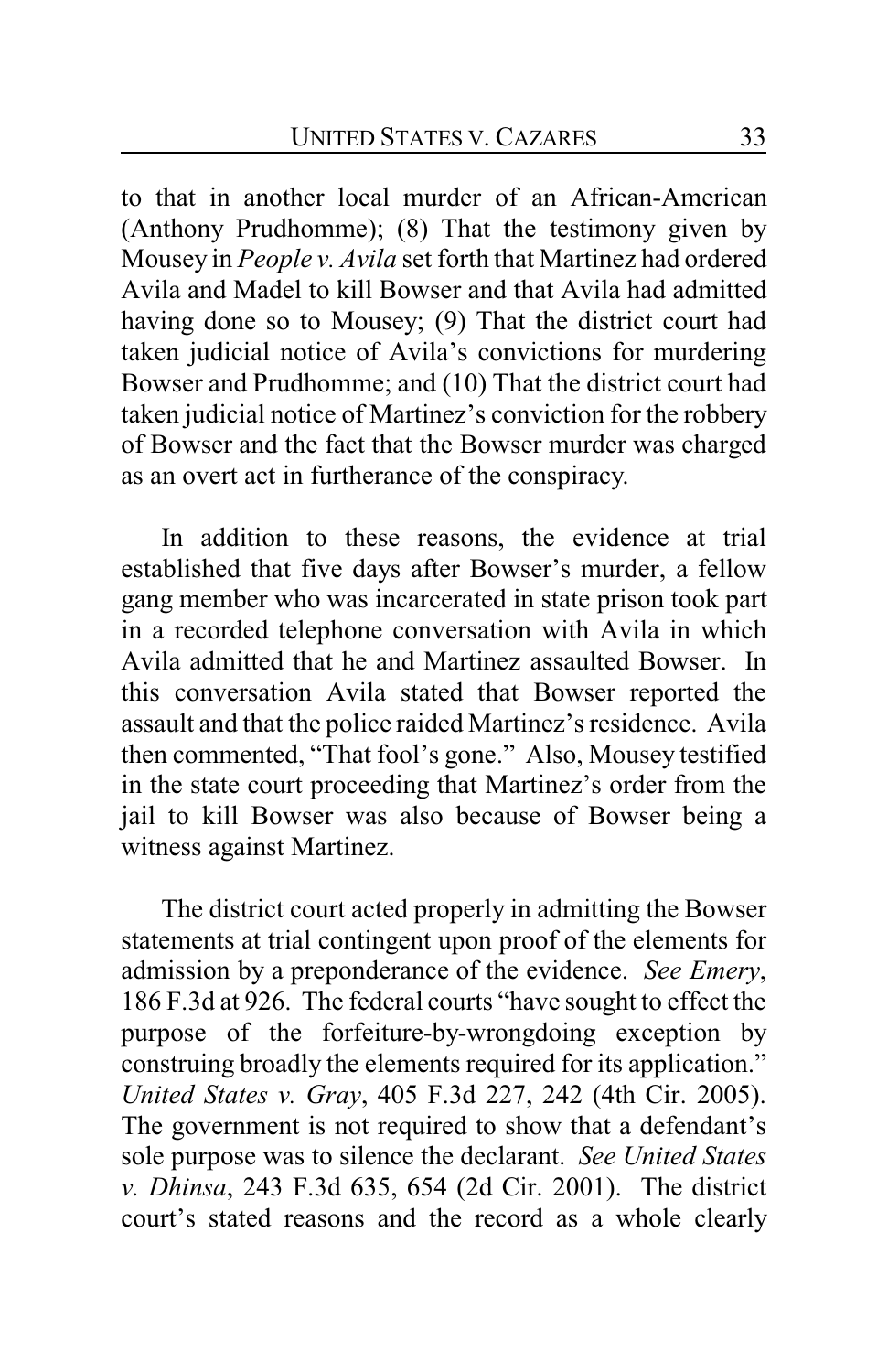to that in another local murder of an African-American (Anthony Prudhomme); (8) That the testimony given by Mousey in *People v. Avila* set forth that Martinez had ordered Avila and Madel to kill Bowser and that Avila had admitted having done so to Mousey; (9) That the district court had taken judicial notice of Avila's convictions for murdering Bowser and Prudhomme; and (10) That the district court had taken judicial notice of Martinez's conviction for the robbery of Bowser and the fact that the Bowser murder was charged as an overt act in furtherance of the conspiracy.

In addition to these reasons, the evidence at trial established that five days after Bowser's murder, a fellow gang member who was incarcerated in state prison took part in a recorded telephone conversation with Avila in which Avila admitted that he and Martinez assaulted Bowser. In this conversation Avila stated that Bowser reported the assault and that the police raided Martinez's residence. Avila then commented, "That fool's gone." Also, Mousey testified in the state court proceeding that Martinez's order from the jail to kill Bowser was also because of Bowser being a witness against Martinez.

The district court acted properly in admitting the Bowser statements at trial contingent upon proof of the elements for admission by a preponderance of the evidence. *See Emery*, 186 F.3d at 926. The federal courts "have sought to effect the purpose of the forfeiture-by-wrongdoing exception by construing broadly the elements required for its application." *United States v. Gray*, 405 F.3d 227, 242 (4th Cir. 2005). The government is not required to show that a defendant's sole purpose was to silence the declarant. *See United States v. Dhinsa*, 243 F.3d 635, 654 (2d Cir. 2001). The district court's stated reasons and the record as a whole clearly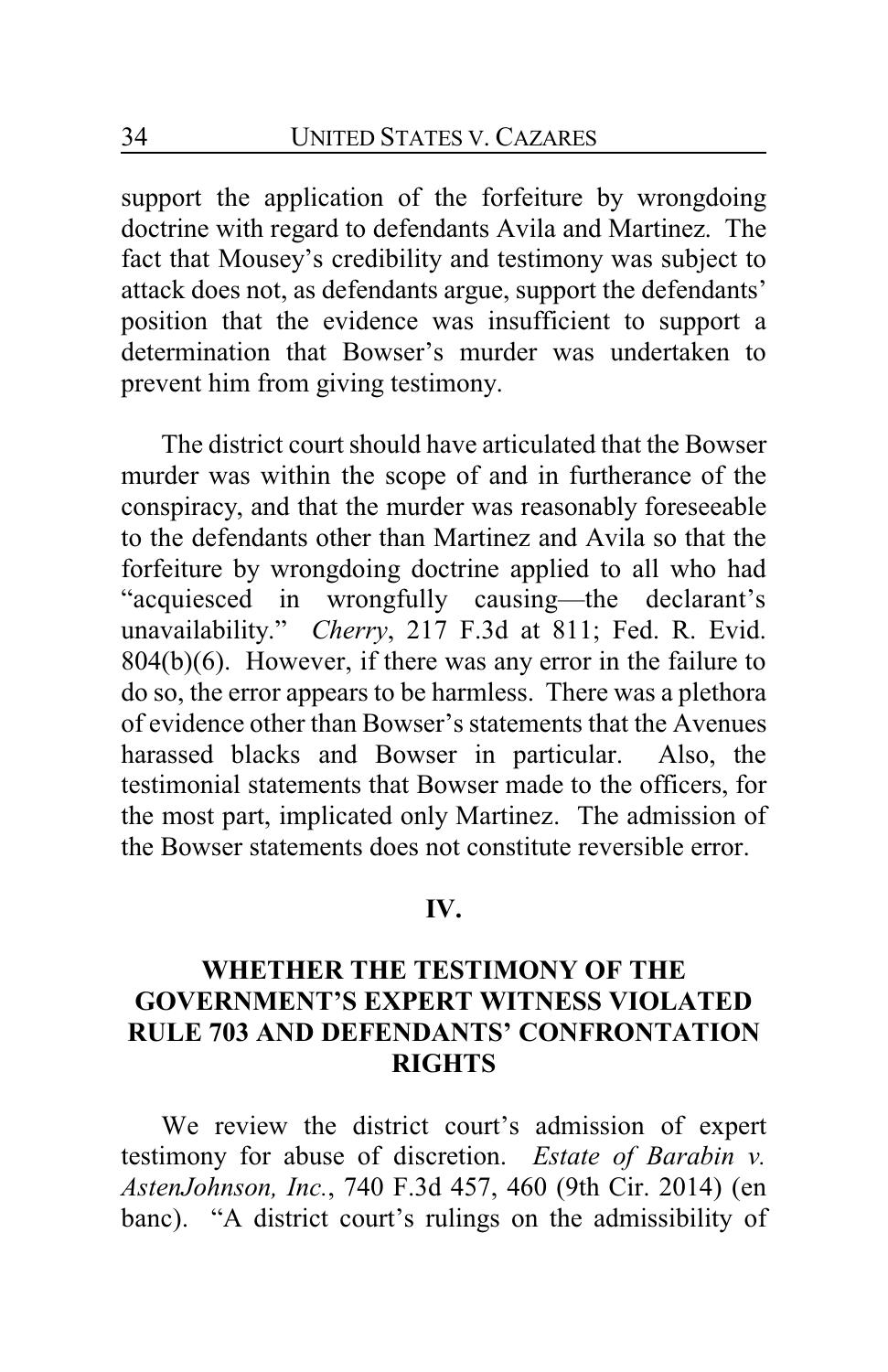support the application of the forfeiture by wrongdoing doctrine with regard to defendants Avila and Martinez. The fact that Mousey's credibility and testimony was subject to attack does not, as defendants argue, support the defendants' position that the evidence was insufficient to support a determination that Bowser's murder was undertaken to prevent him from giving testimony.

The district court should have articulated that the Bowser murder was within the scope of and in furtherance of the conspiracy, and that the murder was reasonably foreseeable to the defendants other than Martinez and Avila so that the forfeiture by wrongdoing doctrine applied to all who had "acquiesced in wrongfully causing—the declarant's unavailability." *Cherry*, 217 F.3d at 811; Fed. R. Evid. 804(b)(6). However, if there was any error in the failure to do so, the error appears to be harmless. There was a plethora of evidence other than Bowser's statements that the Avenues harassed blacks and Bowser in particular. Also, the testimonial statements that Bowser made to the officers, for the most part, implicated only Martinez. The admission of the Bowser statements does not constitute reversible error.

## IV.

## WHETHER THE TESTIMONY OF THE GOVERNMENT'S EXPERT WITNESS VIOLATED RULE 703 AND DEFENDANTS' CONFRONTATION RIGHTS

We review the district court's admission of expert testimony for abuse of discretion. *Estate of Barabin v. AstenJohnson, Inc.*, 740 F.3d 457, 460 (9th Cir. 2014) (en banc). "A district court's rulings on the admissibility of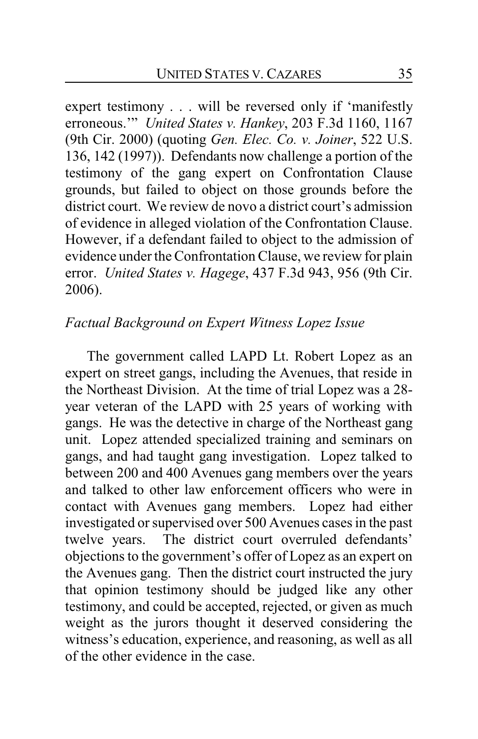expert testimony . . . will be reversed only if 'manifestly erroneous.'" *United States v. Hankey*, 203 F.3d 1160, 1167 (9th Cir. 2000) (quoting *Gen. Elec. Co. v. Joiner*, 522 U.S. 136, 142 (1997)). Defendants now challenge a portion of the testimony of the gang expert on Confrontation Clause grounds, but failed to object on those grounds before the district court. We review de novo a district court's admission of evidence in alleged violation of the Confrontation Clause. However, if a defendant failed to object to the admission of evidence under the Confrontation Clause, we review for plain error. *United States v. Hagege*, 437 F.3d 943, 956 (9th Cir. 2006).

*Factual Background on Expert Witness Lopez Issue*

The government called LAPD Lt. Robert Lopez as an expert on street gangs, including the Avenues, that reside in the Northeast Division. At the time of trial Lopez was a 28-year veteran of the LAPD with 25 years of working with gangs. He was the detective in charge of the Northeast gang unit. Lopez attended specialized training and seminars on gangs, and had taught gang investigation. Lopez talked to between 200 and 400 Avenues gang members over the years and talked to other law enforcement officers who were in contact with Avenues gang members. Lopez had either investigated or supervised over 500 Avenues cases in the past twelve years. The district court overruled defendants' objections to the government's offer of Lopez as an expert on the Avenues gang. Then the district court instructed the jury that opinion testimony should be judged like any other testimony, and could be accepted, rejected, or given as much weight as the jurors thought it deserved considering the witness's education, experience, and reasoning, as well as all of the other evidence in the case.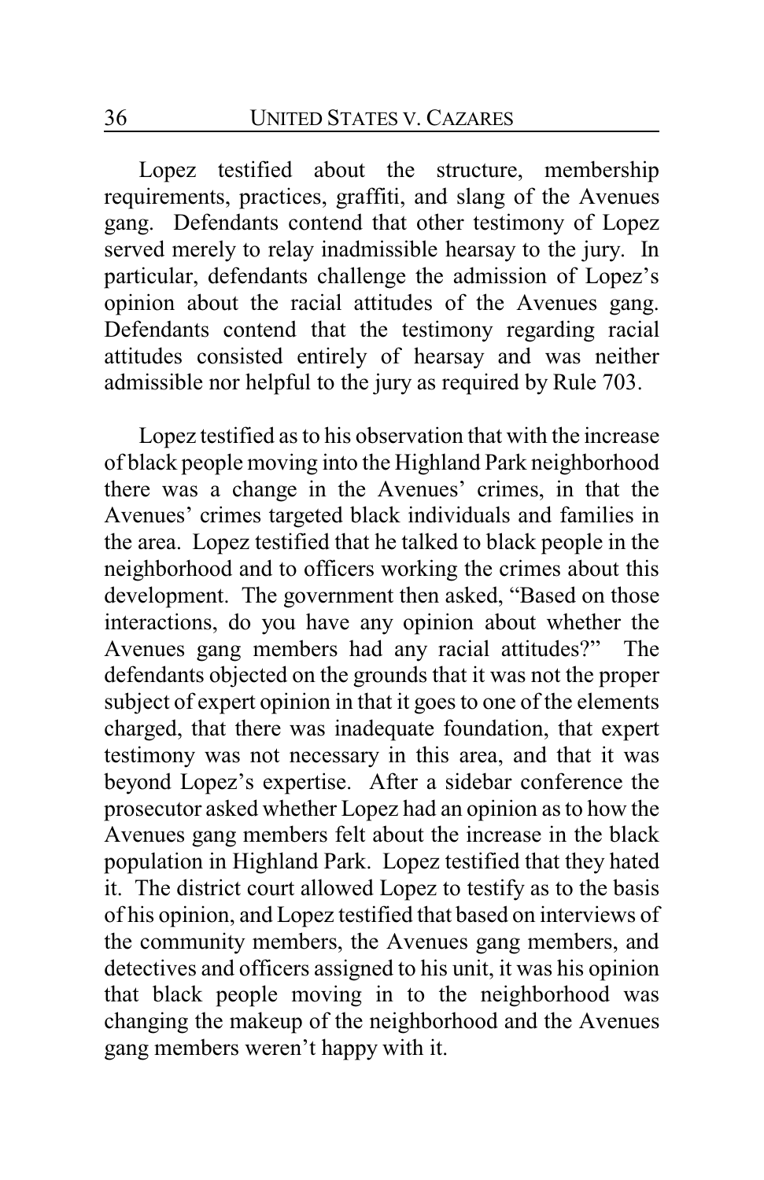Lopez testified about the structure, membership requirements, practices, graffiti, and slang of the Avenues gang. Defendants contend that other testimony of Lopez served merely to relay inadmissible hearsay to the jury. In particular, defendants challenge the admission of Lopez's opinion about the racial attitudes of the Avenues gang. Defendants contend that the testimony regarding racial attitudes consisted entirely of hearsay and was neither admissible nor helpful to the jury as required by Rule 703.

Lopez testified as to his observation that with the increase of black people moving into the Highland Park neighborhood there was a change in the Avenues' crimes, in that the Avenues' crimes targeted black individuals and families in the area. Lopez testified that he talked to black people in the neighborhood and to officers working the crimes about this development. The government then asked, "Based on those interactions, do you have any opinion about whether the Avenues gang members had any racial attitudes?" The defendants objected on the grounds that it was not the proper subject of expert opinion in that it goes to one of the elements charged, that there was inadequate foundation, that expert testimony was not necessary in this area, and that it was beyond Lopez's expertise. After a sidebar conference the prosecutor asked whether Lopez had an opinion as to how the Avenues gang members felt about the increase in the black population in Highland Park. Lopez testified that they hated it. The district court allowed Lopez to testify as to the basis of his opinion, and Lopez testified that based on interviews of the community members, the Avenues gang members, and detectives and officers assigned to his unit, it was his opinion that black people moving in to the neighborhood was changing the makeup of the neighborhood and the Avenues gang members weren't happy with it.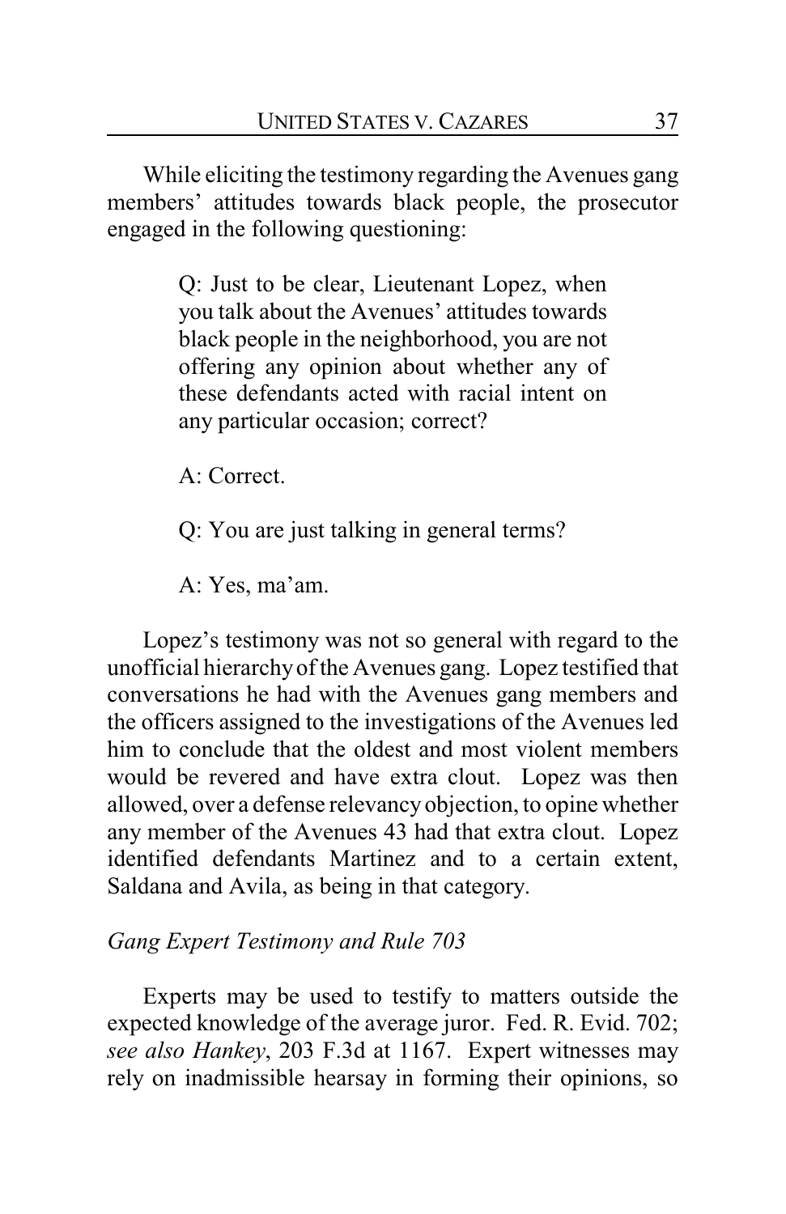While eliciting the testimony regarding the Avenues gang members' attitudes towards black people, the prosecutor engaged in the following questioning:

> Q: Just to be clear, Lieutenant Lopez, when you talk about the Avenues' attitudes towards black people in the neighborhood, you are not offering any opinion about whether any of these defendants acted with racial intent on any particular occasion; correct?
>
> A: Correct.
>
> Q: You are just talking in general terms?
>
> A: Yes, ma'am.

Lopez's testimony was not so general with regard to the unofficial hierarchy of the Avenues gang. Lopez testified that conversations he had with the Avenues gang members and the officers assigned to the investigations of the Avenues led him to conclude that the oldest and most violent members would be revered and have extra clout. Lopez was then allowed, over a defense relevancy objection, to opine whether any member of the Avenues 43 had that extra clout. Lopez identified defendants Martinez and to a certain extent, Saldana and Avila, as being in that category.

*Gang Expert Testimony and Rule 703*

Experts may be used to testify to matters outside the expected knowledge of the average juror. Fed. R. Evid. 702; *see also Hankey*, 203 F.3d at 1167. Expert witnesses may rely on inadmissible hearsay in forming their opinions, so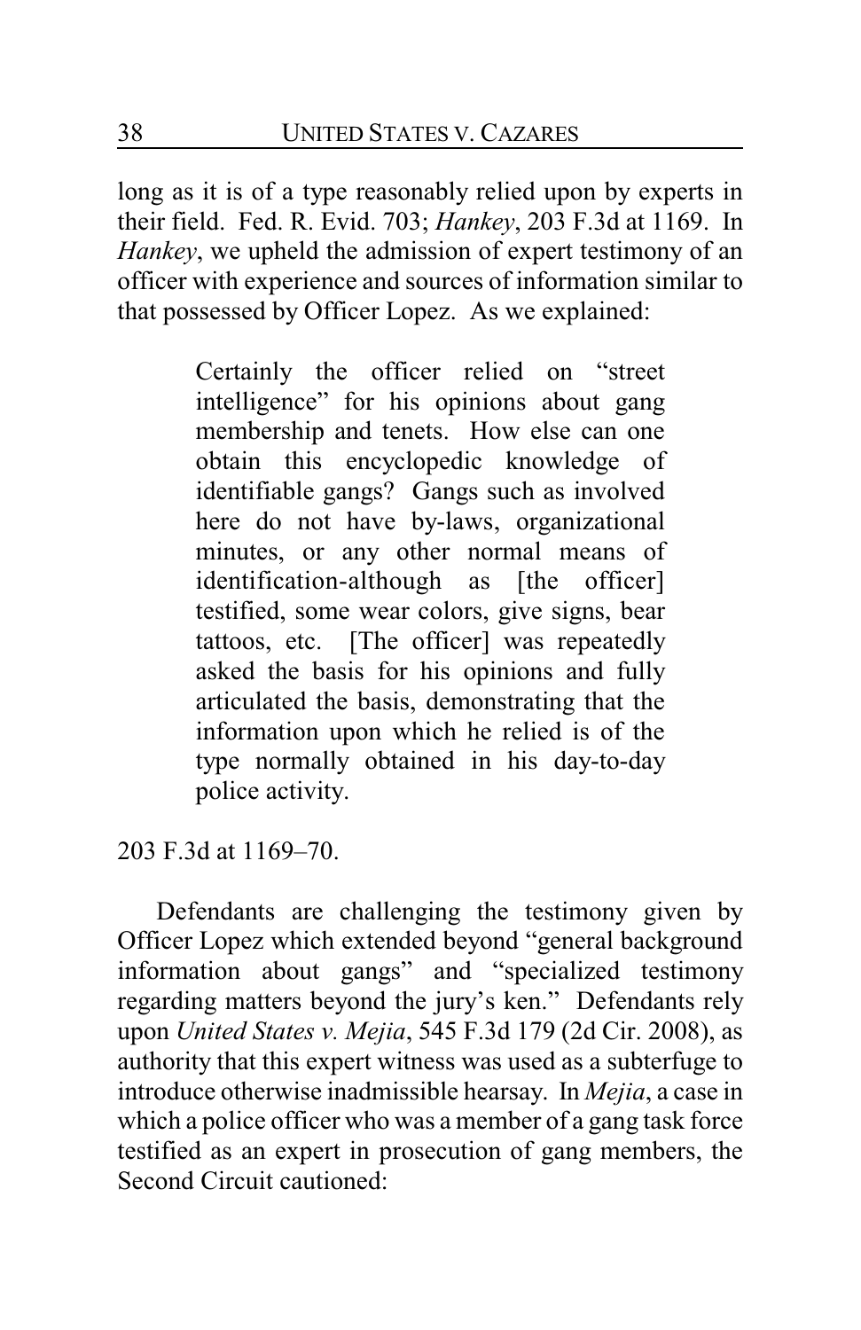long as it is of a type reasonably relied upon by experts in their field. Fed. R. Evid. 703; *Hankey*, 203 F.3d at 1169. In *Hankey*, we upheld the admission of expert testimony of an officer with experience and sources of information similar to that possessed by Officer Lopez. As we explained:

> Certainly the officer relied on "street intelligence" for his opinions about gang membership and tenets. How else can one obtain this encyclopedic knowledge of identifiable gangs? Gangs such as involved here do not have by-laws, organizational minutes, or any other normal means of identification-although as [the officer] testified, some wear colors, give signs, bear tattoos, etc. [The officer] was repeatedly asked the basis for his opinions and fully articulated the basis, demonstrating that the information upon which he relied is of the type normally obtained in his day-to-day police activity.

203 F.3d at 1169–70.

Defendants are challenging the testimony given by Officer Lopez which extended beyond "general background information about gangs" and "specialized testimony regarding matters beyond the jury's ken." Defendants rely upon *United States v. Mejia*, 545 F.3d 179 (2d Cir. 2008), as authority that this expert witness was used as a subterfuge to introduce otherwise inadmissible hearsay. In *Mejia*, a case in which a police officer who was a member of a gang task force testified as an expert in prosecution of gang members, the Second Circuit cautioned: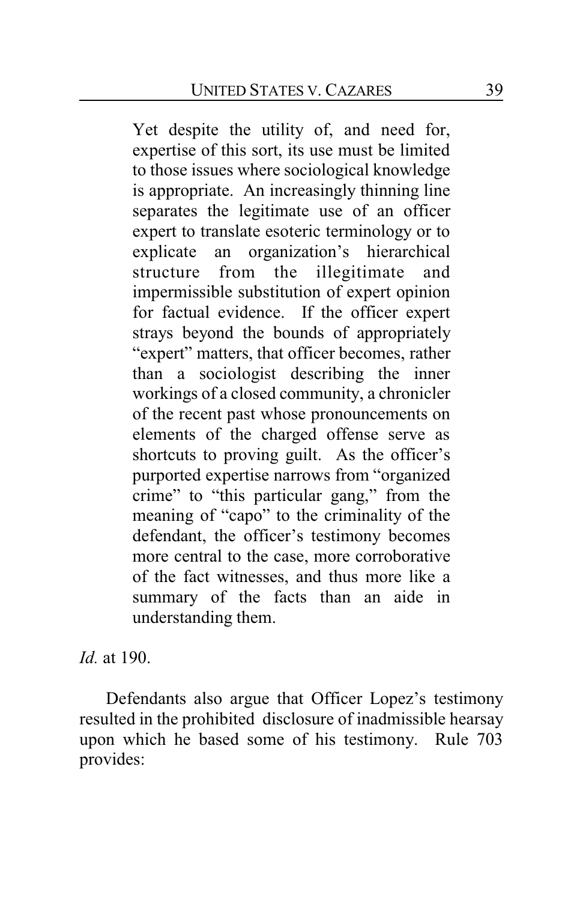> Yet despite the utility of, and need for, expertise of this sort, its use must be limited to those issues where sociological knowledge is appropriate. An increasingly thinning line separates the legitimate use of an officer expert to translate esoteric terminology or to explicate an organization's hierarchical structure from the illegitimate and impermissible substitution of expert opinion for factual evidence. If the officer expert strays beyond the bounds of appropriately "expert" matters, that officer becomes, rather than a sociologist describing the inner workings of a closed community, a chronicler of the recent past whose pronouncements on elements of the charged offense serve as shortcuts to proving guilt. As the officer's purported expertise narrows from "organized crime" to "this particular gang," from the meaning of "capo" to the criminality of the defendant, the officer's testimony becomes more central to the case, more corroborative of the fact witnesses, and thus more like a summary of the facts than an aide in understanding them.

*Id.* at 190.

Defendants also argue that Officer Lopez's testimony resulted in the prohibited disclosure of inadmissible hearsay upon which he based some of his testimony. Rule 703 provides: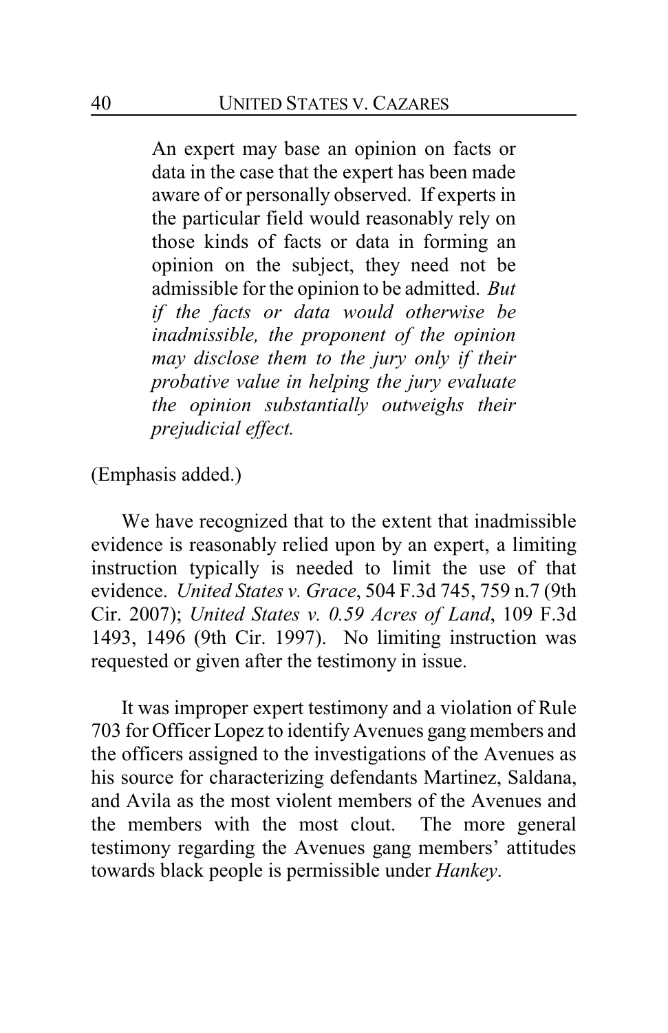> An expert may base an opinion on facts or data in the case that the expert has been made aware of or personally observed. If experts in the particular field would reasonably rely on those kinds of facts or data in forming an opinion on the subject, they need not be admissible for the opinion to be admitted. *But if the facts or data would otherwise be inadmissible, the proponent of the opinion may disclose them to the jury only if their probative value in helping the jury evaluate the opinion substantially outweighs their prejudicial effect.*

(Emphasis added.)

We have recognized that to the extent that inadmissible evidence is reasonably relied upon by an expert, a limiting instruction typically is needed to limit the use of that evidence. *United States v. Grace*, 504 F.3d 745, 759 n.7 (9th Cir. 2007); *United States v. 0.59 Acres of Land*, 109 F.3d 1493, 1496 (9th Cir. 1997). No limiting instruction was requested or given after the testimony in issue.

It was improper expert testimony and a violation of Rule 703 for Officer Lopez to identify Avenues gang members and the officers assigned to the investigations of the Avenues as his source for characterizing defendants Martinez, Saldana, and Avila as the most violent members of the Avenues and the members with the most clout. The more general testimony regarding the Avenues gang members' attitudes towards black people is permissible under *Hankey*.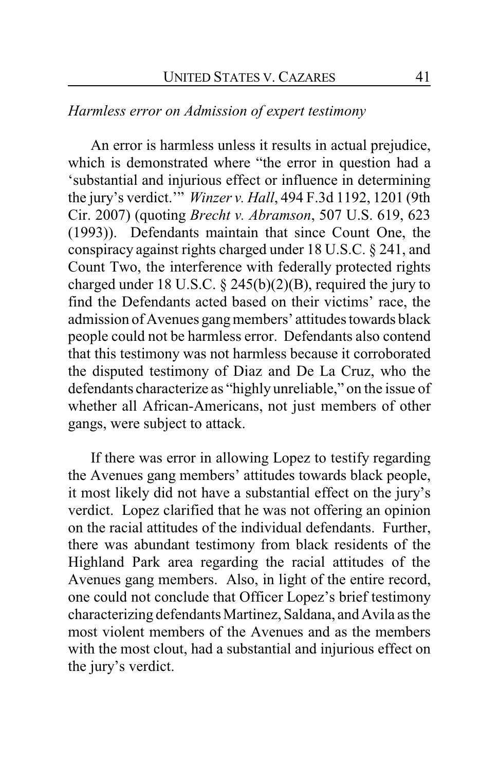*Harmless error on Admission of expert testimony*

An error is harmless unless it results in actual prejudice, which is demonstrated where "the error in question had a 'substantial and injurious effect or influence in determining the jury's verdict.'" *Winzer v. Hall*, 494 F.3d 1192, 1201 (9th Cir. 2007) (quoting *Brecht v. Abramson*, 507 U.S. 619, 623 (1993)). Defendants maintain that since Count One, the conspiracy against rights charged under 18 U.S.C. § 241, and Count Two, the interference with federally protected rights charged under 18 U.S.C. § 245(b)(2)(B), required the jury to find the Defendants acted based on their victims' race, the admission of Avenues gang members' attitudes towards black people could not be harmless error. Defendants also contend that this testimony was not harmless because it corroborated the disputed testimony of Diaz and De La Cruz, who the defendants characterize as "highly unreliable," on the issue of whether all African-Americans, not just members of other gangs, were subject to attack.

If there was error in allowing Lopez to testify regarding the Avenues gang members' attitudes towards black people, it most likely did not have a substantial effect on the jury's verdict. Lopez clarified that he was not offering an opinion on the racial attitudes of the individual defendants. Further, there was abundant testimony from black residents of the Highland Park area regarding the racial attitudes of the Avenues gang members. Also, in light of the entire record, one could not conclude that Officer Lopez's brief testimony characterizing defendants Martinez, Saldana, and Avila as the most violent members of the Avenues and as the members with the most clout, had a substantial and injurious effect on the jury's verdict.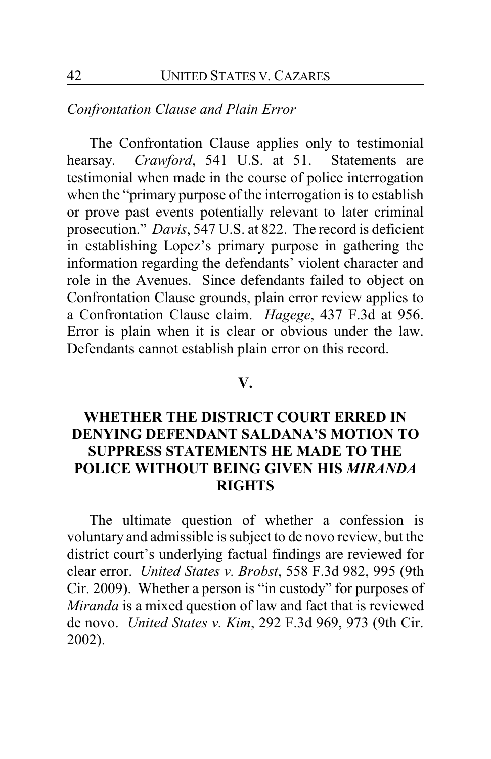*Confrontation Clause and Plain Error*

The Confrontation Clause applies only to testimonial hearsay. *Crawford*, 541 U.S. at 51. Statements are testimonial when made in the course of police interrogation when the "primary purpose of the interrogation is to establish or prove past events potentially relevant to later criminal prosecution." *Davis*, 547 U.S. at 822. The record is deficient in establishing Lopez's primary purpose in gathering the information regarding the defendants' violent character and role in the Avenues. Since defendants failed to object on Confrontation Clause grounds, plain error review applies to a Confrontation Clause claim. *Hagege*, 437 F.3d at 956. Error is plain when it is clear or obvious under the law. Defendants cannot establish plain error on this record.

## V.

## WHETHER THE DISTRICT COURT ERRED IN DENYING DEFENDANT SALDANA'S MOTION TO SUPPRESS STATEMENTS HE MADE TO THE POLICE WITHOUT BEING GIVEN HIS *MIRANDA* RIGHTS

The ultimate question of whether a confession is voluntary and admissible is subject to de novo review, but the district court's underlying factual findings are reviewed for clear error. *United States v. Brobst*, 558 F.3d 982, 995 (9th Cir. 2009). Whether a person is "in custody" for purposes of *Miranda* is a mixed question of law and fact that is reviewed de novo. *United States v. Kim*, 292 F.3d 969, 973 (9th Cir. 2002).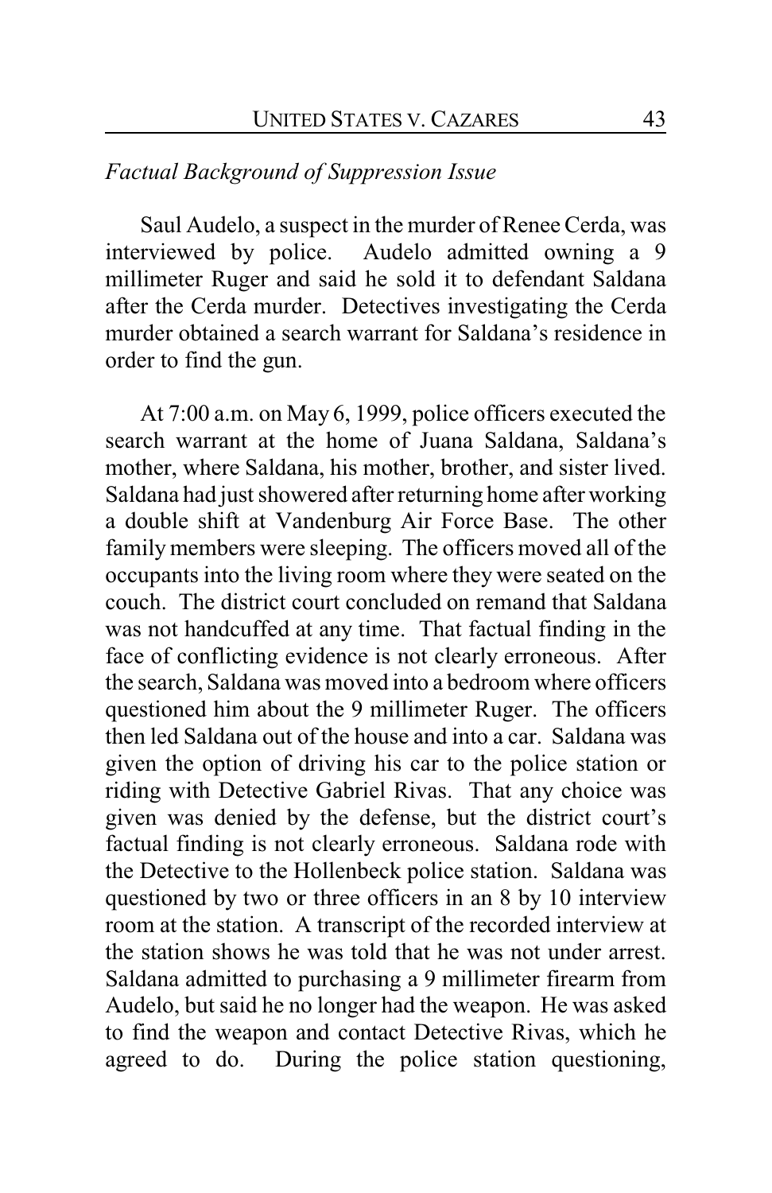*Factual Background of Suppression Issue*

Saul Audelo, a suspect in the murder of Renee Cerda, was interviewed by police. Audelo admitted owning a 9 millimeter Ruger and said he sold it to defendant Saldana after the Cerda murder. Detectives investigating the Cerda murder obtained a search warrant for Saldana's residence in order to find the gun.

At 7:00 a.m. on May 6, 1999, police officers executed the search warrant at the home of Juana Saldana, Saldana's mother, where Saldana, his mother, brother, and sister lived. Saldana had just showered after returning home after working a double shift at Vandenburg Air Force Base. The other family members were sleeping. The officers moved all of the occupants into the living room where they were seated on the couch. The district court concluded on remand that Saldana was not handcuffed at any time. That factual finding in the face of conflicting evidence is not clearly erroneous. After the search, Saldana was moved into a bedroom where officers questioned him about the 9 millimeter Ruger. The officers then led Saldana out of the house and into a car. Saldana was given the option of driving his car to the police station or riding with Detective Gabriel Rivas. That any choice was given was denied by the defense, but the district court's factual finding is not clearly erroneous. Saldana rode with the Detective to the Hollenbeck police station. Saldana was questioned by two or three officers in an 8 by 10 interview room at the station. A transcript of the recorded interview at the station shows he was told that he was not under arrest. Saldana admitted to purchasing a 9 millimeter firearm from Audelo, but said he no longer had the weapon. He was asked to find the weapon and contact Detective Rivas, which he agreed to do. During the police station questioning,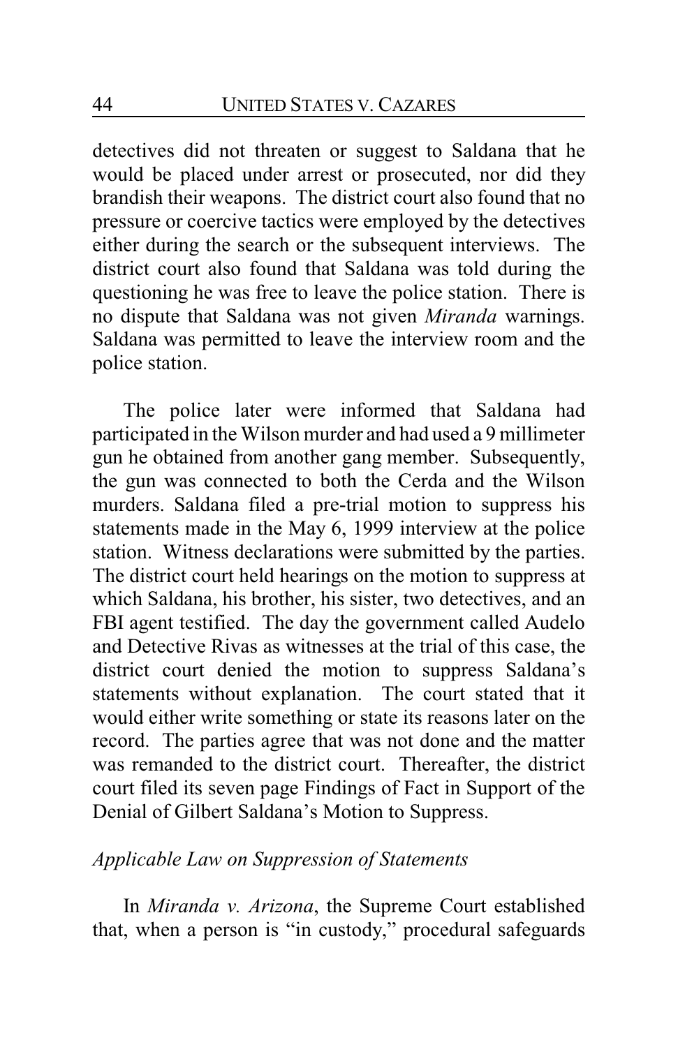detectives did not threaten or suggest to Saldana that he would be placed under arrest or prosecuted, nor did they brandish their weapons. The district court also found that no pressure or coercive tactics were employed by the detectives either during the search or the subsequent interviews. The district court also found that Saldana was told during the questioning he was free to leave the police station. There is no dispute that Saldana was not given *Miranda* warnings. Saldana was permitted to leave the interview room and the police station.

The police later were informed that Saldana had participated in the Wilson murder and had used a 9 millimeter gun he obtained from another gang member. Subsequently, the gun was connected to both the Cerda and the Wilson murders. Saldana filed a pre-trial motion to suppress his statements made in the May 6, 1999 interview at the police station. Witness declarations were submitted by the parties. The district court held hearings on the motion to suppress at which Saldana, his brother, his sister, two detectives, and an FBI agent testified. The day the government called Audelo and Detective Rivas as witnesses at the trial of this case, the district court denied the motion to suppress Saldana's statements without explanation. The court stated that it would either write something or state its reasons later on the record. The parties agree that was not done and the matter was remanded to the district court. Thereafter, the district court filed its seven page Findings of Fact in Support of the Denial of Gilbert Saldana's Motion to Suppress.

*Applicable Law on Suppression of Statements*

In *Miranda v. Arizona*, the Supreme Court established that, when a person is "in custody," procedural safeguards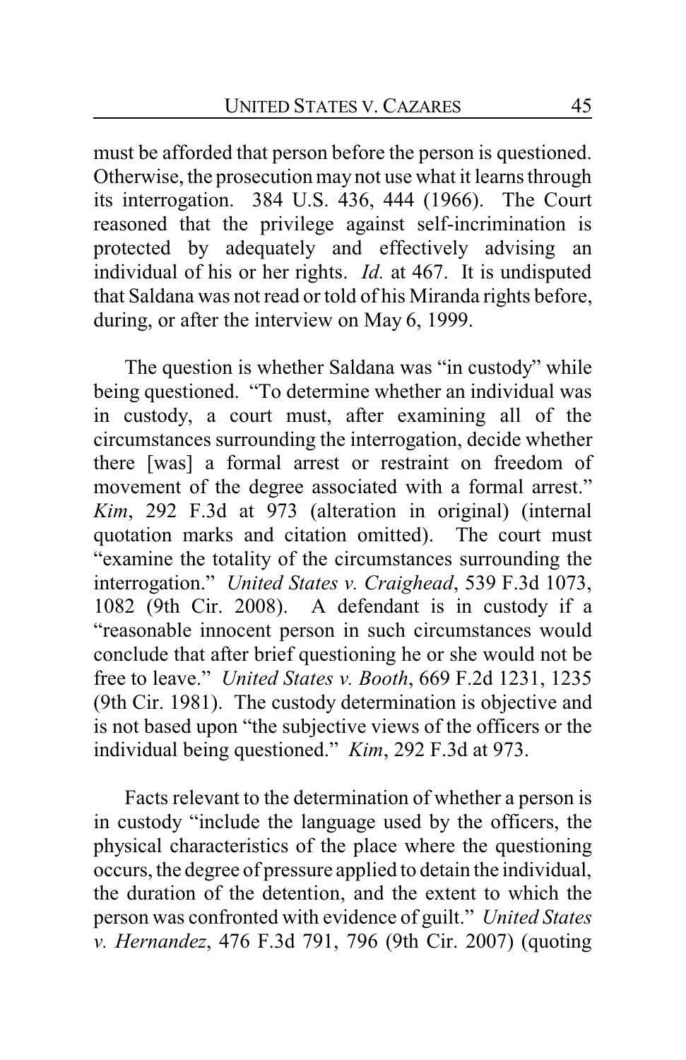must be afforded that person before the person is questioned. Otherwise, the prosecution may not use what it learns through its interrogation. 384 U.S. 436, 444 (1966). The Court reasoned that the privilege against self-incrimination is protected by adequately and effectively advising an individual of his or her rights. *Id.* at 467. It is undisputed that Saldana was not read or told of his Miranda rights before, during, or after the interview on May 6, 1999.

The question is whether Saldana was "in custody" while being questioned. "To determine whether an individual was in custody, a court must, after examining all of the circumstances surrounding the interrogation, decide whether there [was] a formal arrest or restraint on freedom of movement of the degree associated with a formal arrest." *Kim*, 292 F.3d at 973 (alteration in original) (internal quotation marks and citation omitted). The court must "examine the totality of the circumstances surrounding the interrogation." *United States v. Craighead*, 539 F.3d 1073, 1082 (9th Cir. 2008). A defendant is in custody if a "reasonable innocent person in such circumstances would conclude that after brief questioning he or she would not be free to leave." *United States v. Booth*, 669 F.2d 1231, 1235 (9th Cir. 1981). The custody determination is objective and is not based upon "the subjective views of the officers or the individual being questioned." *Kim*, 292 F.3d at 973.

Facts relevant to the determination of whether a person is in custody "include the language used by the officers, the physical characteristics of the place where the questioning occurs, the degree of pressure applied to detain the individual, the duration of the detention, and the extent to which the person was confronted with evidence of guilt." *United States v. Hernandez*, 476 F.3d 791, 796 (9th Cir. 2007) (quoting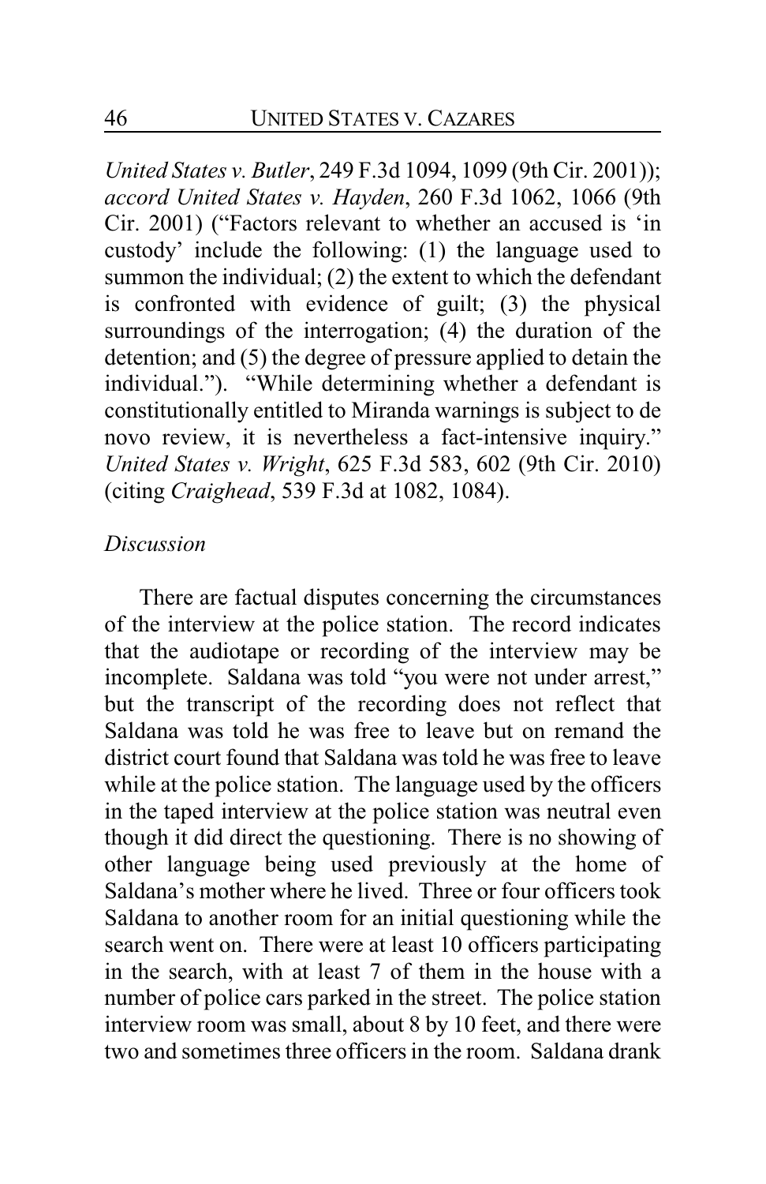*United States v. Butler*, 249 F.3d 1094, 1099 (9th Cir. 2001)); *accord United States v. Hayden*, 260 F.3d 1062, 1066 (9th Cir. 2001) ("Factors relevant to whether an accused is 'in custody' include the following: (1) the language used to summon the individual; (2) the extent to which the defendant is confronted with evidence of guilt; (3) the physical surroundings of the interrogation; (4) the duration of the detention; and (5) the degree of pressure applied to detain the individual."). "While determining whether a defendant is constitutionally entitled to Miranda warnings is subject to de novo review, it is nevertheless a fact-intensive inquiry." *United States v. Wright*, 625 F.3d 583, 602 (9th Cir. 2010) (citing *Craighead*, 539 F.3d at 1082, 1084).

*Discussion*

There are factual disputes concerning the circumstances of the interview at the police station. The record indicates that the audiotape or recording of the interview may be incomplete. Saldana was told "you were not under arrest," but the transcript of the recording does not reflect that Saldana was told he was free to leave but on remand the district court found that Saldana was told he was free to leave while at the police station. The language used by the officers in the taped interview at the police station was neutral even though it did direct the questioning. There is no showing of other language being used previously at the home of Saldana's mother where he lived. Three or four officers took Saldana to another room for an initial questioning while the search went on. There were at least 10 officers participating in the search, with at least 7 of them in the house with a number of police cars parked in the street. The police station interview room was small, about 8 by 10 feet, and there were two and sometimes three officers in the room. Saldana drank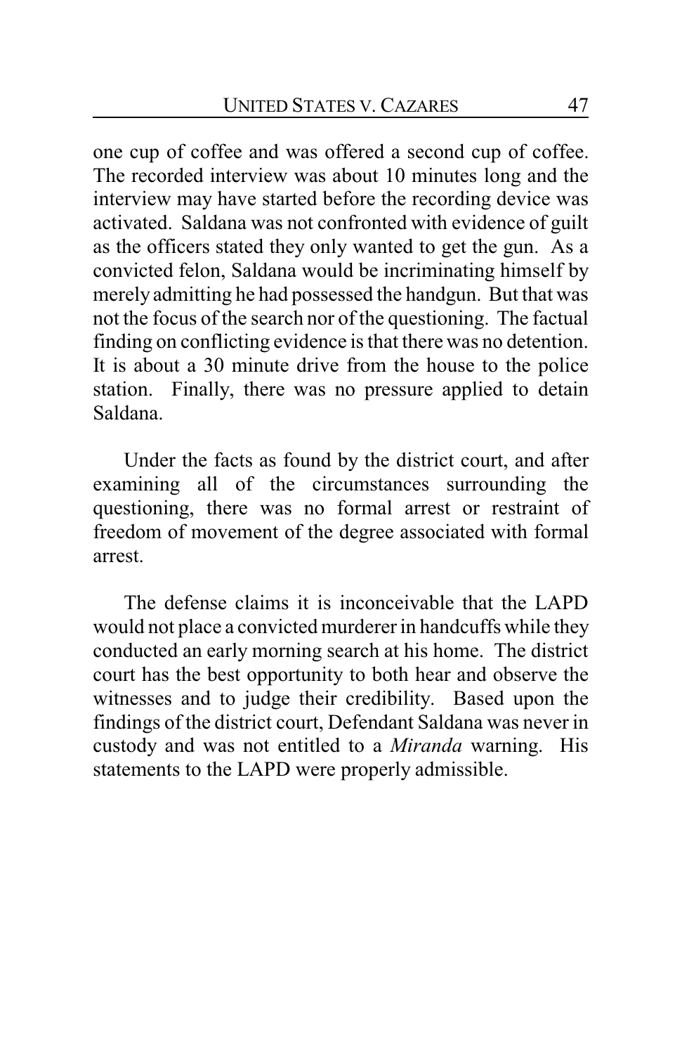one cup of coffee and was offered a second cup of coffee. The recorded interview was about 10 minutes long and the interview may have started before the recording device was activated. Saldana was not confronted with evidence of guilt as the officers stated they only wanted to get the gun. As a convicted felon, Saldana would be incriminating himself by merely admitting he had possessed the handgun. But that was not the focus of the search nor of the questioning. The factual finding on conflicting evidence is that there was no detention. It is about a 30 minute drive from the house to the police station. Finally, there was no pressure applied to detain Saldana.

Under the facts as found by the district court, and after examining all of the circumstances surrounding the questioning, there was no formal arrest or restraint of freedom of movement of the degree associated with formal arrest.

The defense claims it is inconceivable that the LAPD would not place a convicted murderer in handcuffs while they conducted an early morning search at his home. The district court has the best opportunity to both hear and observe the witnesses and to judge their credibility. Based upon the findings of the district court, Defendant Saldana was never in custody and was not entitled to a *Miranda* warning. His statements to the LAPD were properly admissible.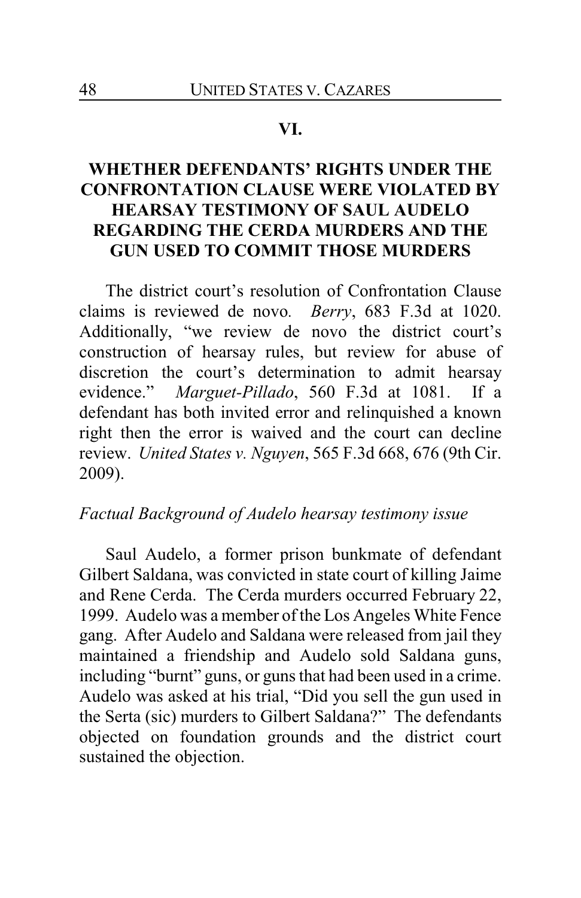## VI.

## WHETHER DEFENDANTS' RIGHTS UNDER THE CONFRONTATION CLAUSE WERE VIOLATED BY HEARSAY TESTIMONY OF SAUL AUDELO REGARDING THE CERDA MURDERS AND THE GUN USED TO COMMIT THOSE MURDERS

The district court's resolution of Confrontation Clause claims is reviewed de novo. *Berry*, 683 F.3d at 1020. Additionally, "we review de novo the district court's construction of hearsay rules, but review for abuse of discretion the court's determination to admit hearsay evidence." *Marguet-Pillado*, 560 F.3d at 1081. If a defendant has both invited error and relinquished a known right then the error is waived and the court can decline review. *United States v. Nguyen*, 565 F.3d 668, 676 (9th Cir. 2009).

*Factual Background of Audelo hearsay testimony issue*

Saul Audelo, a former prison bunkmate of defendant Gilbert Saldana, was convicted in state court of killing Jaime and Rene Cerda. The Cerda murders occurred February 22, 1999. Audelo was a member of the Los Angeles White Fence gang. After Audelo and Saldana were released from jail they maintained a friendship and Audelo sold Saldana guns, including "burnt" guns, or guns that had been used in a crime. Audelo was asked at his trial, "Did you sell the gun used in the Serta (sic) murders to Gilbert Saldana?" The defendants objected on foundation grounds and the district court sustained the objection.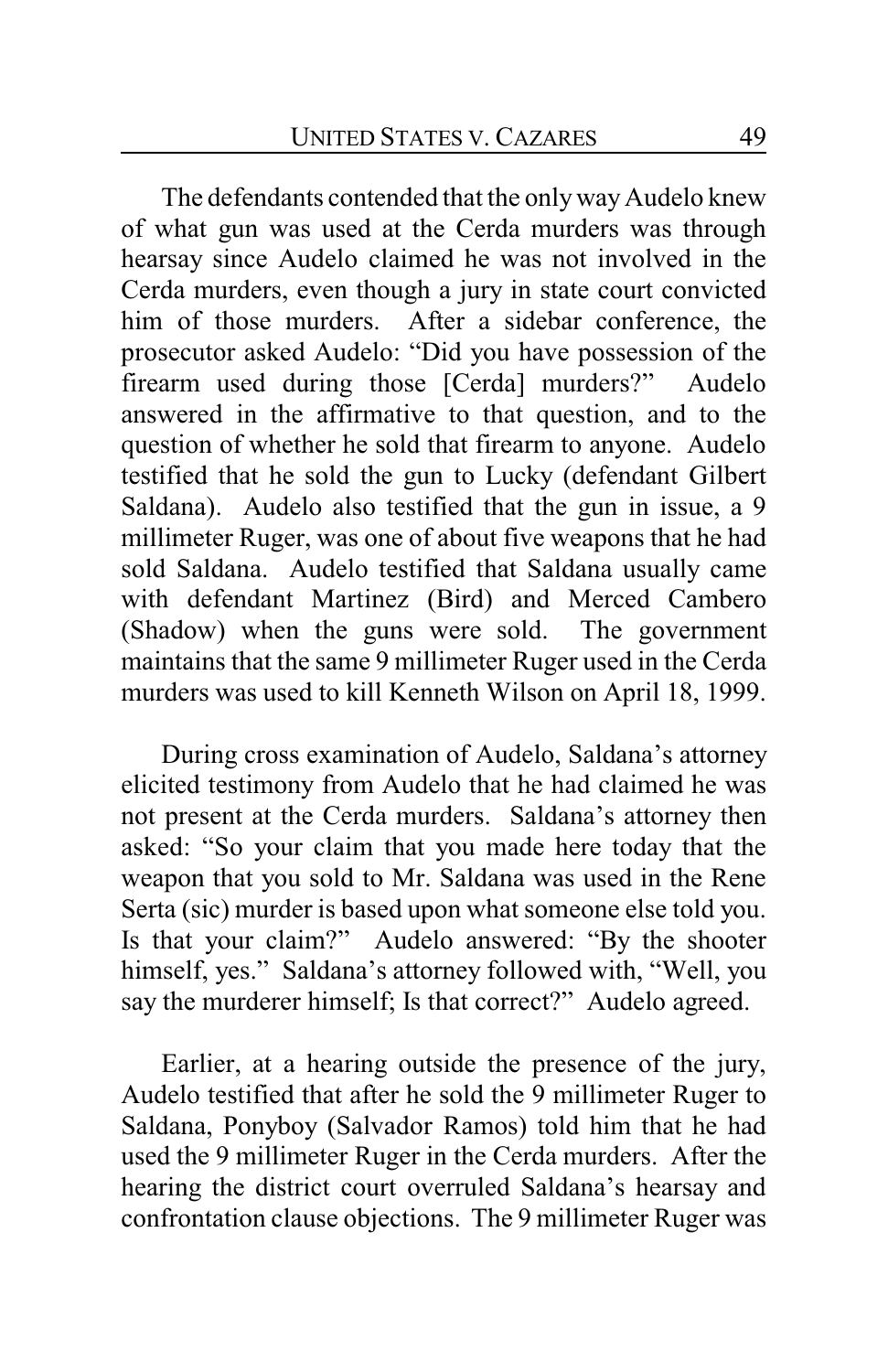The defendants contended that the only way Audelo knew of what gun was used at the Cerda murders was through hearsay since Audelo claimed he was not involved in the Cerda murders, even though a jury in state court convicted him of those murders. After a sidebar conference, the prosecutor asked Audelo: "Did you have possession of the firearm used during those [Cerda] murders?" Audelo answered in the affirmative to that question, and to the question of whether he sold that firearm to anyone. Audelo testified that he sold the gun to Lucky (defendant Gilbert Saldana). Audelo also testified that the gun in issue, a 9 millimeter Ruger, was one of about five weapons that he had sold Saldana. Audelo testified that Saldana usually came with defendant Martinez (Bird) and Merced Cambero (Shadow) when the guns were sold. The government maintains that the same 9 millimeter Ruger used in the Cerda murders was used to kill Kenneth Wilson on April 18, 1999.

During cross examination of Audelo, Saldana's attorney elicited testimony from Audelo that he had claimed he was not present at the Cerda murders. Saldana's attorney then asked: "So your claim that you made here today that the weapon that you sold to Mr. Saldana was used in the Rene Serta (sic) murder is based upon what someone else told you. Is that your claim?" Audelo answered: "By the shooter himself, yes." Saldana's attorney followed with, "Well, you say the murderer himself; Is that correct?" Audelo agreed.

Earlier, at a hearing outside the presence of the jury, Audelo testified that after he sold the 9 millimeter Ruger to Saldana, Ponyboy (Salvador Ramos) told him that he had used the 9 millimeter Ruger in the Cerda murders. After the hearing the district court overruled Saldana's hearsay and confrontation clause objections. The 9 millimeter Ruger was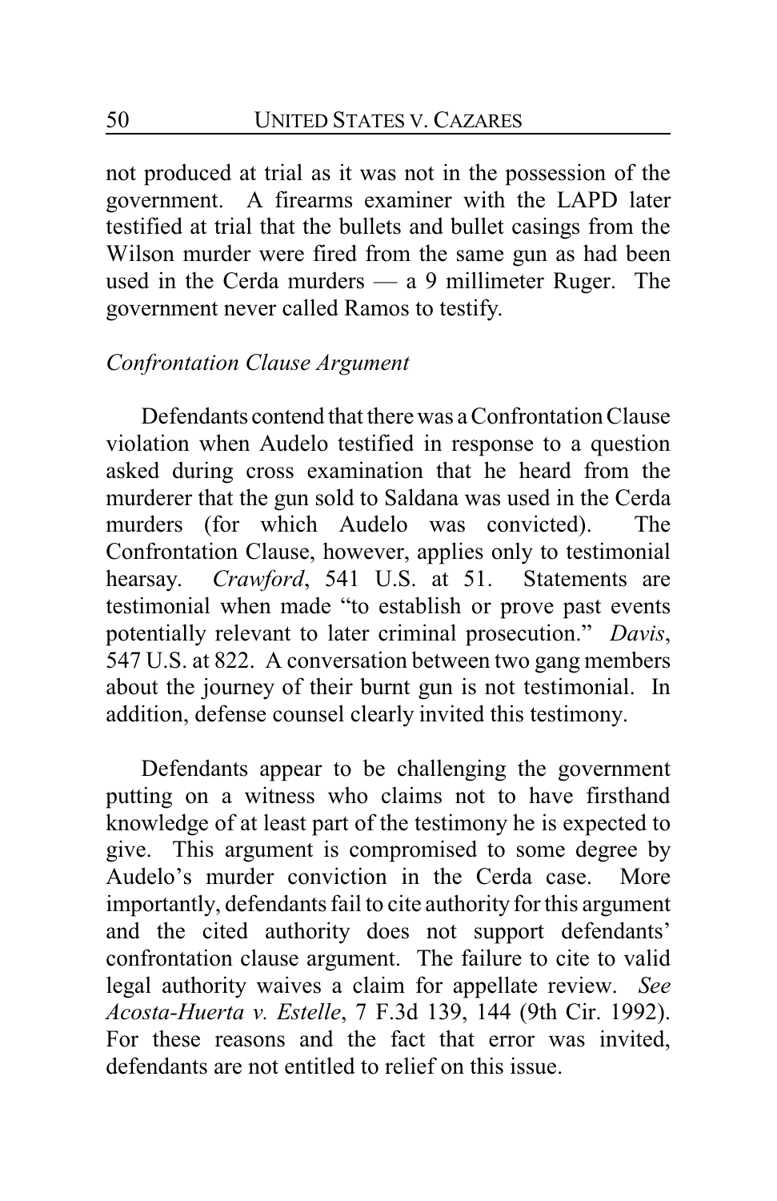not produced at trial as it was not in the possession of the government. A firearms examiner with the LAPD later testified at trial that the bullets and bullet casings from the Wilson murder were fired from the same gun as had been used in the Cerda murders — a 9 millimeter Ruger. The government never called Ramos to testify.

*Confrontation Clause Argument*

Defendants contend that there was a Confrontation Clause violation when Audelo testified in response to a question asked during cross examination that he heard from the murderer that the gun sold to Saldana was used in the Cerda murders (for which Audelo was convicted). The Confrontation Clause, however, applies only to testimonial hearsay. *Crawford*, 541 U.S. at 51. Statements are testimonial when made "to establish or prove past events potentially relevant to later criminal prosecution." *Davis*, 547 U.S. at 822. A conversation between two gang members about the journey of their burnt gun is not testimonial. In addition, defense counsel clearly invited this testimony.

Defendants appear to be challenging the government putting on a witness who claims not to have firsthand knowledge of at least part of the testimony he is expected to give. This argument is compromised to some degree by Audelo's murder conviction in the Cerda case. More importantly, defendants fail to cite authority for this argument and the cited authority does not support defendants' confrontation clause argument. The failure to cite to valid legal authority waives a claim for appellate review. *See Acosta-Huerta v. Estelle*, 7 F.3d 139, 144 (9th Cir. 1992). For these reasons and the fact that error was invited, defendants are not entitled to relief on this issue.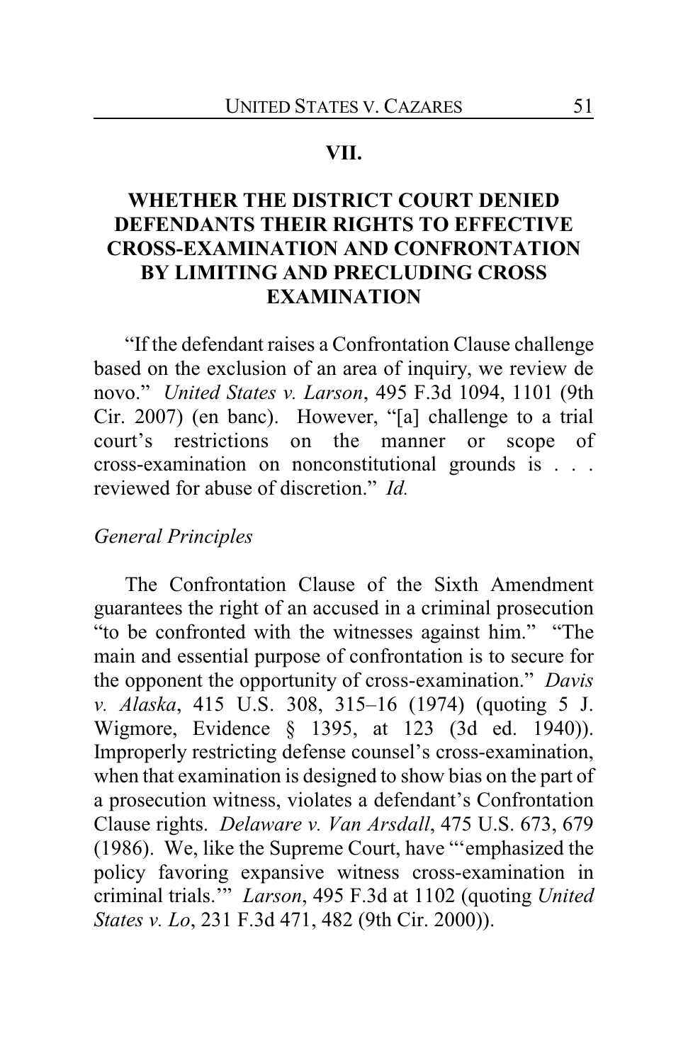## VII.

## WHETHER THE DISTRICT COURT DENIED DEFENDANTS THEIR RIGHTS TO EFFECTIVE CROSS-EXAMINATION AND CONFRONTATION BY LIMITING AND PRECLUDING CROSS EXAMINATION

"If the defendant raises a Confrontation Clause challenge based on the exclusion of an area of inquiry, we review de novo." *United States v. Larson*, 495 F.3d 1094, 1101 (9th Cir. 2007) (en banc). However, "[a] challenge to a trial court's restrictions on the manner or scope of cross-examination on nonconstitutional grounds is . . . reviewed for abuse of discretion." *Id.*

*General Principles*

The Confrontation Clause of the Sixth Amendment guarantees the right of an accused in a criminal prosecution "to be confronted with the witnesses against him." "The main and essential purpose of confrontation is to secure for the opponent the opportunity of cross-examination." *Davis v. Alaska*, 415 U.S. 308, 315–16 (1974) (quoting 5 J. Wigmore, Evidence § 1395, at 123 (3d ed. 1940)). Improperly restricting defense counsel's cross-examination, when that examination is designed to show bias on the part of a prosecution witness, violates a defendant's Confrontation Clause rights. *Delaware v. Van Arsdall*, 475 U.S. 673, 679 (1986). We, like the Supreme Court, have "'emphasized the policy favoring expansive witness cross-examination in criminal trials.'" *Larson*, 495 F.3d at 1102 (quoting *United States v. Lo*, 231 F.3d 471, 482 (9th Cir. 2000)).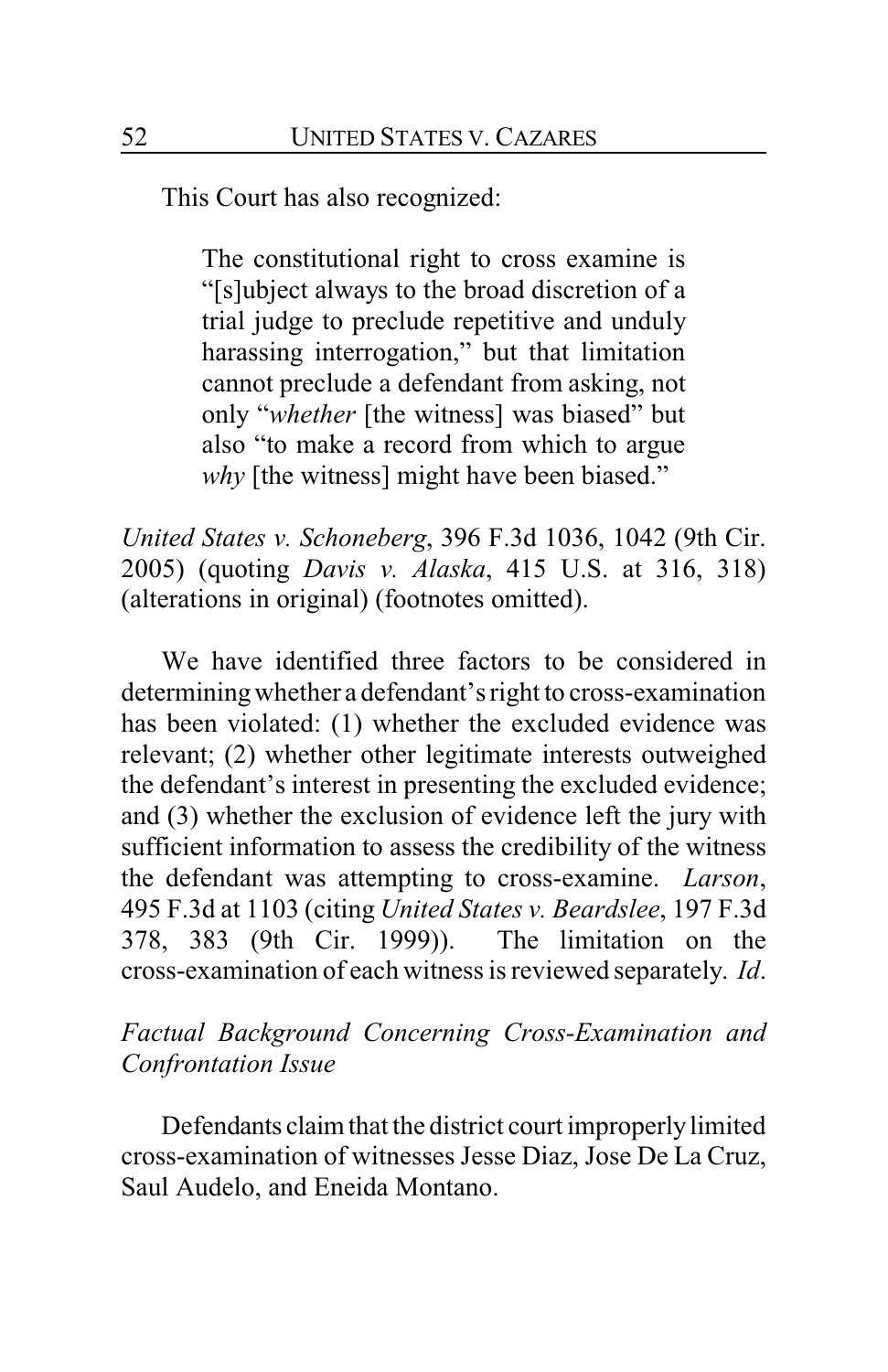This Court has also recognized:

> The constitutional right to cross examine is "[s]ubject always to the broad discretion of a trial judge to preclude repetitive and unduly harassing interrogation," but that limitation cannot preclude a defendant from asking, not only "*whether* [the witness] was biased" but also "to make a record from which to argue *why* [the witness] might have been biased."

*United States v. Schoneberg*, 396 F.3d 1036, 1042 (9th Cir. 2005) (quoting *Davis v. Alaska*, 415 U.S. at 316, 318) (alterations in original) (footnotes omitted).

We have identified three factors to be considered in determining whether a defendant's right to cross-examination has been violated: (1) whether the excluded evidence was relevant; (2) whether other legitimate interests outweighed the defendant's interest in presenting the excluded evidence; and (3) whether the exclusion of evidence left the jury with sufficient information to assess the credibility of the witness the defendant was attempting to cross-examine. *Larson*, 495 F.3d at 1103 (citing *United States v. Beardslee*, 197 F.3d 378, 383 (9th Cir. 1999)). The limitation on the cross-examination of each witness is reviewed separately. *Id*.

*Factual Background Concerning Cross-Examination and Confrontation Issue*

Defendants claim that the district court improperly limited cross-examination of witnesses Jesse Diaz, Jose De La Cruz, Saul Audelo, and Eneida Montano.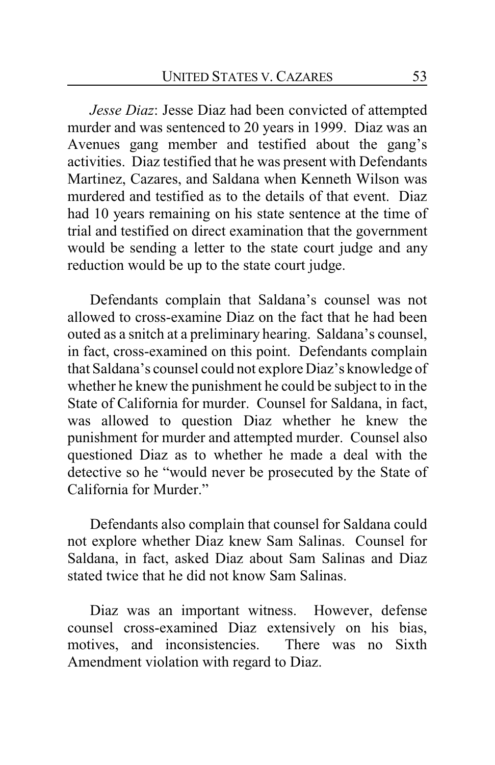*Jesse Diaz*: Jesse Diaz had been convicted of attempted murder and was sentenced to 20 years in 1999. Diaz was an Avenues gang member and testified about the gang's activities. Diaz testified that he was present with Defendants Martinez, Cazares, and Saldana when Kenneth Wilson was murdered and testified as to the details of that event. Diaz had 10 years remaining on his state sentence at the time of trial and testified on direct examination that the government would be sending a letter to the state court judge and any reduction would be up to the state court judge.

Defendants complain that Saldana's counsel was not allowed to cross-examine Diaz on the fact that he had been outed as a snitch at a preliminary hearing. Saldana's counsel, in fact, cross-examined on this point. Defendants complain that Saldana's counsel could not explore Diaz's knowledge of whether he knew the punishment he could be subject to in the State of California for murder. Counsel for Saldana, in fact, was allowed to question Diaz whether he knew the punishment for murder and attempted murder. Counsel also questioned Diaz as to whether he made a deal with the detective so he "would never be prosecuted by the State of California for Murder."

Defendants also complain that counsel for Saldana could not explore whether Diaz knew Sam Salinas. Counsel for Saldana, in fact, asked Diaz about Sam Salinas and Diaz stated twice that he did not know Sam Salinas.

Diaz was an important witness. However, defense counsel cross-examined Diaz extensively on his bias, motives, and inconsistencies. There was no Sixth Amendment violation with regard to Diaz.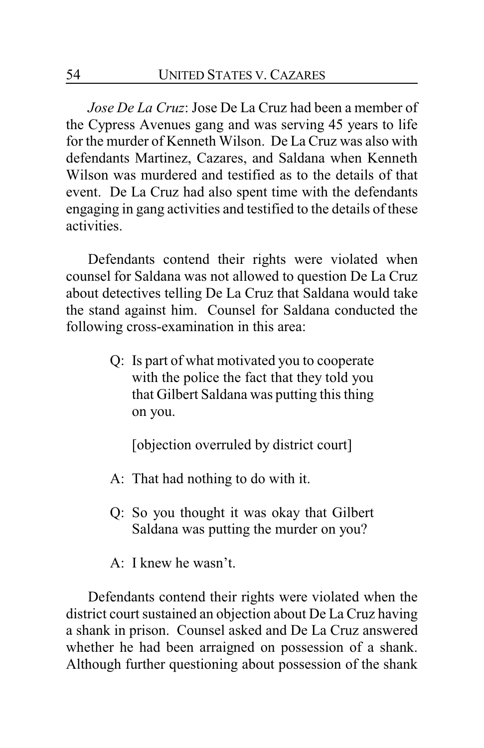*Jose De La Cruz*: Jose De La Cruz had been a member of the Cypress Avenues gang and was serving 45 years to life for the murder of Kenneth Wilson. De La Cruz was also with defendants Martinez, Cazares, and Saldana when Kenneth Wilson was murdered and testified as to the details of that event. De La Cruz had also spent time with the defendants engaging in gang activities and testified to the details of these activities.

Defendants contend their rights were violated when counsel for Saldana was not allowed to question De La Cruz about detectives telling De La Cruz that Saldana would take the stand against him. Counsel for Saldana conducted the following cross-examination in this area:

> Q: Is part of what motivated you to cooperate with the police the fact that they told you that Gilbert Saldana was putting this thing on you.
>
> [objection overruled by district court]
>
> A: That had nothing to do with it.
>
> Q: So you thought it was okay that Gilbert Saldana was putting the murder on you?
>
> A: I knew he wasn't.

Defendants contend their rights were violated when the district court sustained an objection about De La Cruz having a shank in prison. Counsel asked and De La Cruz answered whether he had been arraigned on possession of a shank. Although further questioning about possession of the shank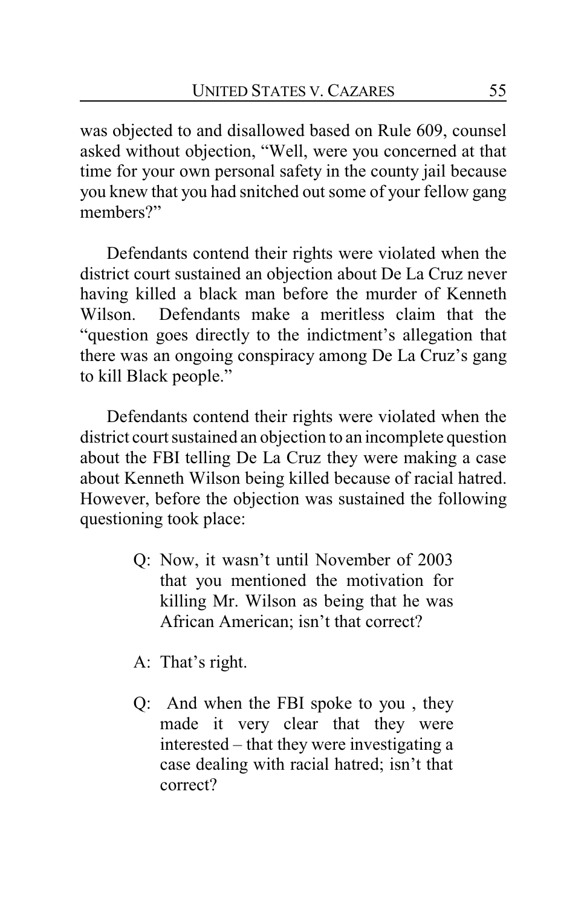was objected to and disallowed based on Rule 609, counsel asked without objection, "Well, were you concerned at that time for your own personal safety in the county jail because you knew that you had snitched out some of your fellow gang members?"

Defendants contend their rights were violated when the district court sustained an objection about De La Cruz never having killed a black man before the murder of Kenneth Wilson. Defendants make a meritless claim that the "question goes directly to the indictment's allegation that there was an ongoing conspiracy among De La Cruz's gang to kill Black people."

Defendants contend their rights were violated when the district court sustained an objection to an incomplete question about the FBI telling De La Cruz they were making a case about Kenneth Wilson being killed because of racial hatred. However, before the objection was sustained the following questioning took place:

> Q: Now, it wasn't until November of 2003 that you mentioned the motivation for killing Mr. Wilson as being that he was African American; isn't that correct?
>
> A: That's right.
>
> Q: And when the FBI spoke to you , they made it very clear that they were interested – that they were investigating a case dealing with racial hatred; isn't that correct?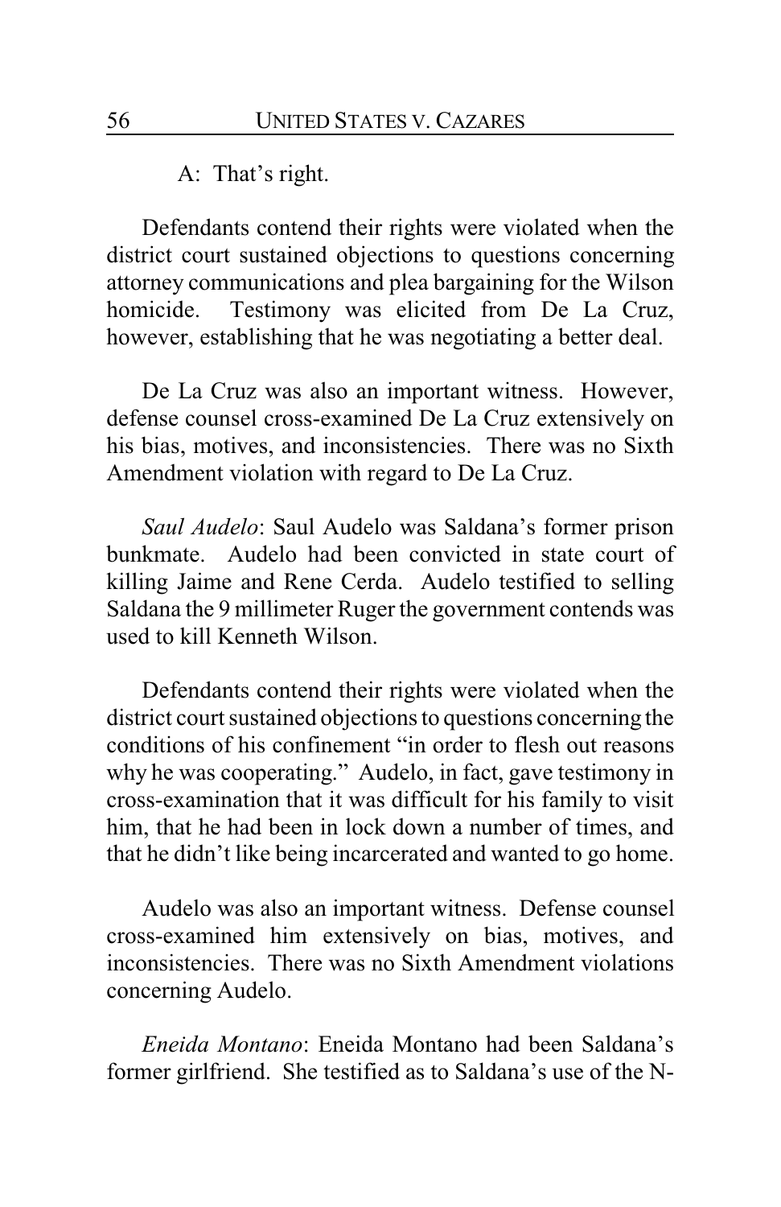A: That's right.

Defendants contend their rights were violated when the district court sustained objections to questions concerning attorney communications and plea bargaining for the Wilson homicide. Testimony was elicited from De La Cruz, however, establishing that he was negotiating a better deal.

De La Cruz was also an important witness. However, defense counsel cross-examined De La Cruz extensively on his bias, motives, and inconsistencies. There was no Sixth Amendment violation with regard to De La Cruz.

*Saul Audelo*: Saul Audelo was Saldana's former prison bunkmate. Audelo had been convicted in state court of killing Jaime and Rene Cerda. Audelo testified to selling Saldana the 9 millimeter Ruger the government contends was used to kill Kenneth Wilson.

Defendants contend their rights were violated when the district court sustained objections to questions concerning the conditions of his confinement "in order to flesh out reasons why he was cooperating." Audelo, in fact, gave testimony in cross-examination that it was difficult for his family to visit him, that he had been in lock down a number of times, and that he didn't like being incarcerated and wanted to go home.

Audelo was also an important witness. Defense counsel cross-examined him extensively on bias, motives, and inconsistencies. There was no Sixth Amendment violations concerning Audelo.

*Eneida Montano*: Eneida Montano had been Saldana's former girlfriend. She testified as to Saldana's use of the N-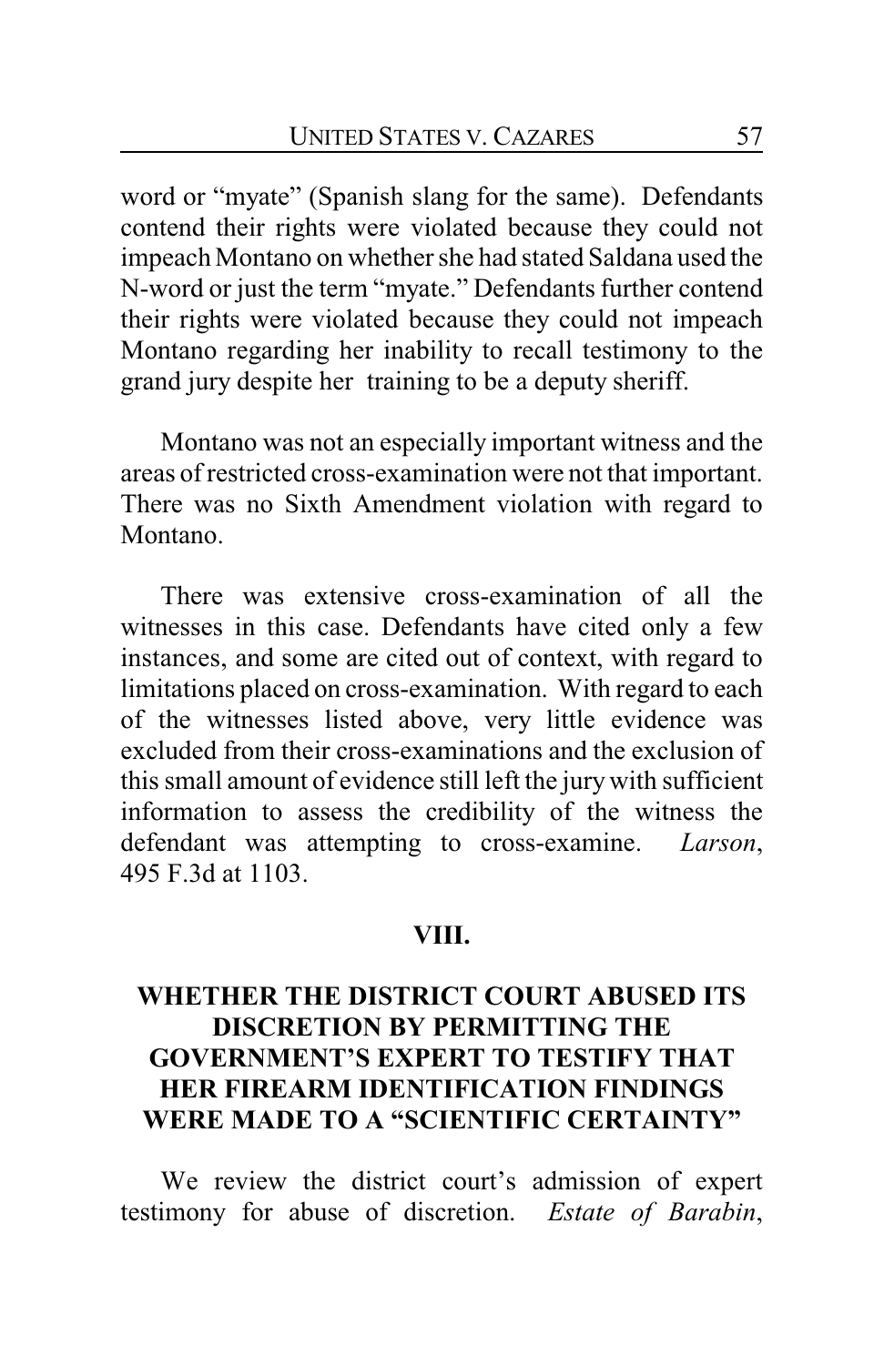word or "myate" (Spanish slang for the same). Defendants contend their rights were violated because they could not impeach Montano on whether she had stated Saldana used the N-word or just the term "myate." Defendants further contend their rights were violated because they could not impeach Montano regarding her inability to recall testimony to the grand jury despite her training to be a deputy sheriff.

Montano was not an especially important witness and the areas of restricted cross-examination were not that important. There was no Sixth Amendment violation with regard to Montano.

There was extensive cross-examination of all the witnesses in this case. Defendants have cited only a few instances, and some are cited out of context, with regard to limitations placed on cross-examination. With regard to each of the witnesses listed above, very little evidence was excluded from their cross-examinations and the exclusion of this small amount of evidence still left the jury with sufficient information to assess the credibility of the witness the defendant was attempting to cross-examine. *Larson*, 495 F.3d at 1103.

## VIII.

## WHETHER THE DISTRICT COURT ABUSED ITS DISCRETION BY PERMITTING THE GOVERNMENT'S EXPERT TO TESTIFY THAT HER FIREARM IDENTIFICATION FINDINGS WERE MADE TO A "SCIENTIFIC CERTAINTY"

We review the district court's admission of expert testimony for abuse of discretion. *Estate of Barabin*,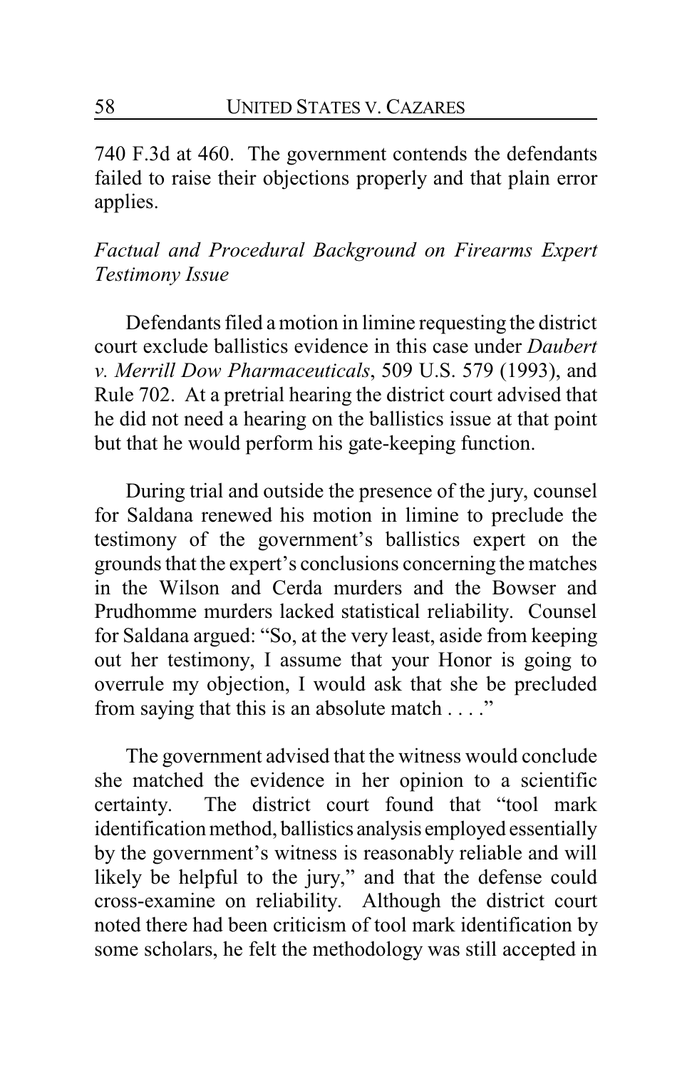740 F.3d at 460. The government contends the defendants failed to raise their objections properly and that plain error applies.

*Factual and Procedural Background on Firearms Expert Testimony Issue*

Defendants filed a motion in limine requesting the district court exclude ballistics evidence in this case under *Daubert v. Merrill Dow Pharmaceuticals*, 509 U.S. 579 (1993), and Rule 702. At a pretrial hearing the district court advised that he did not need a hearing on the ballistics issue at that point but that he would perform his gate-keeping function.

During trial and outside the presence of the jury, counsel for Saldana renewed his motion in limine to preclude the testimony of the government's ballistics expert on the grounds that the expert's conclusions concerning the matches in the Wilson and Cerda murders and the Bowser and Prudhomme murders lacked statistical reliability. Counsel for Saldana argued: "So, at the very least, aside from keeping out her testimony, I assume that your Honor is going to overrule my objection, I would ask that she be precluded from saying that this is an absolute match . . . ."

The government advised that the witness would conclude she matched the evidence in her opinion to a scientific certainty. The district court found that "tool mark identification method, ballistics analysis employed essentially by the government's witness is reasonably reliable and will likely be helpful to the jury," and that the defense could cross-examine on reliability. Although the district court noted there had been criticism of tool mark identification by some scholars, he felt the methodology was still accepted in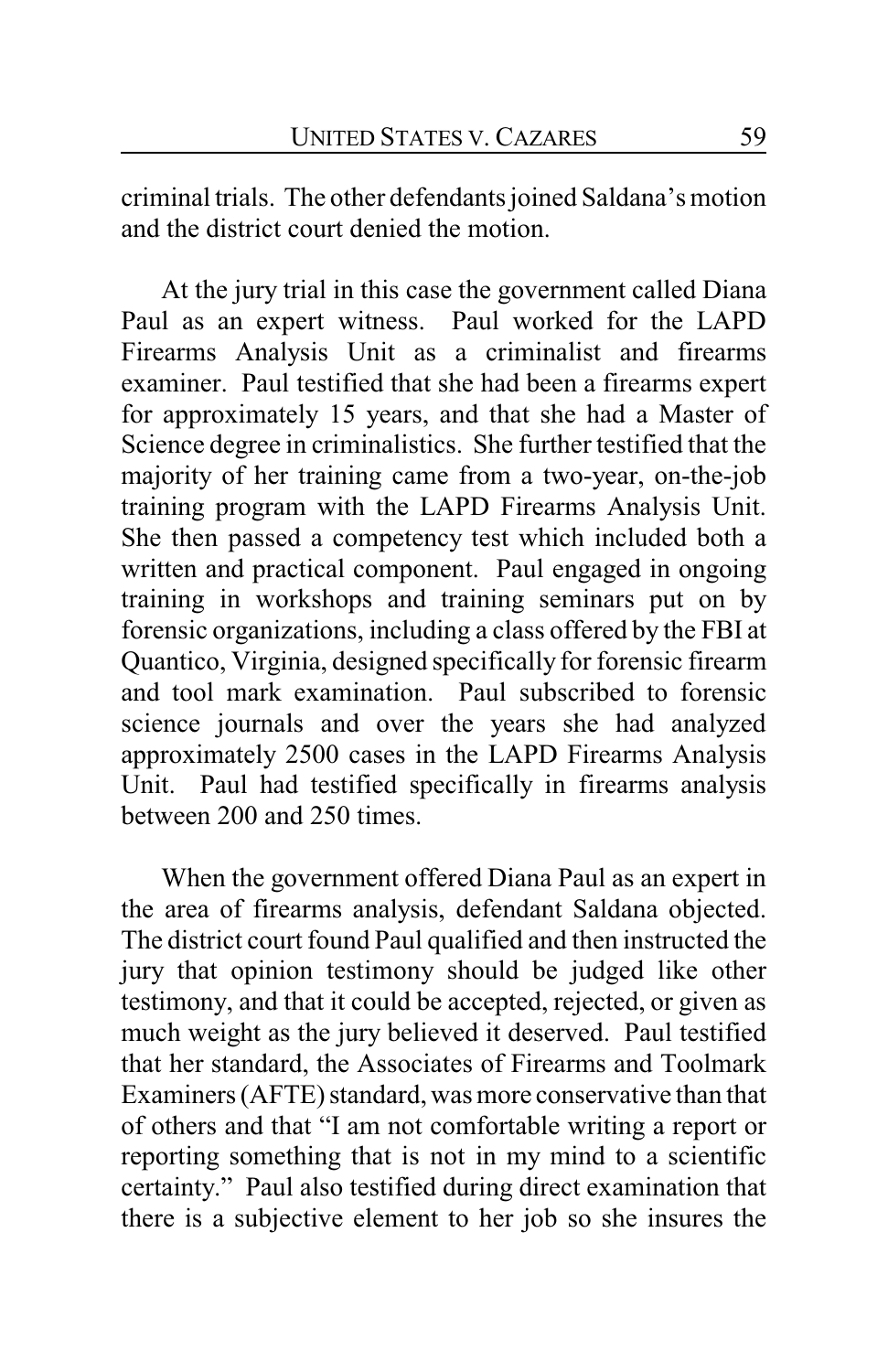criminal trials. The other defendants joined Saldana's motion and the district court denied the motion.

At the jury trial in this case the government called Diana Paul as an expert witness. Paul worked for the LAPD Firearms Analysis Unit as a criminalist and firearms examiner. Paul testified that she had been a firearms expert for approximately 15 years, and that she had a Master of Science degree in criminalistics. She further testified that the majority of her training came from a two-year, on-the-job training program with the LAPD Firearms Analysis Unit. She then passed a competency test which included both a written and practical component. Paul engaged in ongoing training in workshops and training seminars put on by forensic organizations, including a class offered by the FBI at Quantico, Virginia, designed specifically for forensic firearm and tool mark examination. Paul subscribed to forensic science journals and over the years she had analyzed approximately 2500 cases in the LAPD Firearms Analysis Unit. Paul had testified specifically in firearms analysis between 200 and 250 times.

When the government offered Diana Paul as an expert in the area of firearms analysis, defendant Saldana objected. The district court found Paul qualified and then instructed the jury that opinion testimony should be judged like other testimony, and that it could be accepted, rejected, or given as much weight as the jury believed it deserved. Paul testified that her standard, the Associates of Firearms and Toolmark Examiners (AFTE) standard, was more conservative than that of others and that "I am not comfortable writing a report or reporting something that is not in my mind to a scientific certainty." Paul also testified during direct examination that there is a subjective element to her job so she insures the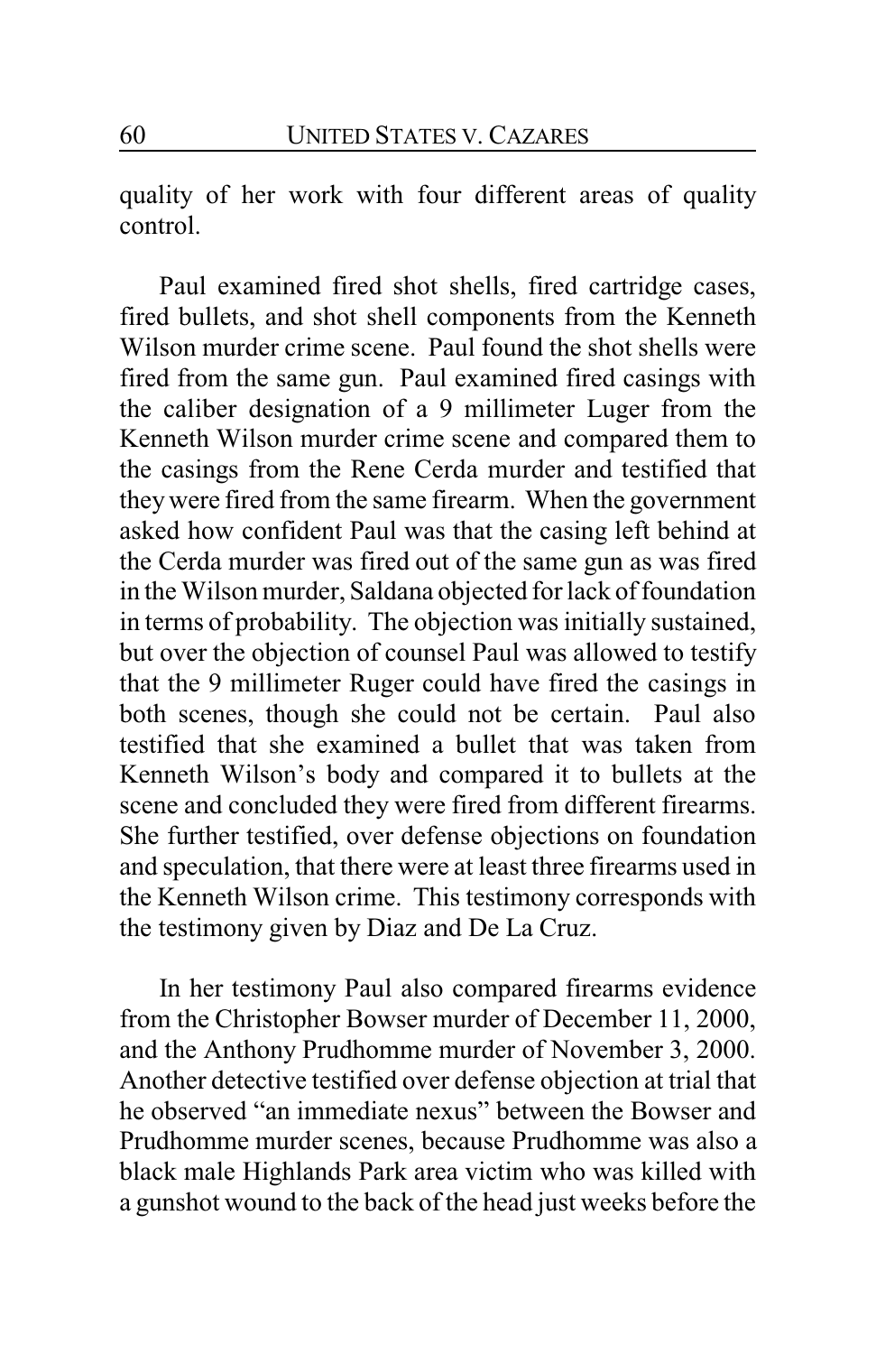quality of her work with four different areas of quality control.

Paul examined fired shot shells, fired cartridge cases, fired bullets, and shot shell components from the Kenneth Wilson murder crime scene. Paul found the shot shells were fired from the same gun. Paul examined fired casings with the caliber designation of a 9 millimeter Luger from the Kenneth Wilson murder crime scene and compared them to the casings from the Rene Cerda murder and testified that they were fired from the same firearm. When the government asked how confident Paul was that the casing left behind at the Cerda murder was fired out of the same gun as was fired in the Wilson murder, Saldana objected for lack of foundation in terms of probability. The objection was initially sustained, but over the objection of counsel Paul was allowed to testify that the 9 millimeter Ruger could have fired the casings in both scenes, though she could not be certain. Paul also testified that she examined a bullet that was taken from Kenneth Wilson's body and compared it to bullets at the scene and concluded they were fired from different firearms. She further testified, over defense objections on foundation and speculation, that there were at least three firearms used in the Kenneth Wilson crime. This testimony corresponds with the testimony given by Diaz and De La Cruz.

In her testimony Paul also compared firearms evidence from the Christopher Bowser murder of December 11, 2000, and the Anthony Prudhomme murder of November 3, 2000. Another detective testified over defense objection at trial that he observed "an immediate nexus" between the Bowser and Prudhomme murder scenes, because Prudhomme was also a black male Highlands Park area victim who was killed with a gunshot wound to the back of the head just weeks before the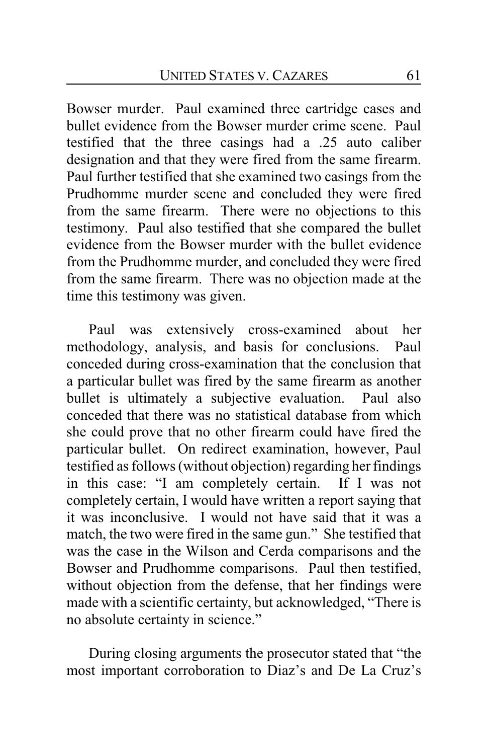Bowser murder. Paul examined three cartridge cases and bullet evidence from the Bowser murder crime scene. Paul testified that the three casings had a .25 auto caliber designation and that they were fired from the same firearm. Paul further testified that she examined two casings from the Prudhomme murder scene and concluded they were fired from the same firearm. There were no objections to this testimony. Paul also testified that she compared the bullet evidence from the Bowser murder with the bullet evidence from the Prudhomme murder, and concluded they were fired from the same firearm. There was no objection made at the time this testimony was given.

Paul was extensively cross-examined about her methodology, analysis, and basis for conclusions. Paul conceded during cross-examination that the conclusion that a particular bullet was fired by the same firearm as another bullet is ultimately a subjective evaluation. Paul also conceded that there was no statistical database from which she could prove that no other firearm could have fired the particular bullet. On redirect examination, however, Paul testified as follows (without objection) regarding her findings in this case: "I am completely certain. If I was not completely certain, I would have written a report saying that it was inconclusive. I would not have said that it was a match, the two were fired in the same gun." She testified that was the case in the Wilson and Cerda comparisons and the Bowser and Prudhomme comparisons. Paul then testified, without objection from the defense, that her findings were made with a scientific certainty, but acknowledged, "There is no absolute certainty in science."

During closing arguments the prosecutor stated that "the most important corroboration to Diaz's and De La Cruz's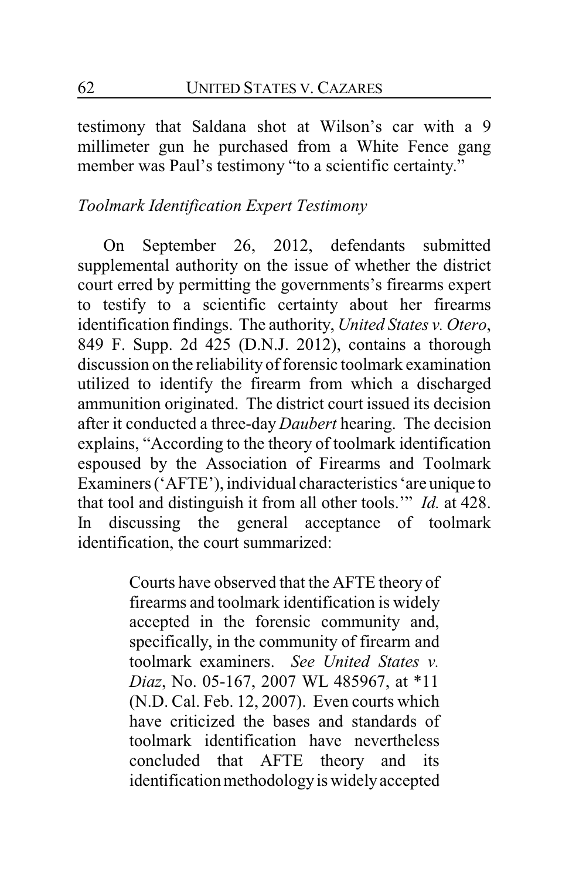testimony that Saldana shot at Wilson's car with a 9 millimeter gun he purchased from a White Fence gang member was Paul's testimony "to a scientific certainty."

*Toolmark Identification Expert Testimony*

On September 26, 2012, defendants submitted supplemental authority on the issue of whether the district court erred by permitting the governments's firearms expert to testify to a scientific certainty about her firearms identification findings. The authority, *United States v. Otero*, 849 F. Supp. 2d 425 (D.N.J. 2012), contains a thorough discussion on the reliability of forensic toolmark examination utilized to identify the firearm from which a discharged ammunition originated. The district court issued its decision after it conducted a three-day *Daubert* hearing. The decision explains, "According to the theory of toolmark identification espoused by the Association of Firearms and Toolmark Examiners ('AFTE'), individual characteristics 'are unique to that tool and distinguish it from all other tools.'" *Id.* at 428. In discussing the general acceptance of toolmark identification, the court summarized:

> Courts have observed that the AFTE theory of firearms and toolmark identification is widely accepted in the forensic community and, specifically, in the community of firearm and toolmark examiners. *See United States v. Diaz*, No. 05-167, 2007 WL 485967, at *11 (N.D. Cal. Feb. 12, 2007). Even courts which have criticized the bases and standards of toolmark identification have nevertheless concluded that AFTE theory and its identification methodology is widely accepted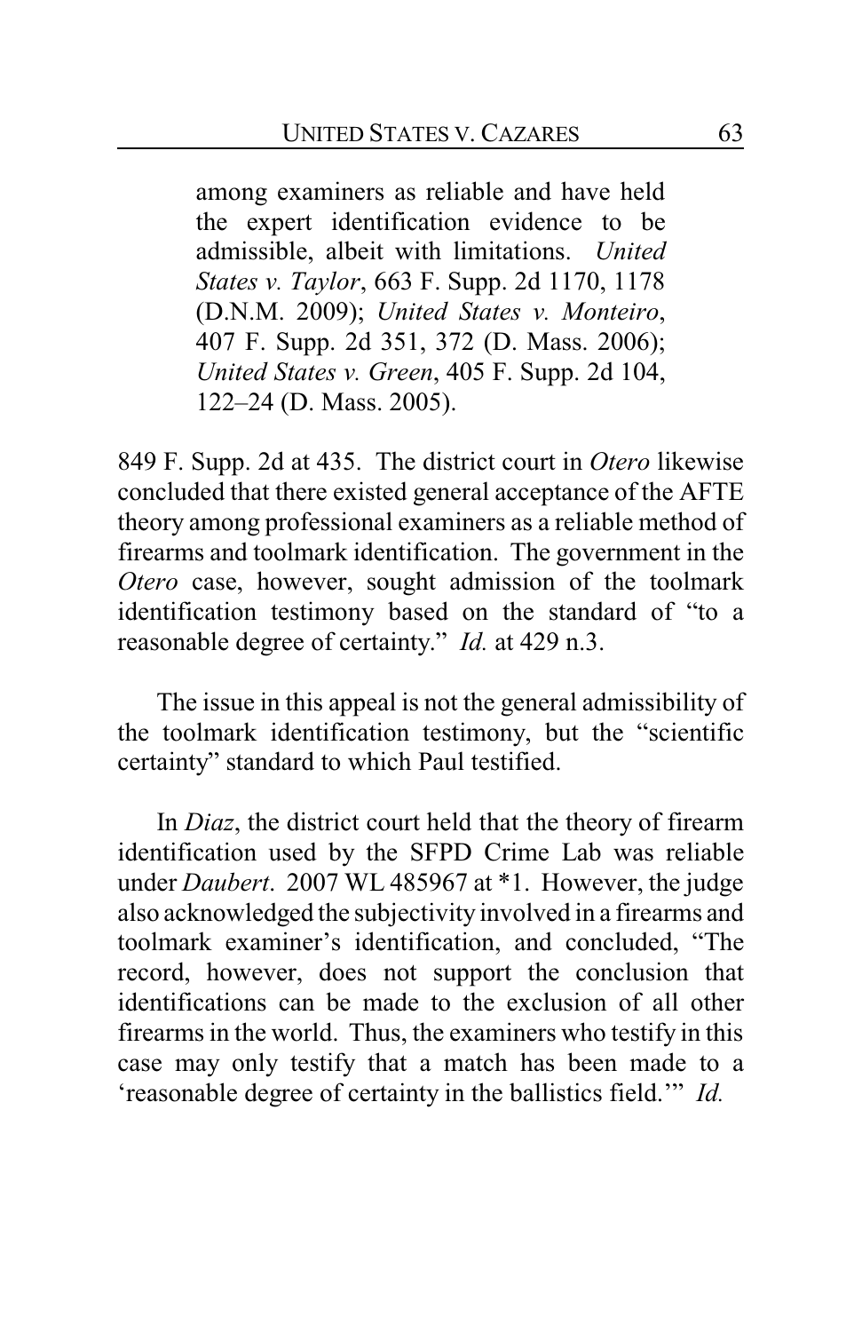> among examiners as reliable and have held the expert identification evidence to be admissible, albeit with limitations. *United States v. Taylor*, 663 F. Supp. 2d 1170, 1178 (D.N.M. 2009); *United States v. Monteiro*, 407 F. Supp. 2d 351, 372 (D. Mass. 2006); *United States v. Green*, 405 F. Supp. 2d 104, 122–24 (D. Mass. 2005).

849 F. Supp. 2d at 435. The district court in *Otero* likewise concluded that there existed general acceptance of the AFTE theory among professional examiners as a reliable method of firearms and toolmark identification. The government in the *Otero* case, however, sought admission of the toolmark identification testimony based on the standard of "to a reasonable degree of certainty." *Id.* at 429 n.3.

The issue in this appeal is not the general admissibility of the toolmark identification testimony, but the "scientific certainty" standard to which Paul testified.

In *Diaz*, the district court held that the theory of firearm identification used by the SFPD Crime Lab was reliable under *Daubert*. 2007 WL 485967 at *1. However, the judge also acknowledged the subjectivity involved in a firearms and toolmark examiner's identification, and concluded, "The record, however, does not support the conclusion that identifications can be made to the exclusion of all other firearms in the world. Thus, the examiners who testify in this case may only testify that a match has been made to a 'reasonable degree of certainty in the ballistics field.'" *Id.*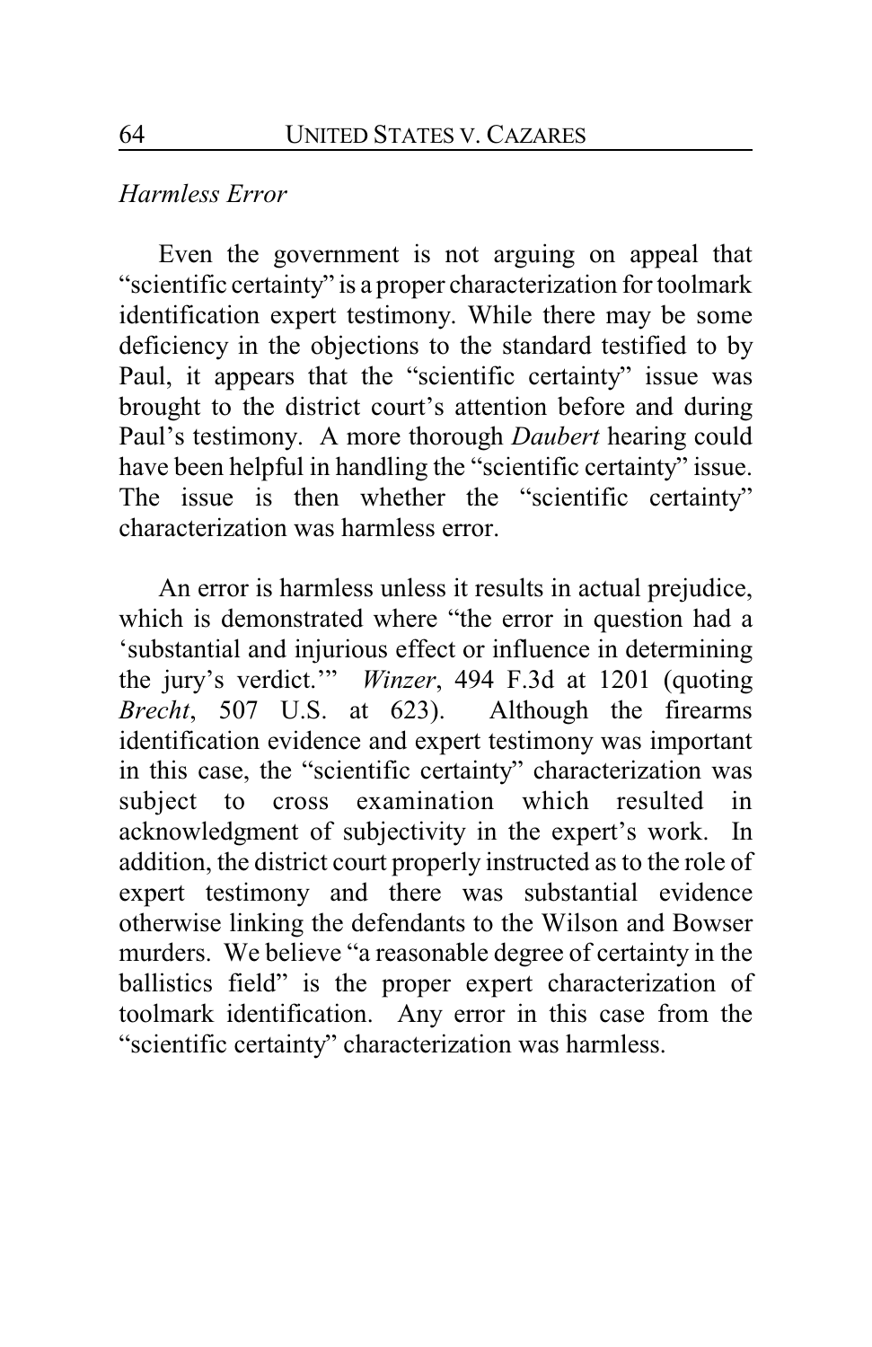*Harmless Error*

Even the government is not arguing on appeal that "scientific certainty" is a proper characterization for toolmark identification expert testimony. While there may be some deficiency in the objections to the standard testified to by Paul, it appears that the "scientific certainty" issue was brought to the district court's attention before and during Paul's testimony. A more thorough *Daubert* hearing could have been helpful in handling the "scientific certainty" issue. The issue is then whether the "scientific certainty" characterization was harmless error.

An error is harmless unless it results in actual prejudice, which is demonstrated where "the error in question had a 'substantial and injurious effect or influence in determining the jury's verdict.'" *Winzer*, 494 F.3d at 1201 (quoting *Brecht*, 507 U.S. at 623). Although the firearms identification evidence and expert testimony was important in this case, the "scientific certainty" characterization was subject to cross examination which resulted in acknowledgment of subjectivity in the expert's work. In addition, the district court properly instructed as to the role of expert testimony and there was substantial evidence otherwise linking the defendants to the Wilson and Bowser murders. We believe "a reasonable degree of certainty in the ballistics field" is the proper expert characterization of toolmark identification. Any error in this case from the "scientific certainty" characterization was harmless.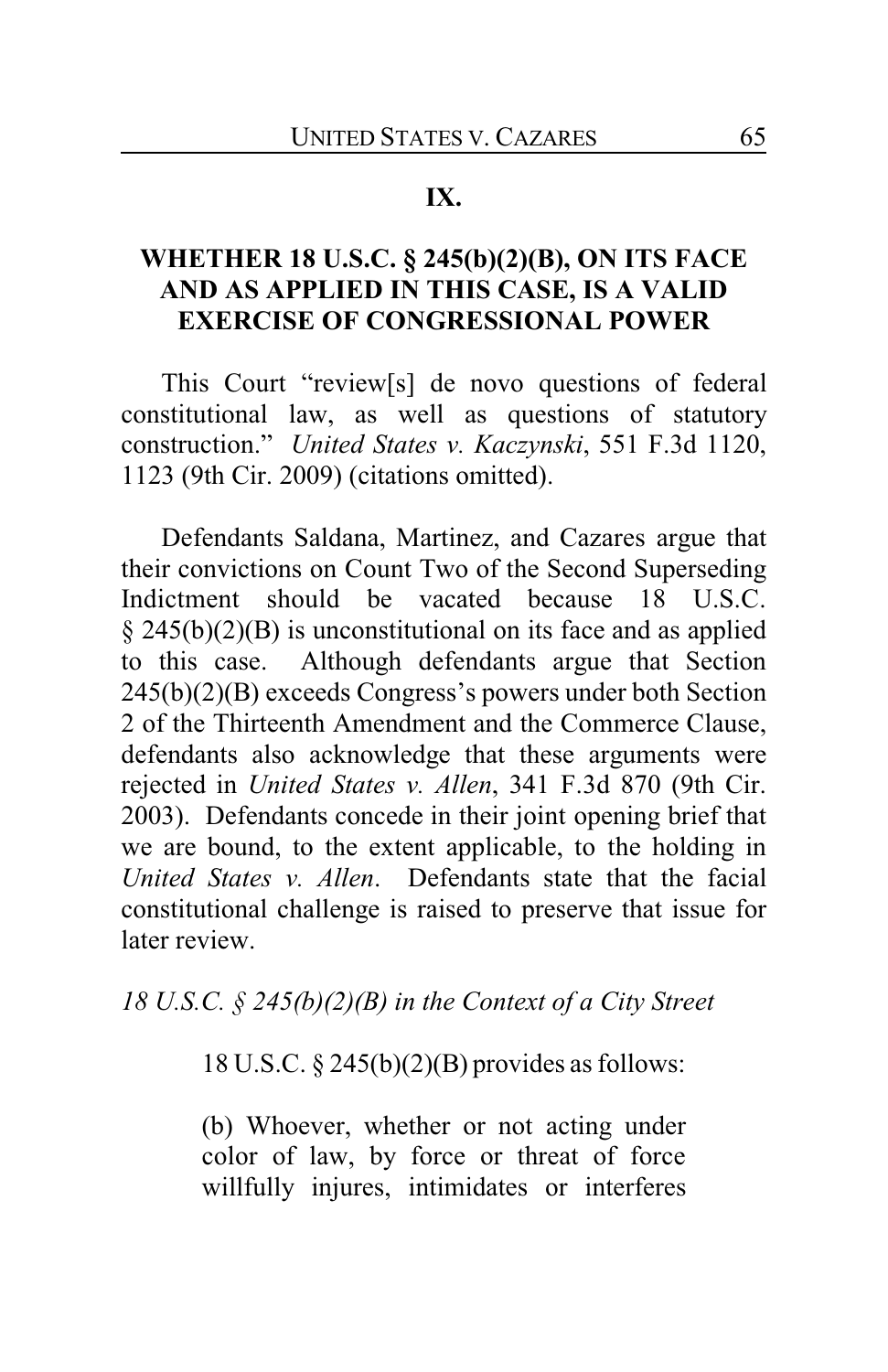## IX.

## WHETHER 18 U.S.C. § 245(b)(2)(B), ON ITS FACE AND AS APPLIED IN THIS CASE, IS A VALID EXERCISE OF CONGRESSIONAL POWER

This Court "review[s] de novo questions of federal constitutional law, as well as questions of statutory construction." *United States v. Kaczynski*, 551 F.3d 1120, 1123 (9th Cir. 2009) (citations omitted).

Defendants Saldana, Martinez, and Cazares argue that their convictions on Count Two of the Second Superseding Indictment should be vacated because 18 U.S.C. § 245(b)(2)(B) is unconstitutional on its face and as applied to this case. Although defendants argue that Section 245(b)(2)(B) exceeds Congress's powers under both Section 2 of the Thirteenth Amendment and the Commerce Clause, defendants also acknowledge that these arguments were rejected in *United States v. Allen*, 341 F.3d 870 (9th Cir. 2003). Defendants concede in their joint opening brief that we are bound, to the extent applicable, to the holding in *United States v. Allen*. Defendants state that the facial constitutional challenge is raised to preserve that issue for later review.

*18 U.S.C. § 245(b)(2)(B) in the Context of a City Street*

> 18 U.S.C. § 245(b)(2)(B) provides as follows:
>
> (b) Whoever, whether or not acting under color of law, by force or threat of force willfully injures, intimidates or interferes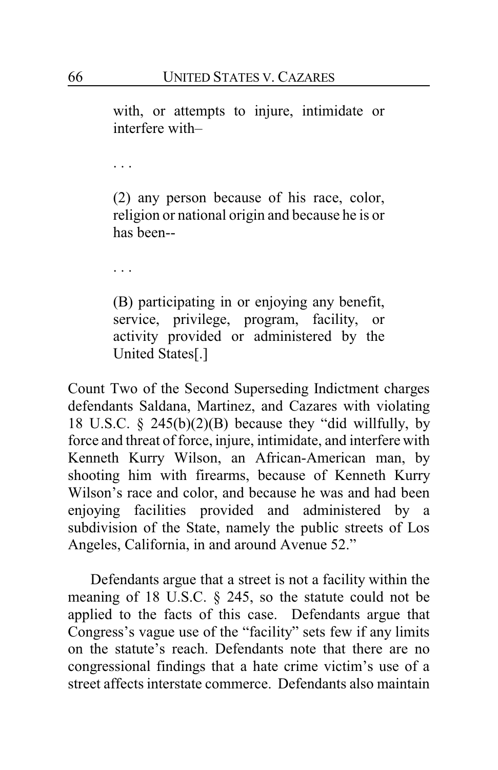> with, or attempts to injure, intimidate or interfere with–
>
> . . .
>
> (2) any person because of his race, color, religion or national origin and because he is or has been--
>
> . . .
>
> (B) participating in or enjoying any benefit, service, privilege, program, facility, or activity provided or administered by the United States[.]

Count Two of the Second Superseding Indictment charges defendants Saldana, Martinez, and Cazares with violating 18 U.S.C. § 245(b)(2)(B) because they "did willfully, by force and threat of force, injure, intimidate, and interfere with Kenneth Kurry Wilson, an African-American man, by shooting him with firearms, because of Kenneth Kurry Wilson's race and color, and because he was and had been enjoying facilities provided and administered by a subdivision of the State, namely the public streets of Los Angeles, California, in and around Avenue 52."

Defendants argue that a street is not a facility within the meaning of 18 U.S.C. § 245, so the statute could not be applied to the facts of this case. Defendants argue that Congress's vague use of the "facility" sets few if any limits on the statute's reach. Defendants note that there are no congressional findings that a hate crime victim's use of a street affects interstate commerce. Defendants also maintain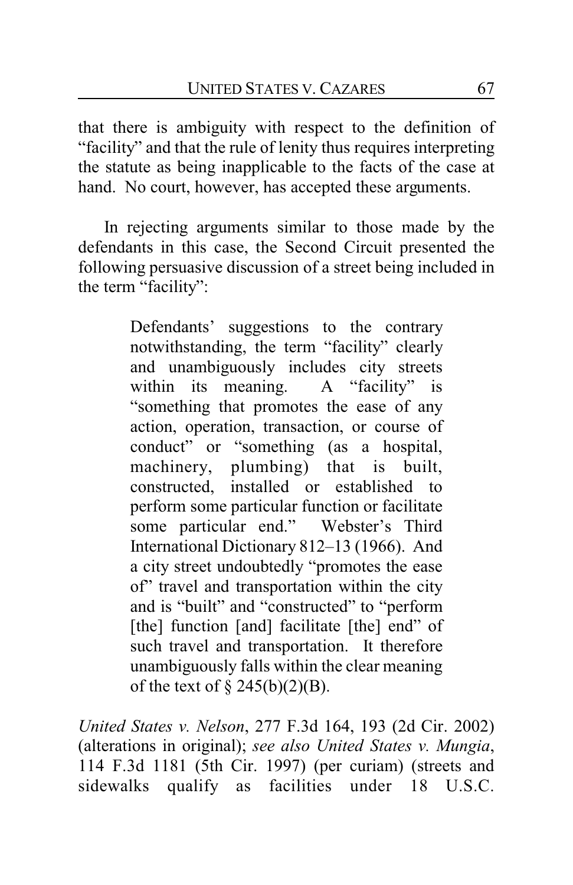that there is ambiguity with respect to the definition of "facility" and that the rule of lenity thus requires interpreting the statute as being inapplicable to the facts of the case at hand. No court, however, has accepted these arguments.

In rejecting arguments similar to those made by the defendants in this case, the Second Circuit presented the following persuasive discussion of a street being included in the term "facility":

> Defendants' suggestions to the contrary notwithstanding, the term "facility" clearly and unambiguously includes city streets within its meaning. A "facility" is "something that promotes the ease of any action, operation, transaction, or course of conduct" or "something (as a hospital, machinery, plumbing) that is built, constructed, installed or established to perform some particular function or facilitate some particular end." Webster's Third International Dictionary 812–13 (1966). And a city street undoubtedly "promotes the ease of" travel and transportation within the city and is "built" and "constructed" to "perform [the] function [and] facilitate [the] end" of such travel and transportation. It therefore unambiguously falls within the clear meaning of the text of § 245(b)(2)(B).

*United States v. Nelson*, 277 F.3d 164, 193 (2d Cir. 2002) (alterations in original); *see also United States v. Mungia*, 114 F.3d 1181 (5th Cir. 1997) (per curiam) (streets and sidewalks qualify as facilities under 18 U.S.C.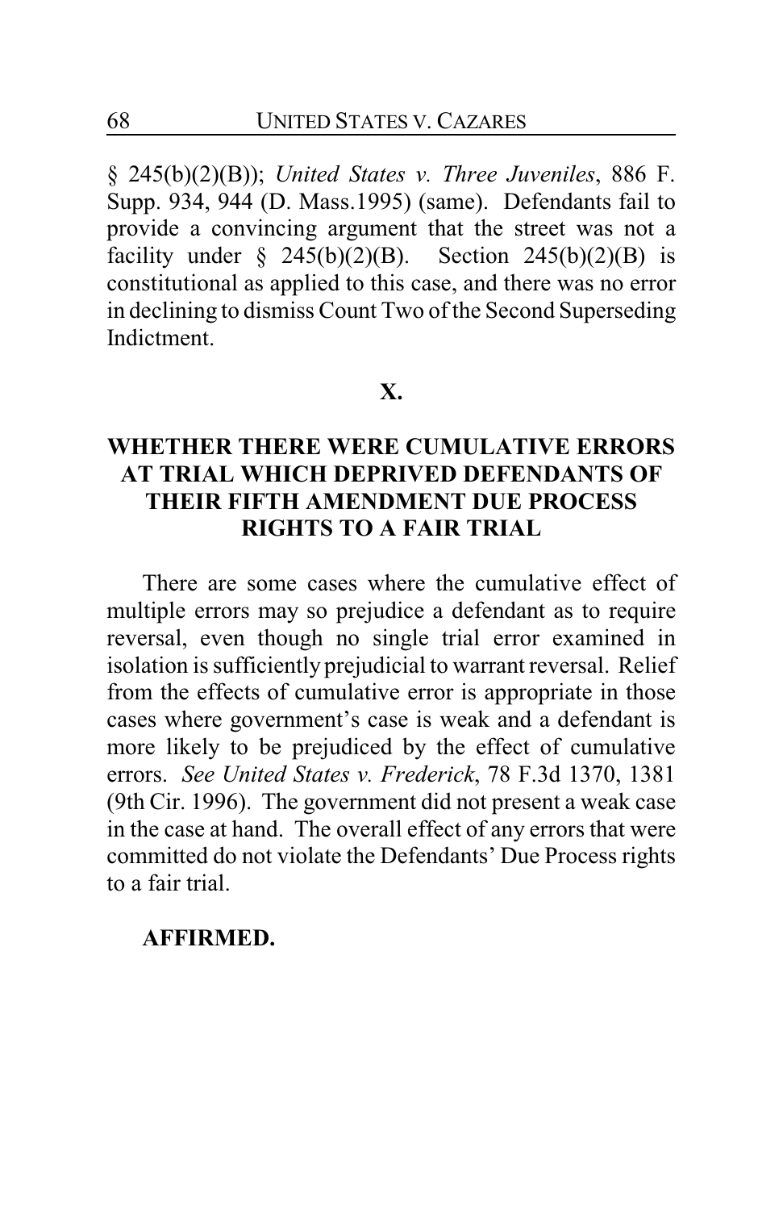§ 245(b)(2)(B)); *United States v. Three Juveniles*, 886 F. Supp. 934, 944 (D. Mass.1995) (same). Defendants fail to provide a convincing argument that the street was not a facility under § 245(b)(2)(B). Section 245(b)(2)(B) is constitutional as applied to this case, and there was no error in declining to dismiss Count Two of the Second Superseding Indictment.

## X.

## WHETHER THERE WERE CUMULATIVE ERRORS AT TRIAL WHICH DEPRIVED DEFENDANTS OF THEIR FIFTH AMENDMENT DUE PROCESS RIGHTS TO A FAIR TRIAL

There are some cases where the cumulative effect of multiple errors may so prejudice a defendant as to require reversal, even though no single trial error examined in isolation is sufficiently prejudicial to warrant reversal. Relief from the effects of cumulative error is appropriate in those cases where government's case is weak and a defendant is more likely to be prejudiced by the effect of cumulative errors. *See United States v. Frederick*, 78 F.3d 1370, 1381 (9th Cir. 1996). The government did not present a weak case in the case at hand. The overall effect of any errors that were committed do not violate the Defendants' Due Process rights to a fair trial.

**AFFIRMED.**